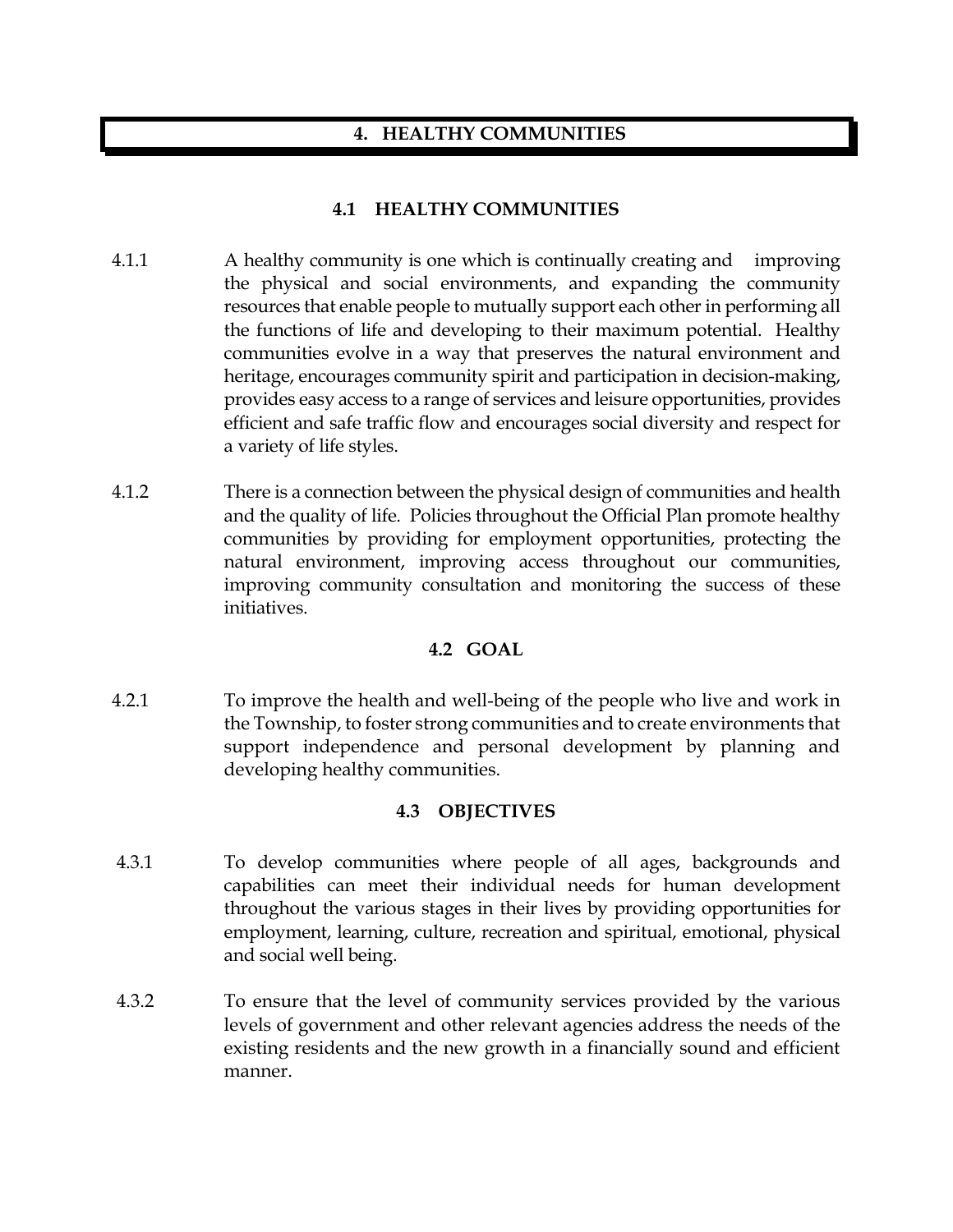# 4. HEALTHY COMMUNITIES

## 4.1 HEALTHY COMMUNITIES

4.1.1 A healthy community is one which is continually creating and improving the physical and social environments, and expanding the community resources that enable people to mutually support each other in performing all the functions of life and developing to their maximum potential. Healthy communities evolve in a way that preserves the natural environment and heritage, encourages community spirit and participation in decision-making, provides easy access to a range of services and leisure opportunities, provides efficient and safe traffic flow and encourages social diversity and respect for a variety of life styles.

4.1.2 There is a connection between the physical design of communities and health and the quality of life. Policies throughout the Official Plan promote healthy communities by providing for employment opportunities, protecting the natural environment, improving access throughout our communities, improving community consultation and monitoring the success of these initiatives.

## 4.2 GOAL

4.2.1 To improve the health and well-being of the people who live and work in the Township, to foster strong communities and to create environments that support independence and personal development by planning and developing healthy communities.

## 4.3 OBJECTIVES

4.3.1 To develop communities where people of all ages, backgrounds and capabilities can meet their individual needs for human development throughout the various stages in their lives by providing opportunities for employment, learning, culture, recreation and spiritual, emotional, physical and social well being.

4.3.2 To ensure that the level of community services provided by the various levels of government and other relevant agencies address the needs of the existing residents and the new growth in a financially sound and efficient manner.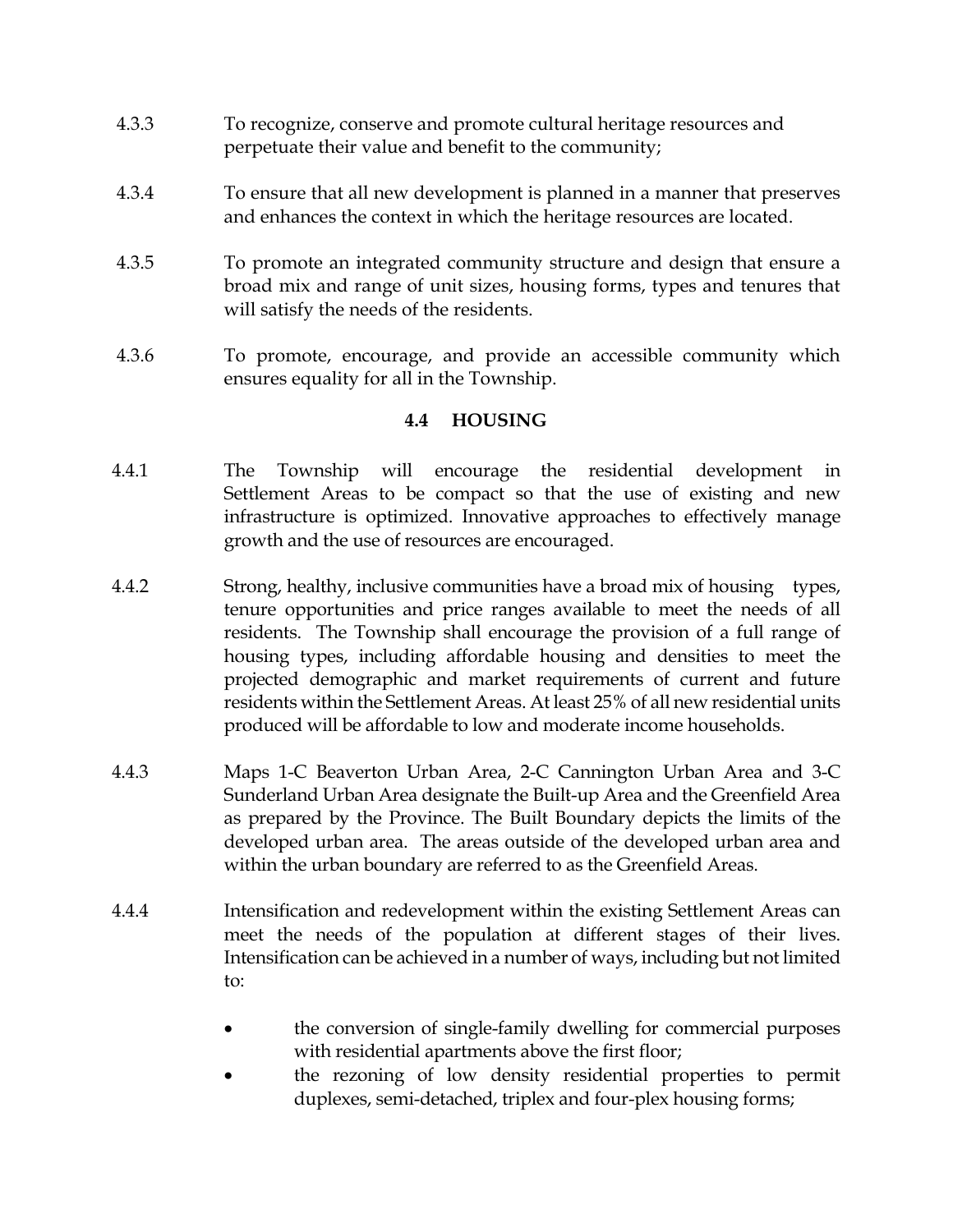4.3.3 To recognize, conserve and promote cultural heritage resources and perpetuate their value and benefit to the community;

4.3.4 To ensure that all new development is planned in a manner that preserves and enhances the context in which the heritage resources are located.

4.3.5 To promote an integrated community structure and design that ensure a broad mix and range of unit sizes, housing forms, types and tenures that will satisfy the needs of the residents.

4.3.6 To promote, encourage, and provide an accessible community which ensures equality for all in the Township.

## 4.4 HOUSING

4.4.1 The Township will encourage the residential development in Settlement Areas to be compact so that the use of existing and new infrastructure is optimized. Innovative approaches to effectively manage growth and the use of resources are encouraged.

4.4.2 Strong, healthy, inclusive communities have a broad mix of housing types, tenure opportunities and price ranges available to meet the needs of all residents. The Township shall encourage the provision of a full range of housing types, including affordable housing and densities to meet the projected demographic and market requirements of current and future residents within the Settlement Areas. At least 25% of all new residential units produced will be affordable to low and moderate income households.

4.4.3 Maps 1-C Beaverton Urban Area, 2-C Cannington Urban Area and 3-C Sunderland Urban Area designate the Built-up Area and the Greenfield Area as prepared by the Province. The Built Boundary depicts the limits of the developed urban area. The areas outside of the developed urban area and within the urban boundary are referred to as the Greenfield Areas.

4.4.4 Intensification and redevelopment within the existing Settlement Areas can meet the needs of the population at different stages of their lives. Intensification can be achieved in a number of ways, including but not limited to:

- the conversion of single-family dwelling for commercial purposes with residential apartments above the first floor;
- the rezoning of low density residential properties to permit duplexes, semi-detached, triplex and four-plex housing forms;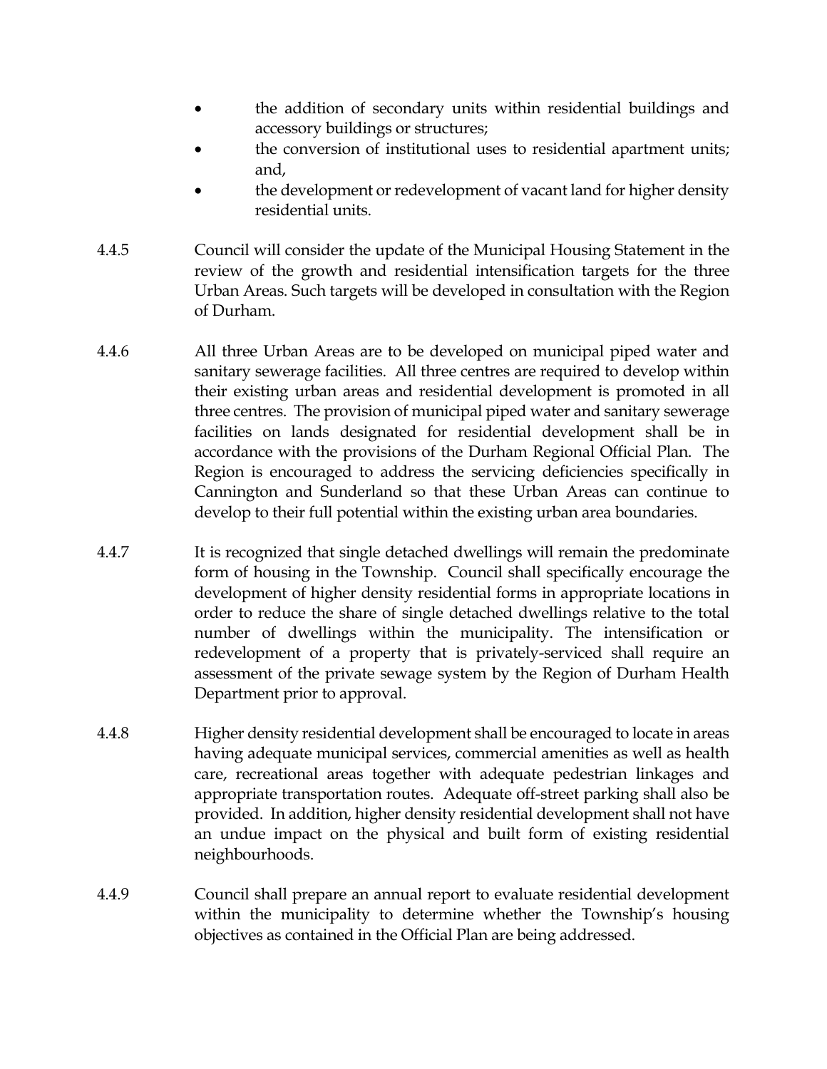- the addition of secondary units within residential buildings and accessory buildings or structures;
- the conversion of institutional uses to residential apartment units; and,
- the development or redevelopment of vacant land for higher density residential units.

4.4.5 Council will consider the update of the Municipal Housing Statement in the review of the growth and residential intensification targets for the three Urban Areas. Such targets will be developed in consultation with the Region of Durham.

4.4.6 All three Urban Areas are to be developed on municipal piped water and sanitary sewerage facilities. All three centres are required to develop within their existing urban areas and residential development is promoted in all three centres. The provision of municipal piped water and sanitary sewerage facilities on lands designated for residential development shall be in accordance with the provisions of the Durham Regional Official Plan. The Region is encouraged to address the servicing deficiencies specifically in Cannington and Sunderland so that these Urban Areas can continue to develop to their full potential within the existing urban area boundaries.

4.4.7 It is recognized that single detached dwellings will remain the predominate form of housing in the Township. Council shall specifically encourage the development of higher density residential forms in appropriate locations in order to reduce the share of single detached dwellings relative to the total number of dwellings within the municipality. The intensification or redevelopment of a property that is privately-serviced shall require an assessment of the private sewage system by the Region of Durham Health Department prior to approval.

4.4.8 Higher density residential development shall be encouraged to locate in areas having adequate municipal services, commercial amenities as well as health care, recreational areas together with adequate pedestrian linkages and appropriate transportation routes. Adequate off-street parking shall also be provided. In addition, higher density residential development shall not have an undue impact on the physical and built form of existing residential neighbourhoods.

4.4.9 Council shall prepare an annual report to evaluate residential development within the municipality to determine whether the Township's housing objectives as contained in the Official Plan are being addressed.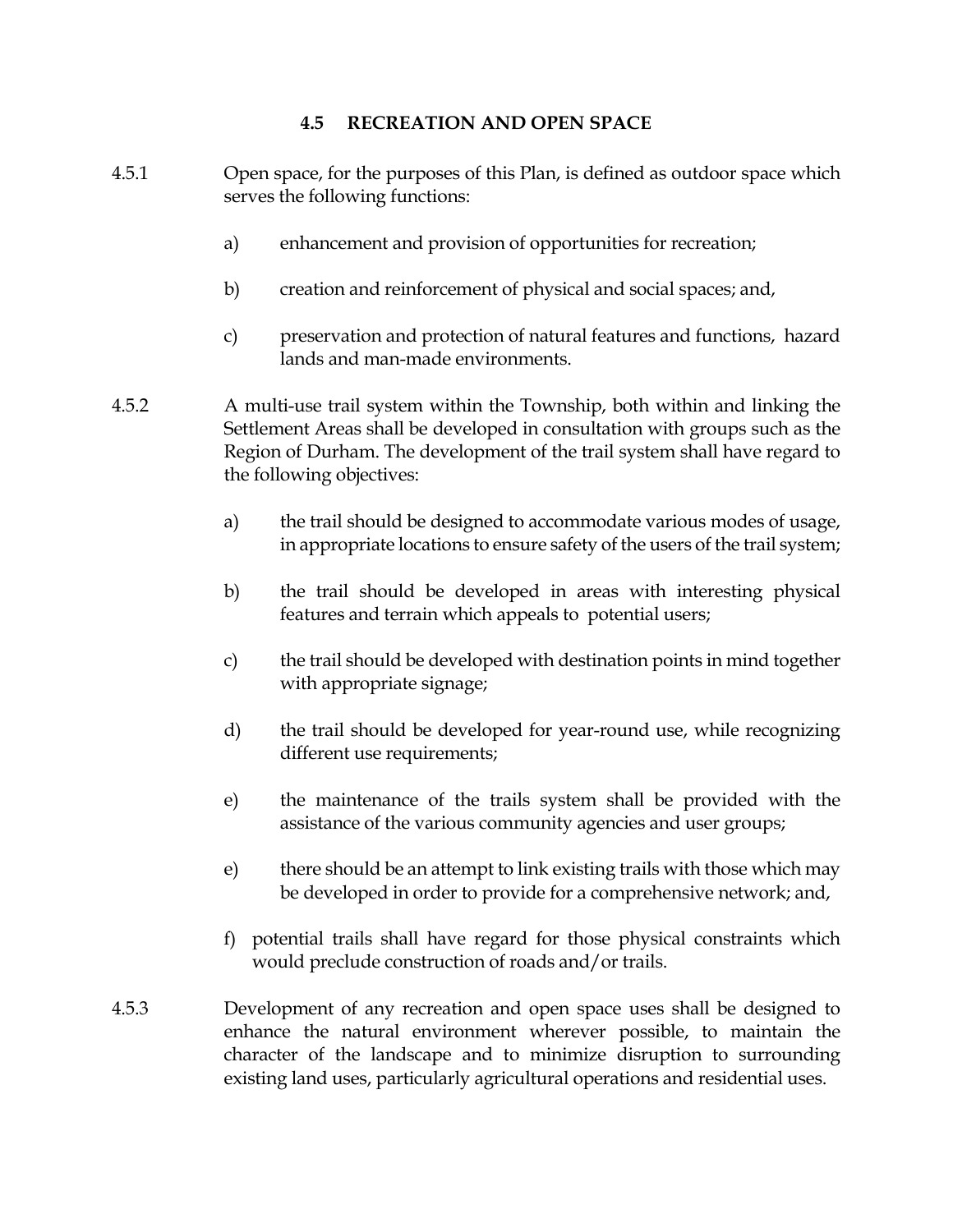## 4.5 RECREATION AND OPEN SPACE

4.5.1 Open space, for the purposes of this Plan, is defined as outdoor space which serves the following functions:

a) enhancement and provision of opportunities for recreation;

b) creation and reinforcement of physical and social spaces; and,

c) preservation and protection of natural features and functions, hazard lands and man-made environments.

4.5.2 A multi-use trail system within the Township, both within and linking the Settlement Areas shall be developed in consultation with groups such as the Region of Durham. The development of the trail system shall have regard to the following objectives:

a) the trail should be designed to accommodate various modes of usage, in appropriate locations to ensure safety of the users of the trail system;

b) the trail should be developed in areas with interesting physical features and terrain which appeals to potential users;

c) the trail should be developed with destination points in mind together with appropriate signage;

d) the trail should be developed for year-round use, while recognizing different use requirements;

e) the maintenance of the trails system shall be provided with the assistance of the various community agencies and user groups;

e) there should be an attempt to link existing trails with those which may be developed in order to provide for a comprehensive network; and,

f) potential trails shall have regard for those physical constraints which would preclude construction of roads and/or trails.

4.5.3 Development of any recreation and open space uses shall be designed to enhance the natural environment wherever possible, to maintain the character of the landscape and to minimize disruption to surrounding existing land uses, particularly agricultural operations and residential uses.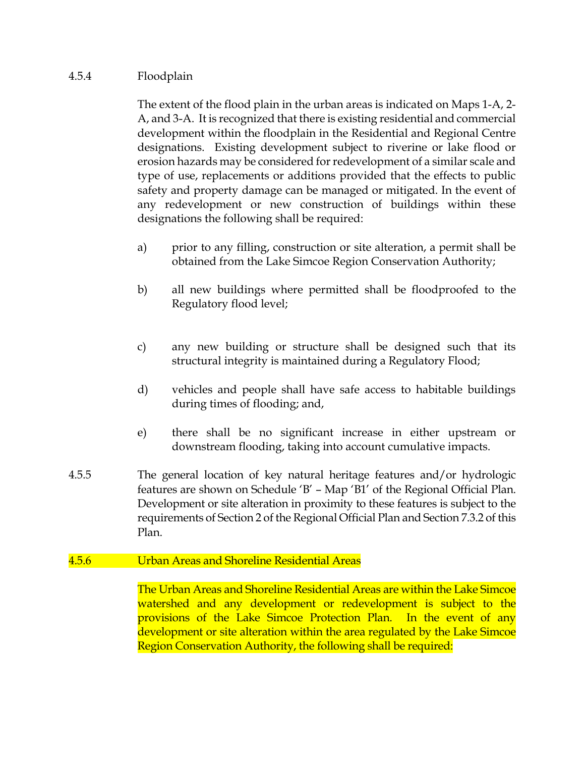### 4.5.4 Floodplain

The extent of the flood plain in the urban areas is indicated on Maps 1-A, 2-A, and 3-A. It is recognized that there is existing residential and commercial development within the floodplain in the Residential and Regional Centre designations. Existing development subject to riverine or lake flood or erosion hazards may be considered for redevelopment of a similar scale and type of use, replacements or additions provided that the effects to public safety and property damage can be managed or mitigated. In the event of any redevelopment or new construction of buildings within these designations the following shall be required:

a) prior to any filling, construction or site alteration, a permit shall be obtained from the Lake Simcoe Region Conservation Authority;

b) all new buildings where permitted shall be floodproofed to the Regulatory flood level;

c) any new building or structure shall be designed such that its structural integrity is maintained during a Regulatory Flood;

d) vehicles and people shall have safe access to habitable buildings during times of flooding; and,

e) there shall be no significant increase in either upstream or downstream flooding, taking into account cumulative impacts.

4.5.5 The general location of key natural heritage features and/or hydrologic features are shown on Schedule 'B' – Map 'B1' of the Regional Official Plan. Development or site alteration in proximity to these features is subject to the requirements of Section 2 of the Regional Official Plan and Section 7.3.2 of this Plan.

### 4.5.6 Urban Areas and Shoreline Residential Areas

The Urban Areas and Shoreline Residential Areas are within the Lake Simcoe watershed and any development or redevelopment is subject to the provisions of the Lake Simcoe Protection Plan. In the event of any development or site alteration within the area regulated by the Lake Simcoe Region Conservation Authority, the following shall be required: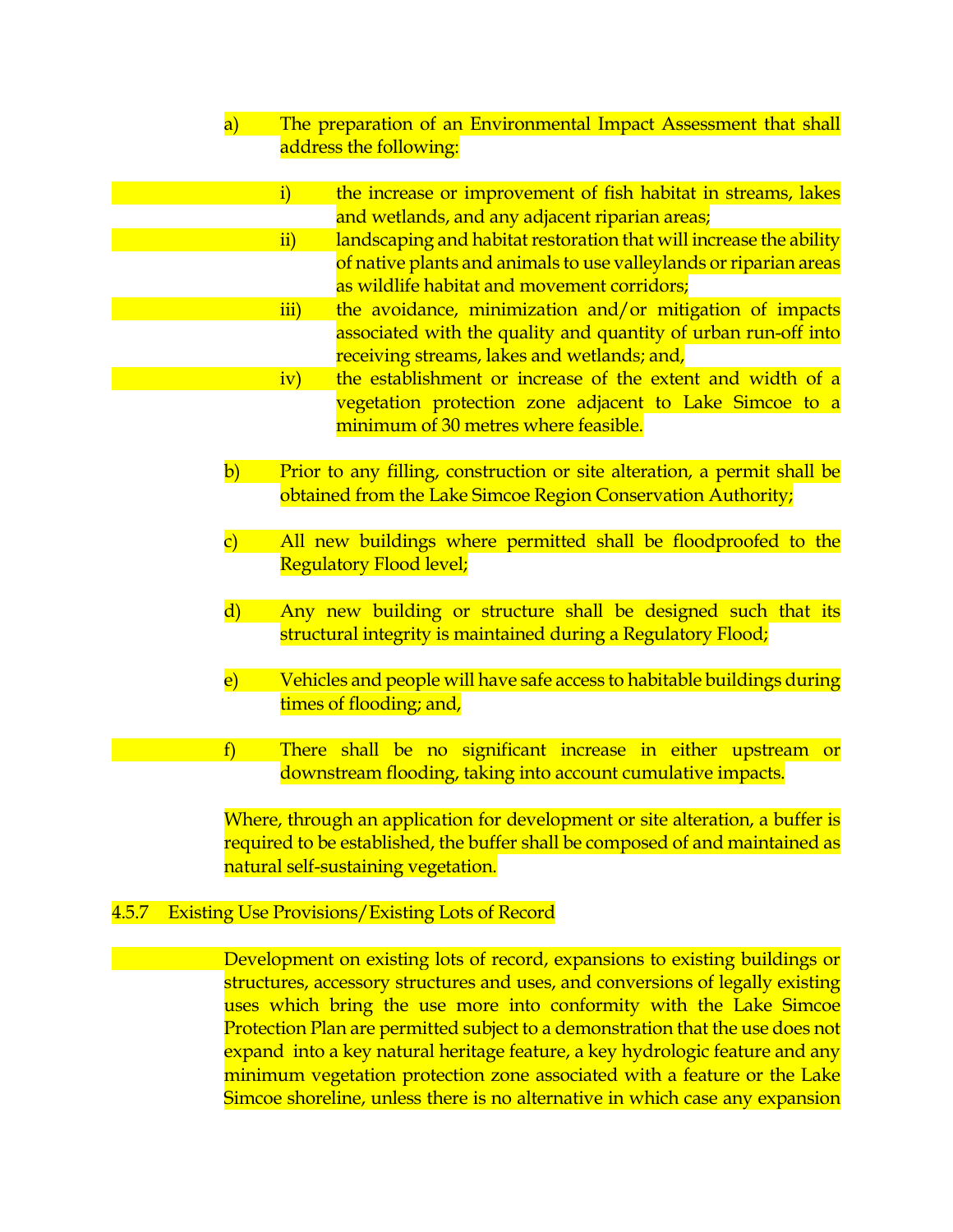a) The preparation of an Environmental Impact Assessment that shall address the following:

   i) the increase or improvement of fish habitat in streams, lakes and wetlands, and any adjacent riparian areas;
   ii) landscaping and habitat restoration that will increase the ability of native plants and animals to use valleylands or riparian areas as wildlife habitat and movement corridors;
   iii) the avoidance, minimization and/or mitigation of impacts associated with the quality and quantity of urban run-off into receiving streams, lakes and wetlands; and,
   iv) the establishment or increase of the extent and width of a vegetation protection zone adjacent to Lake Simcoe to a minimum of 30 metres where feasible.

b) Prior to any filling, construction or site alteration, a permit shall be obtained from the Lake Simcoe Region Conservation Authority;

c) All new buildings where permitted shall be floodproofed to the Regulatory Flood level;

d) Any new building or structure shall be designed such that its structural integrity is maintained during a Regulatory Flood;

e) Vehicles and people will have safe access to habitable buildings during times of flooding; and,

f) There shall be no significant increase in either upstream or downstream flooding, taking into account cumulative impacts.

Where, through an application for development or site alteration, a buffer is required to be established, the buffer shall be composed of and maintained as natural self-sustaining vegetation.

### 4.5.7 Existing Use Provisions/Existing Lots of Record

Development on existing lots of record, expansions to existing buildings or structures, accessory structures and uses, and conversions of legally existing uses which bring the use more into conformity with the Lake Simcoe Protection Plan are permitted subject to a demonstration that the use does not expand into a key natural heritage feature, a key hydrologic feature and any minimum vegetation protection zone associated with a feature or the Lake Simcoe shoreline, unless there is no alternative in which case any expansion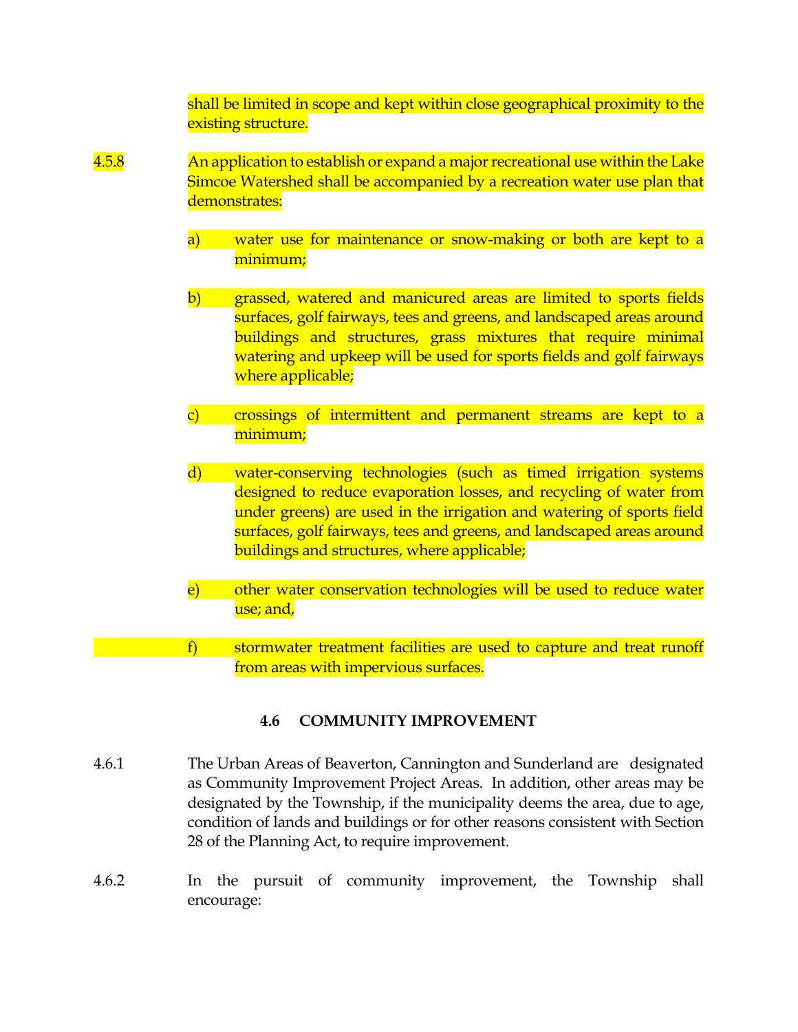shall be limited in scope and kept within close geographical proximity to the existing structure.

4.5.8 An application to establish or expand a major recreational use within the Lake Simcoe Watershed shall be accompanied by a recreation water use plan that demonstrates:

a) water use for maintenance or snow-making or both are kept to a minimum;

b) grassed, watered and manicured areas are limited to sports fields surfaces, golf fairways, tees and greens, and landscaped areas around buildings and structures, grass mixtures that require minimal watering and upkeep will be used for sports fields and golf fairways where applicable;

c) crossings of intermittent and permanent streams are kept to a minimum;

d) water-conserving technologies (such as timed irrigation systems designed to reduce evaporation losses, and recycling of water from under greens) are used in the irrigation and watering of sports field surfaces, golf fairways, tees and greens, and landscaped areas around buildings and structures, where applicable;

e) other water conservation technologies will be used to reduce water use; and,

f) stormwater treatment facilities are used to capture and treat runoff from areas with impervious surfaces.

## 4.6 COMMUNITY IMPROVEMENT

4.6.1 The Urban Areas of Beaverton, Cannington and Sunderland are designated as Community Improvement Project Areas. In addition, other areas may be designated by the Township, if the municipality deems the area, due to age, condition of lands and buildings or for other reasons consistent with Section 28 of the Planning Act, to require improvement.

4.6.2 In the pursuit of community improvement, the Township shall encourage: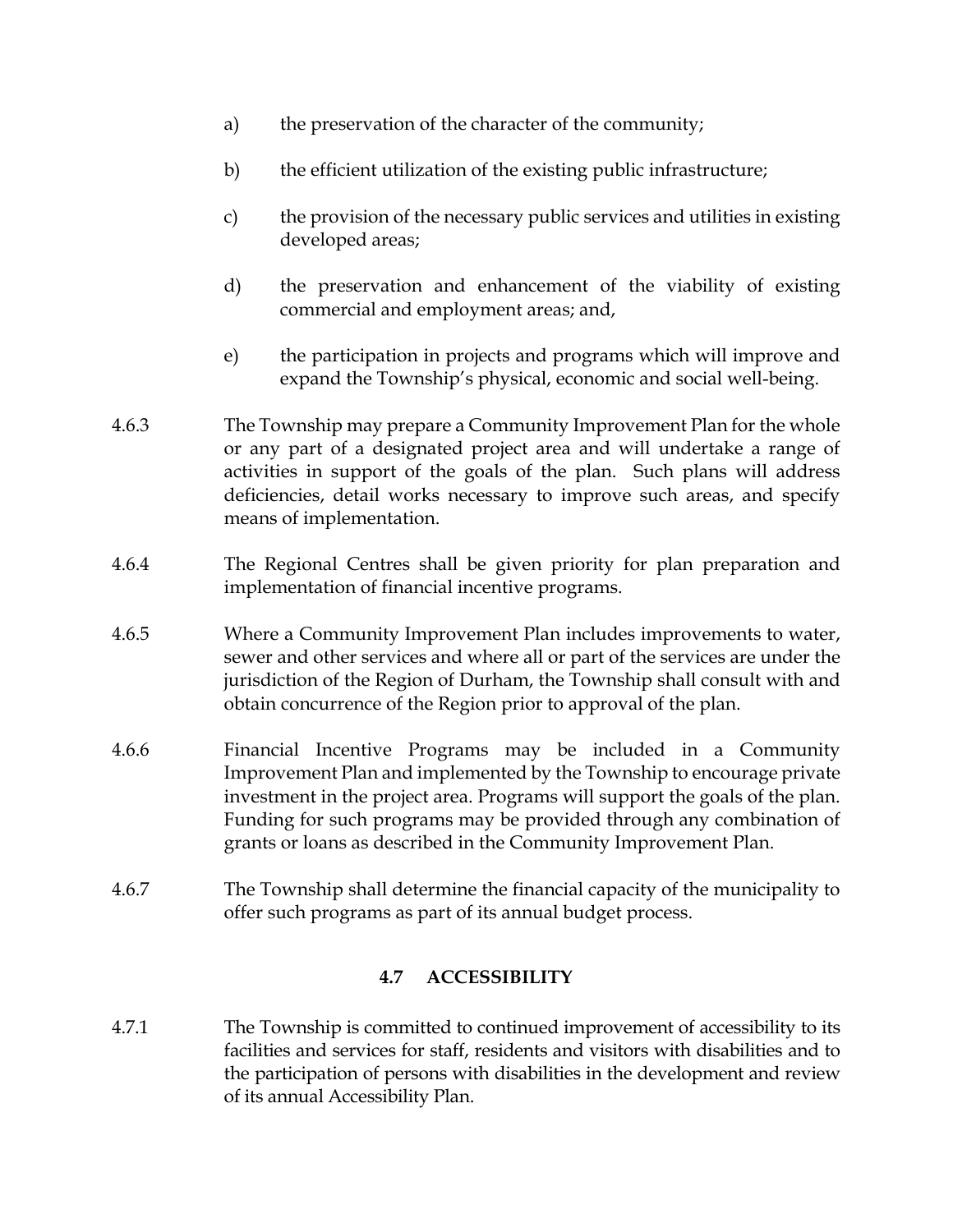a) the preservation of the character of the community;

b) the efficient utilization of the existing public infrastructure;

c) the provision of the necessary public services and utilities in existing developed areas;

d) the preservation and enhancement of the viability of existing commercial and employment areas; and,

e) the participation in projects and programs which will improve and expand the Township's physical, economic and social well-being.

4.6.3 The Township may prepare a Community Improvement Plan for the whole or any part of a designated project area and will undertake a range of activities in support of the goals of the plan. Such plans will address deficiencies, detail works necessary to improve such areas, and specify means of implementation.

4.6.4 The Regional Centres shall be given priority for plan preparation and implementation of financial incentive programs.

4.6.5 Where a Community Improvement Plan includes improvements to water, sewer and other services and where all or part of the services are under the jurisdiction of the Region of Durham, the Township shall consult with and obtain concurrence of the Region prior to approval of the plan.

4.6.6 Financial Incentive Programs may be included in a Community Improvement Plan and implemented by the Township to encourage private investment in the project area. Programs will support the goals of the plan. Funding for such programs may be provided through any combination of grants or loans as described in the Community Improvement Plan.

4.6.7 The Township shall determine the financial capacity of the municipality to offer such programs as part of its annual budget process.

## 4.7 ACCESSIBILITY

4.7.1 The Township is committed to continued improvement of accessibility to its facilities and services for staff, residents and visitors with disabilities and to the participation of persons with disabilities in the development and review of its annual Accessibility Plan.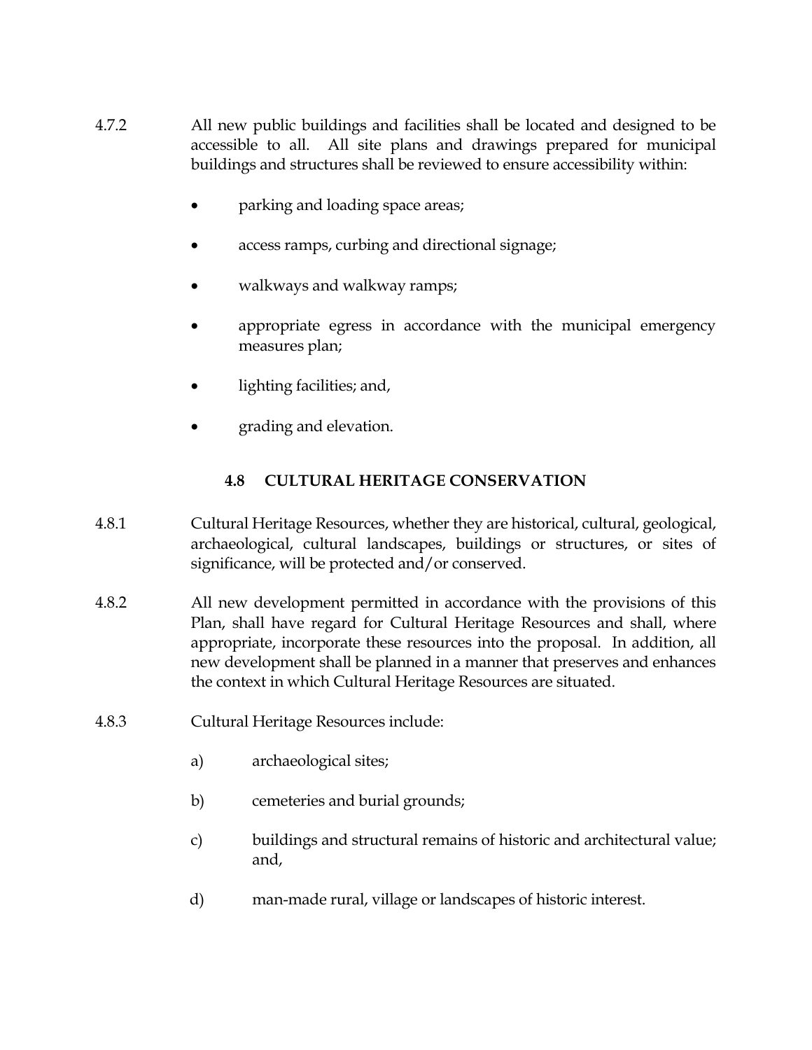4.7.2 All new public buildings and facilities shall be located and designed to be accessible to all. All site plans and drawings prepared for municipal buildings and structures shall be reviewed to ensure accessibility within:

- parking and loading space areas;
- access ramps, curbing and directional signage;
- walkways and walkway ramps;
- appropriate egress in accordance with the municipal emergency measures plan;
- lighting facilities; and,
- grading and elevation.

## 4.8 CULTURAL HERITAGE CONSERVATION

4.8.1 Cultural Heritage Resources, whether they are historical, cultural, geological, archaeological, cultural landscapes, buildings or structures, or sites of significance, will be protected and/or conserved.

4.8.2 All new development permitted in accordance with the provisions of this Plan, shall have regard for Cultural Heritage Resources and shall, where appropriate, incorporate these resources into the proposal. In addition, all new development shall be planned in a manner that preserves and enhances the context in which Cultural Heritage Resources are situated.

4.8.3 Cultural Heritage Resources include:

a) archaeological sites;

b) cemeteries and burial grounds;

c) buildings and structural remains of historic and architectural value; and,

d) man-made rural, village or landscapes of historic interest.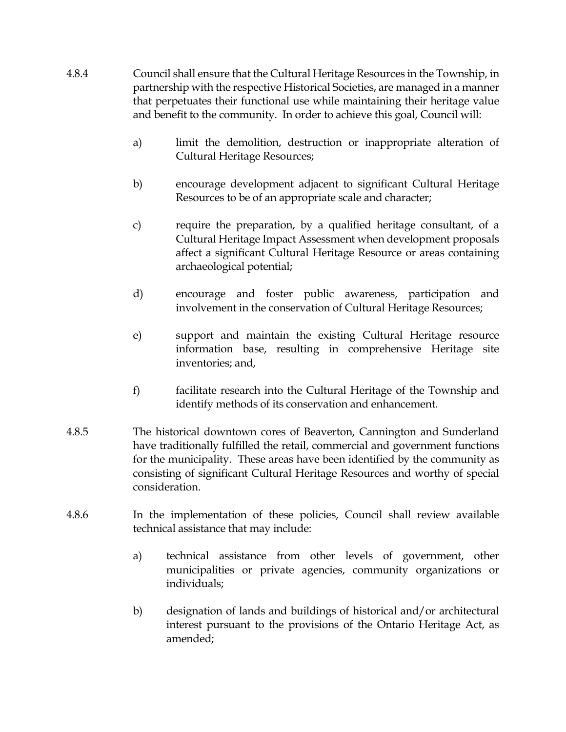4.8.4 Council shall ensure that the Cultural Heritage Resources in the Township, in partnership with the respective Historical Societies, are managed in a manner that perpetuates their functional use while maintaining their heritage value and benefit to the community. In order to achieve this goal, Council will:

a) limit the demolition, destruction or inappropriate alteration of Cultural Heritage Resources;

b) encourage development adjacent to significant Cultural Heritage Resources to be of an appropriate scale and character;

c) require the preparation, by a qualified heritage consultant, of a Cultural Heritage Impact Assessment when development proposals affect a significant Cultural Heritage Resource or areas containing archaeological potential;

d) encourage and foster public awareness, participation and involvement in the conservation of Cultural Heritage Resources;

e) support and maintain the existing Cultural Heritage resource information base, resulting in comprehensive Heritage site inventories; and,

f) facilitate research into the Cultural Heritage of the Township and identify methods of its conservation and enhancement.

4.8.5 The historical downtown cores of Beaverton, Cannington and Sunderland have traditionally fulfilled the retail, commercial and government functions for the municipality. These areas have been identified by the community as consisting of significant Cultural Heritage Resources and worthy of special consideration.

4.8.6 In the implementation of these policies, Council shall review available technical assistance that may include:

a) technical assistance from other levels of government, other municipalities or private agencies, community organizations or individuals;

b) designation of lands and buildings of historical and/or architectural interest pursuant to the provisions of the Ontario Heritage Act, as amended;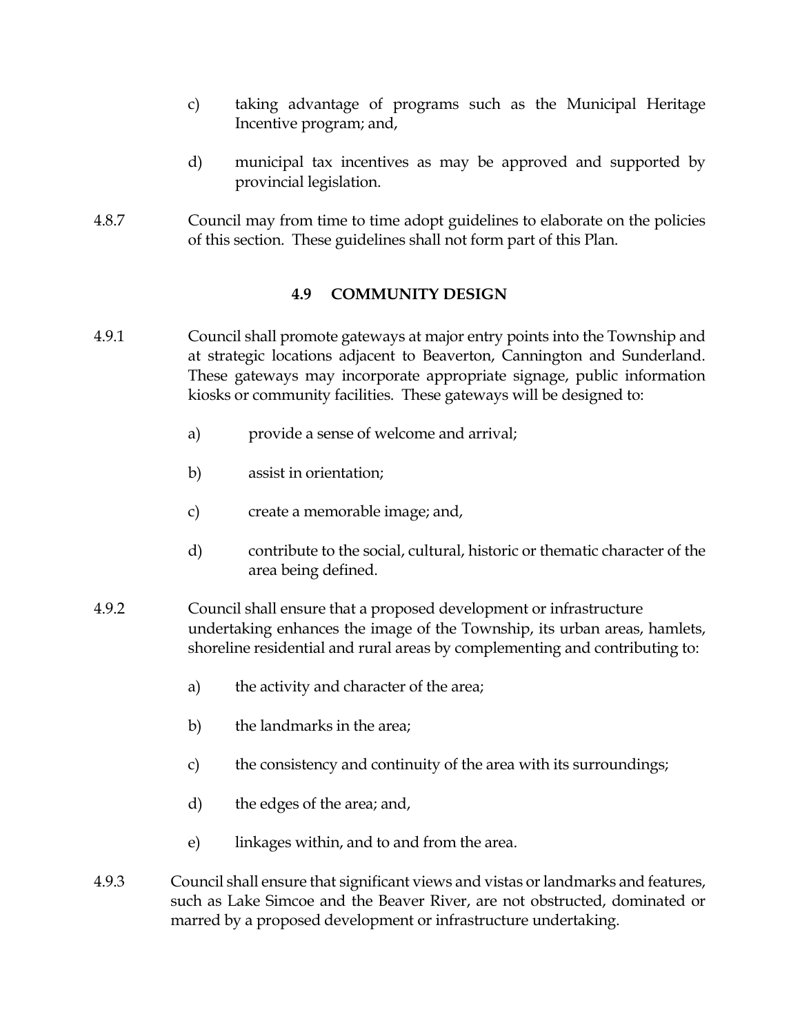c) taking advantage of programs such as the Municipal Heritage Incentive program; and,

d) municipal tax incentives as may be approved and supported by provincial legislation.

4.8.7 Council may from time to time adopt guidelines to elaborate on the policies of this section. These guidelines shall not form part of this Plan.

## 4.9 COMMUNITY DESIGN

4.9.1 Council shall promote gateways at major entry points into the Township and at strategic locations adjacent to Beaverton, Cannington and Sunderland. These gateways may incorporate appropriate signage, public information kiosks or community facilities. These gateways will be designed to:

a) provide a sense of welcome and arrival;

b) assist in orientation;

c) create a memorable image; and,

d) contribute to the social, cultural, historic or thematic character of the area being defined.

4.9.2 Council shall ensure that a proposed development or infrastructure undertaking enhances the image of the Township, its urban areas, hamlets, shoreline residential and rural areas by complementing and contributing to:

a) the activity and character of the area;

b) the landmarks in the area;

c) the consistency and continuity of the area with its surroundings;

d) the edges of the area; and,

e) linkages within, and to and from the area.

4.9.3 Council shall ensure that significant views and vistas or landmarks and features, such as Lake Simcoe and the Beaver River, are not obstructed, dominated or marred by a proposed development or infrastructure undertaking.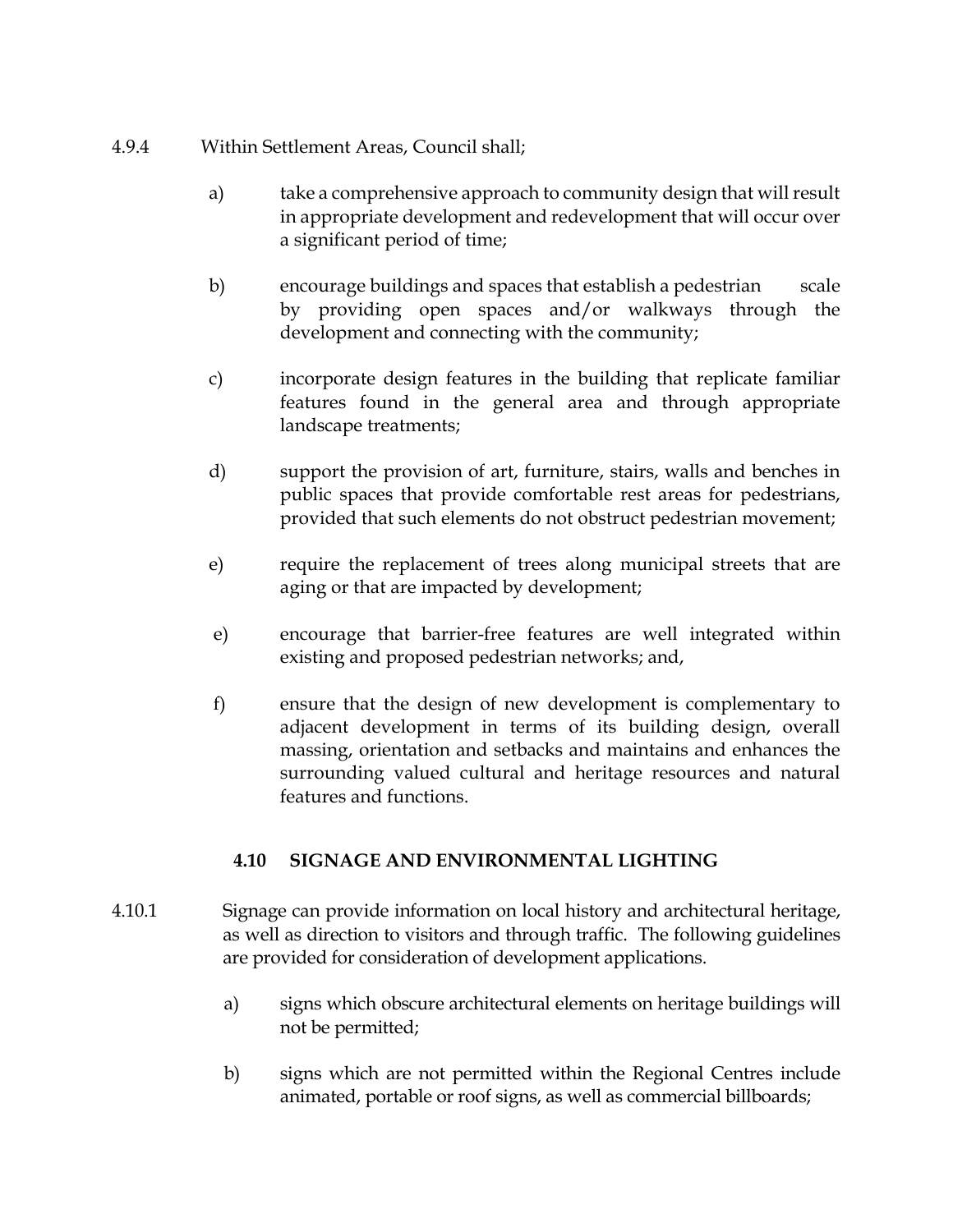4.9.4 Within Settlement Areas, Council shall;

a) take a comprehensive approach to community design that will result in appropriate development and redevelopment that will occur over a significant period of time;

b) encourage buildings and spaces that establish a pedestrian scale by providing open spaces and/or walkways through the development and connecting with the community;

c) incorporate design features in the building that replicate familiar features found in the general area and through appropriate landscape treatments;

d) support the provision of art, furniture, stairs, walls and benches in public spaces that provide comfortable rest areas for pedestrians, provided that such elements do not obstruct pedestrian movement;

e) require the replacement of trees along municipal streets that are aging or that are impacted by development;

e) encourage that barrier-free features are well integrated within existing and proposed pedestrian networks; and,

f) ensure that the design of new development is complementary to adjacent development in terms of its building design, overall massing, orientation and setbacks and maintains and enhances the surrounding valued cultural and heritage resources and natural features and functions.

## 4.10 SIGNAGE AND ENVIRONMENTAL LIGHTING

4.10.1 Signage can provide information on local history and architectural heritage, as well as direction to visitors and through traffic. The following guidelines are provided for consideration of development applications.

a) signs which obscure architectural elements on heritage buildings will not be permitted;

b) signs which are not permitted within the Regional Centres include animated, portable or roof signs, as well as commercial billboards;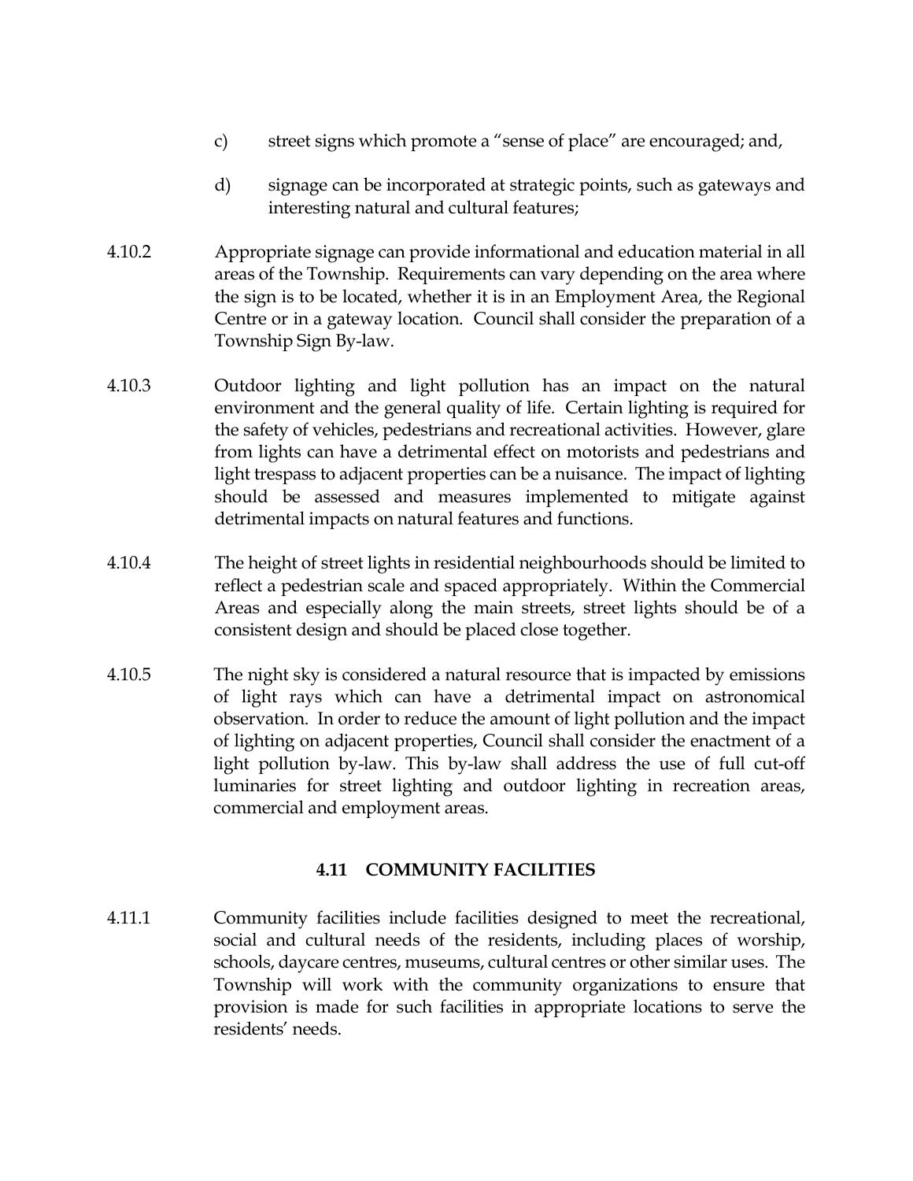c) street signs which promote a "sense of place" are encouraged; and,

d) signage can be incorporated at strategic points, such as gateways and interesting natural and cultural features;

4.10.2 Appropriate signage can provide informational and education material in all areas of the Township. Requirements can vary depending on the area where the sign is to be located, whether it is in an Employment Area, the Regional Centre or in a gateway location. Council shall consider the preparation of a Township Sign By-law.

4.10.3 Outdoor lighting and light pollution has an impact on the natural environment and the general quality of life. Certain lighting is required for the safety of vehicles, pedestrians and recreational activities. However, glare from lights can have a detrimental effect on motorists and pedestrians and light trespass to adjacent properties can be a nuisance. The impact of lighting should be assessed and measures implemented to mitigate against detrimental impacts on natural features and functions.

4.10.4 The height of street lights in residential neighbourhoods should be limited to reflect a pedestrian scale and spaced appropriately. Within the Commercial Areas and especially along the main streets, street lights should be of a consistent design and should be placed close together.

4.10.5 The night sky is considered a natural resource that is impacted by emissions of light rays which can have a detrimental impact on astronomical observation. In order to reduce the amount of light pollution and the impact of lighting on adjacent properties, Council shall consider the enactment of a light pollution by-law. This by-law shall address the use of full cut-off luminaries for street lighting and outdoor lighting in recreation areas, commercial and employment areas.

## 4.11 COMMUNITY FACILITIES

4.11.1 Community facilities include facilities designed to meet the recreational, social and cultural needs of the residents, including places of worship, schools, daycare centres, museums, cultural centres or other similar uses. The Township will work with the community organizations to ensure that provision is made for such facilities in appropriate locations to serve the residents' needs.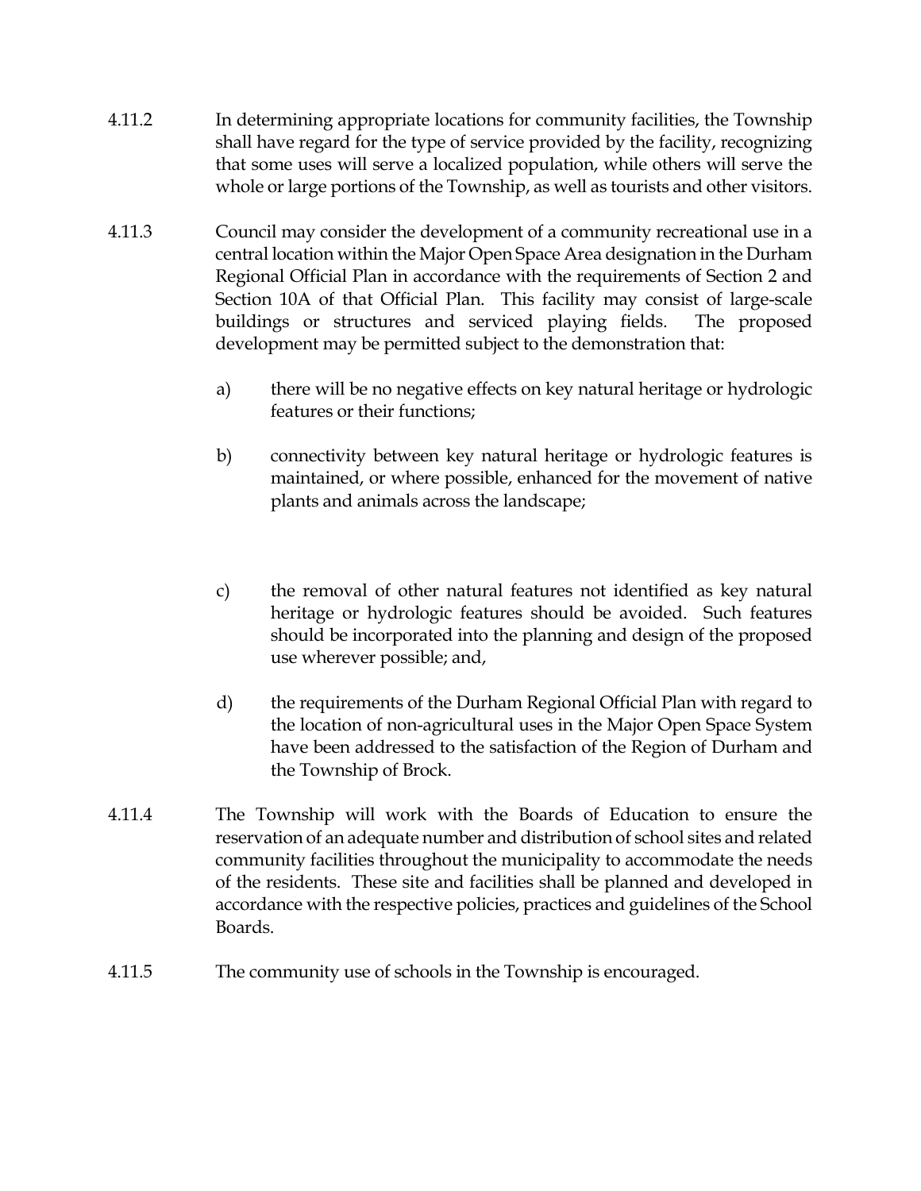4.11.2 In determining appropriate locations for community facilities, the Township shall have regard for the type of service provided by the facility, recognizing that some uses will serve a localized population, while others will serve the whole or large portions of the Township, as well as tourists and other visitors.

4.11.3 Council may consider the development of a community recreational use in a central location within the Major Open Space Area designation in the Durham Regional Official Plan in accordance with the requirements of Section 2 and Section 10A of that Official Plan. This facility may consist of large-scale buildings or structures and serviced playing fields. The proposed development may be permitted subject to the demonstration that:

a) there will be no negative effects on key natural heritage or hydrologic features or their functions;

b) connectivity between key natural heritage or hydrologic features is maintained, or where possible, enhanced for the movement of native plants and animals across the landscape;

c) the removal of other natural features not identified as key natural heritage or hydrologic features should be avoided. Such features should be incorporated into the planning and design of the proposed use wherever possible; and,

d) the requirements of the Durham Regional Official Plan with regard to the location of non-agricultural uses in the Major Open Space System have been addressed to the satisfaction of the Region of Durham and the Township of Brock.

4.11.4 The Township will work with the Boards of Education to ensure the reservation of an adequate number and distribution of school sites and related community facilities throughout the municipality to accommodate the needs of the residents. These site and facilities shall be planned and developed in accordance with the respective policies, practices and guidelines of the School Boards.

4.11.5 The community use of schools in the Township is encouraged.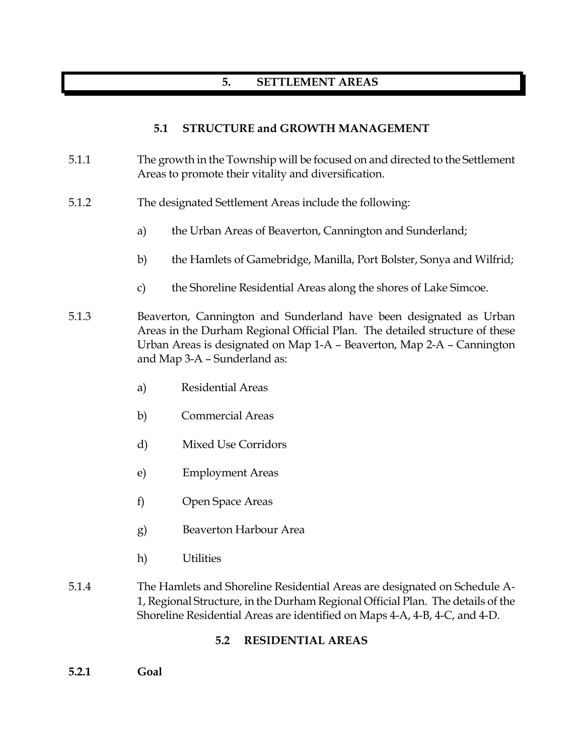# 5. SETTLEMENT AREAS

## 5.1 STRUCTURE and GROWTH MANAGEMENT

5.1.1 The growth in the Township will be focused on and directed to the Settlement Areas to promote their vitality and diversification.

5.1.2 The designated Settlement Areas include the following:

a) the Urban Areas of Beaverton, Cannington and Sunderland;

b) the Hamlets of Gamebridge, Manilla, Port Bolster, Sonya and Wilfrid;

c) the Shoreline Residential Areas along the shores of Lake Simcoe.

5.1.3 Beaverton, Cannington and Sunderland have been designated as Urban Areas in the Durham Regional Official Plan. The detailed structure of these Urban Areas is designated on Map 1-A – Beaverton, Map 2-A – Cannington and Map 3-A – Sunderland as:

a) Residential Areas

b) Commercial Areas

d) Mixed Use Corridors

e) Employment Areas

f) Open Space Areas

g) Beaverton Harbour Area

h) Utilities

5.1.4 The Hamlets and Shoreline Residential Areas are designated on Schedule A-1, Regional Structure, in the Durham Regional Official Plan. The details of the Shoreline Residential Areas are identified on Maps 4-A, 4-B, 4-C, and 4-D.

## 5.2 RESIDENTIAL AREAS

**5.2.1 Goal**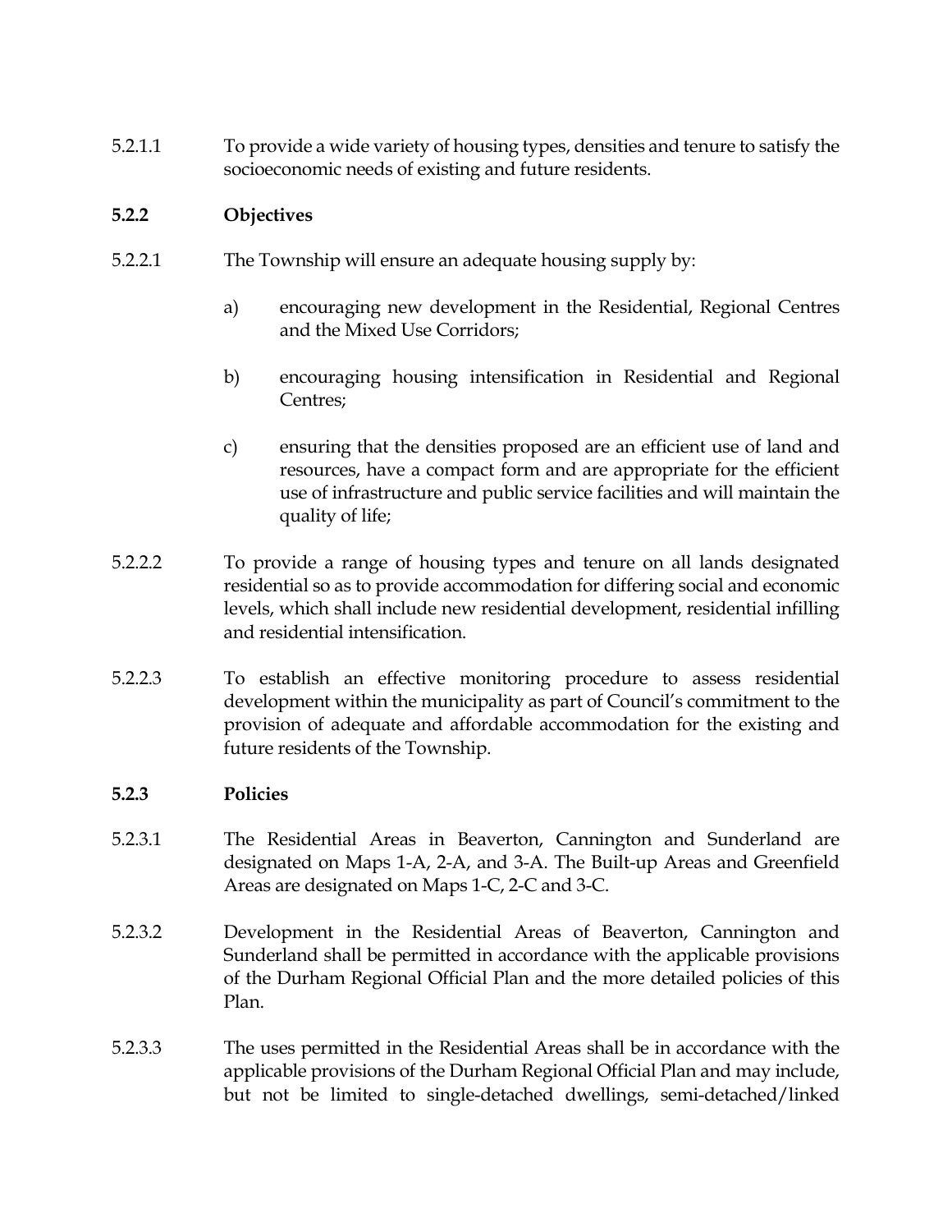5.2.1.1 To provide a wide variety of housing types, densities and tenure to satisfy the socioeconomic needs of existing and future residents.

### 5.2.2 Objectives

5.2.2.1 The Township will ensure an adequate housing supply by:

a) encouraging new development in the Residential, Regional Centres and the Mixed Use Corridors;

b) encouraging housing intensification in Residential and Regional Centres;

c) ensuring that the densities proposed are an efficient use of land and resources, have a compact form and are appropriate for the efficient use of infrastructure and public service facilities and will maintain the quality of life;

5.2.2.2 To provide a range of housing types and tenure on all lands designated residential so as to provide accommodation for differing social and economic levels, which shall include new residential development, residential infilling and residential intensification.

5.2.2.3 To establish an effective monitoring procedure to assess residential development within the municipality as part of Council's commitment to the provision of adequate and affordable accommodation for the existing and future residents of the Township.

### 5.2.3 Policies

5.2.3.1 The Residential Areas in Beaverton, Cannington and Sunderland are designated on Maps 1-A, 2-A, and 3-A. The Built-up Areas and Greenfield Areas are designated on Maps 1-C, 2-C and 3-C.

5.2.3.2 Development in the Residential Areas of Beaverton, Cannington and Sunderland shall be permitted in accordance with the applicable provisions of the Durham Regional Official Plan and the more detailed policies of this Plan.

5.2.3.3 The uses permitted in the Residential Areas shall be in accordance with the applicable provisions of the Durham Regional Official Plan and may include, but not be limited to single-detached dwellings, semi-detached/linked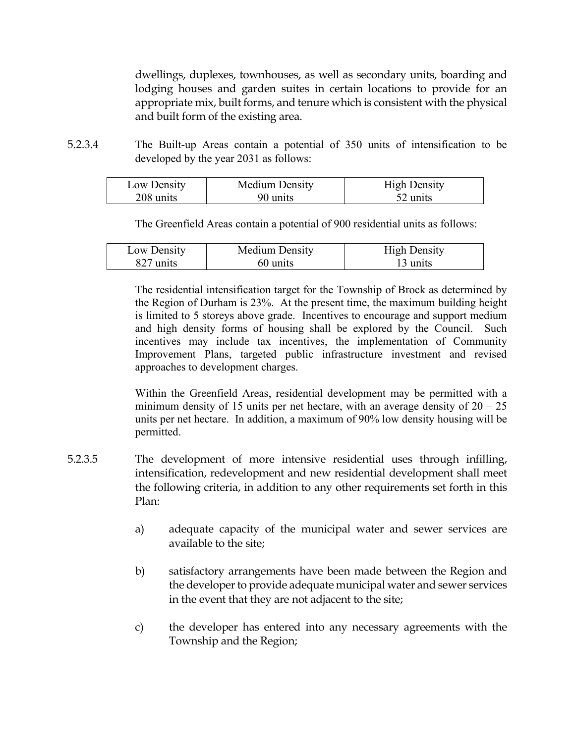dwellings, duplexes, townhouses, as well as secondary units, boarding and lodging houses and garden suites in certain locations to provide for an appropriate mix, built forms, and tenure which is consistent with the physical and built form of the existing area.

5.2.3.4 The Built-up Areas contain a potential of 350 units of intensification to be developed by the year 2031 as follows:

| Low Density | Medium Density | High Density |
|---|---|---|
| 208 units | 90 units | 52 units |

The Greenfield Areas contain a potential of 900 residential units as follows:

| Low Density | Medium Density | High Density |
|---|---|---|
| 827 units | 60 units | 13 units |

The residential intensification target for the Township of Brock as determined by the Region of Durham is 23%. At the present time, the maximum building height is limited to 5 storeys above grade. Incentives to encourage and support medium and high density forms of housing shall be explored by the Council. Such incentives may include tax incentives, the implementation of Community Improvement Plans, targeted public infrastructure investment and revised approaches to development charges.

Within the Greenfield Areas, residential development may be permitted with a minimum density of 15 units per net hectare, with an average density of 20 – 25 units per net hectare. In addition, a maximum of 90% low density housing will be permitted.

5.2.3.5 The development of more intensive residential uses through infilling, intensification, redevelopment and new residential development shall meet the following criteria, in addition to any other requirements set forth in this Plan:

a) adequate capacity of the municipal water and sewer services are available to the site;

b) satisfactory arrangements have been made between the Region and the developer to provide adequate municipal water and sewer services in the event that they are not adjacent to the site;

c) the developer has entered into any necessary agreements with the Township and the Region;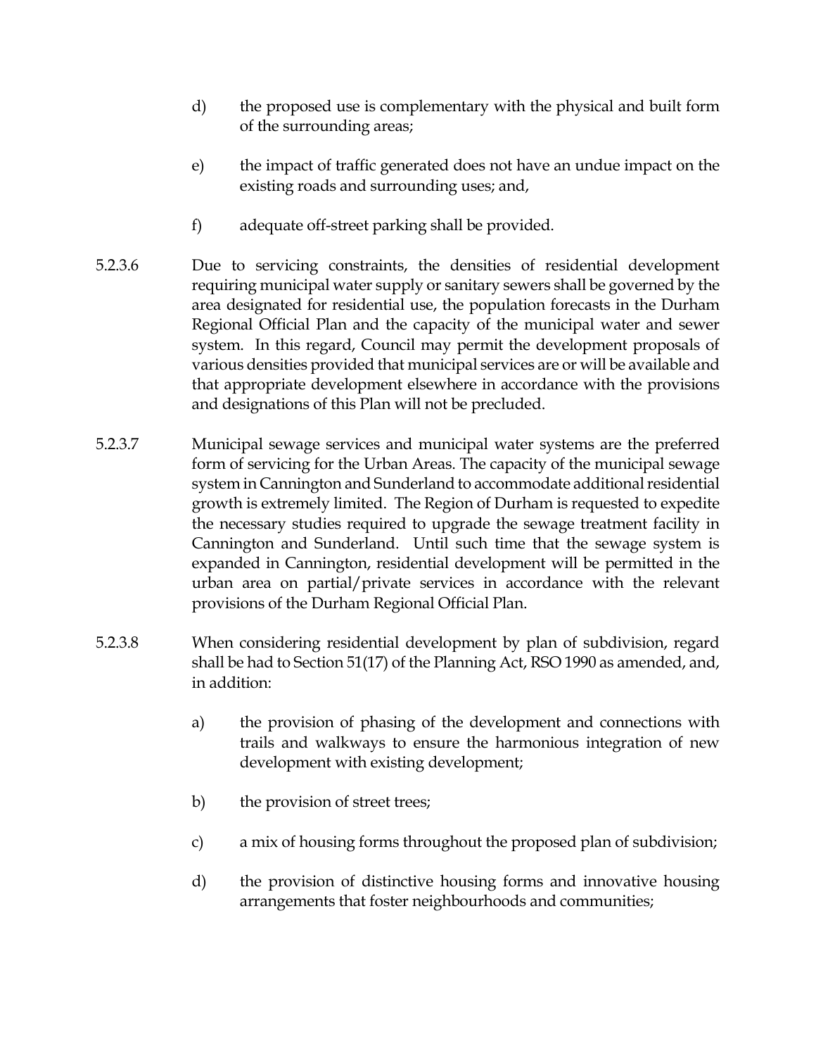d) the proposed use is complementary with the physical and built form of the surrounding areas;

e) the impact of traffic generated does not have an undue impact on the existing roads and surrounding uses; and,

f) adequate off-street parking shall be provided.

5.2.3.6 Due to servicing constraints, the densities of residential development requiring municipal water supply or sanitary sewers shall be governed by the area designated for residential use, the population forecasts in the Durham Regional Official Plan and the capacity of the municipal water and sewer system. In this regard, Council may permit the development proposals of various densities provided that municipal services are or will be available and that appropriate development elsewhere in accordance with the provisions and designations of this Plan will not be precluded.

5.2.3.7 Municipal sewage services and municipal water systems are the preferred form of servicing for the Urban Areas. The capacity of the municipal sewage system in Cannington and Sunderland to accommodate additional residential growth is extremely limited. The Region of Durham is requested to expedite the necessary studies required to upgrade the sewage treatment facility in Cannington and Sunderland. Until such time that the sewage system is expanded in Cannington, residential development will be permitted in the urban area on partial/private services in accordance with the relevant provisions of the Durham Regional Official Plan.

5.2.3.8 When considering residential development by plan of subdivision, regard shall be had to Section 51(17) of the Planning Act, RSO 1990 as amended, and, in addition:

a) the provision of phasing of the development and connections with trails and walkways to ensure the harmonious integration of new development with existing development;

b) the provision of street trees;

c) a mix of housing forms throughout the proposed plan of subdivision;

d) the provision of distinctive housing forms and innovative housing arrangements that foster neighbourhoods and communities;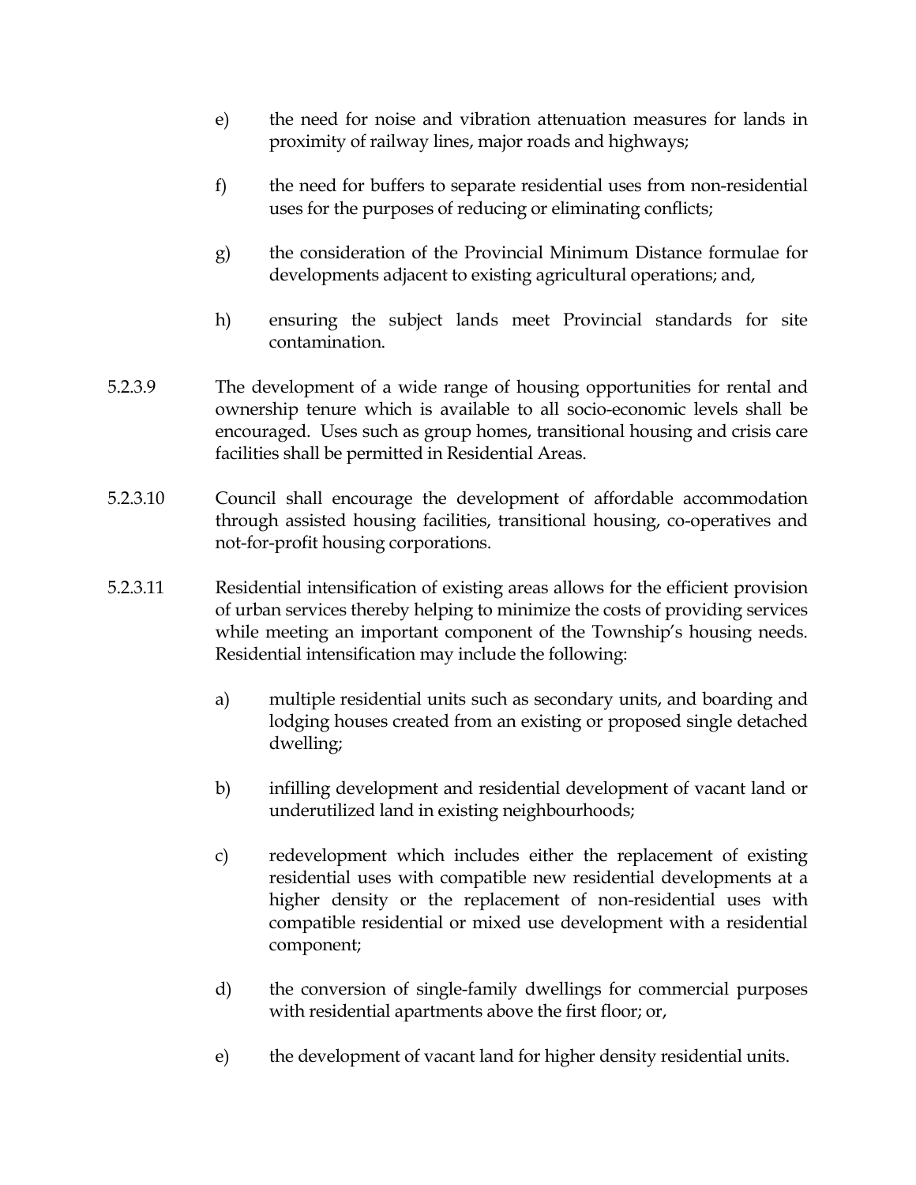e) the need for noise and vibration attenuation measures for lands in proximity of railway lines, major roads and highways;

f) the need for buffers to separate residential uses from non-residential uses for the purposes of reducing or eliminating conflicts;

g) the consideration of the Provincial Minimum Distance formulae for developments adjacent to existing agricultural operations; and,

h) ensuring the subject lands meet Provincial standards for site contamination.

5.2.3.9 The development of a wide range of housing opportunities for rental and ownership tenure which is available to all socio-economic levels shall be encouraged. Uses such as group homes, transitional housing and crisis care facilities shall be permitted in Residential Areas.

5.2.3.10 Council shall encourage the development of affordable accommodation through assisted housing facilities, transitional housing, co-operatives and not-for-profit housing corporations.

5.2.3.11 Residential intensification of existing areas allows for the efficient provision of urban services thereby helping to minimize the costs of providing services while meeting an important component of the Township's housing needs. Residential intensification may include the following:

a) multiple residential units such as secondary units, and boarding and lodging houses created from an existing or proposed single detached dwelling;

b) infilling development and residential development of vacant land or underutilized land in existing neighbourhoods;

c) redevelopment which includes either the replacement of existing residential uses with compatible new residential developments at a higher density or the replacement of non-residential uses with compatible residential or mixed use development with a residential component;

d) the conversion of single-family dwellings for commercial purposes with residential apartments above the first floor; or,

e) the development of vacant land for higher density residential units.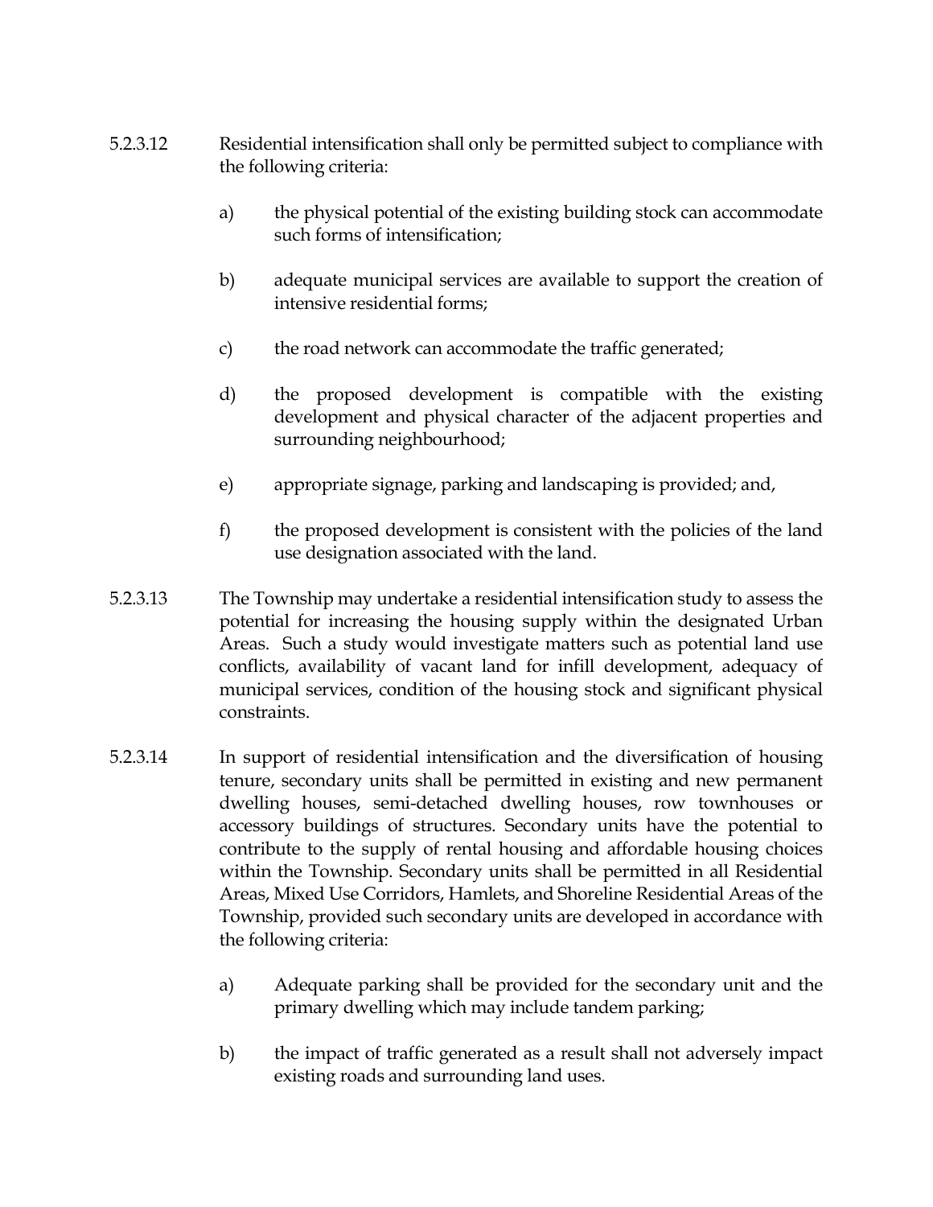5.2.3.12 Residential intensification shall only be permitted subject to compliance with the following criteria:

a) the physical potential of the existing building stock can accommodate such forms of intensification;

b) adequate municipal services are available to support the creation of intensive residential forms;

c) the road network can accommodate the traffic generated;

d) the proposed development is compatible with the existing development and physical character of the adjacent properties and surrounding neighbourhood;

e) appropriate signage, parking and landscaping is provided; and,

f) the proposed development is consistent with the policies of the land use designation associated with the land.

5.2.3.13 The Township may undertake a residential intensification study to assess the potential for increasing the housing supply within the designated Urban Areas. Such a study would investigate matters such as potential land use conflicts, availability of vacant land for infill development, adequacy of municipal services, condition of the housing stock and significant physical constraints.

5.2.3.14 In support of residential intensification and the diversification of housing tenure, secondary units shall be permitted in existing and new permanent dwelling houses, semi-detached dwelling houses, row townhouses or accessory buildings of structures. Secondary units have the potential to contribute to the supply of rental housing and affordable housing choices within the Township. Secondary units shall be permitted in all Residential Areas, Mixed Use Corridors, Hamlets, and Shoreline Residential Areas of the Township, provided such secondary units are developed in accordance with the following criteria:

a) Adequate parking shall be provided for the secondary unit and the primary dwelling which may include tandem parking;

b) the impact of traffic generated as a result shall not adversely impact existing roads and surrounding land uses.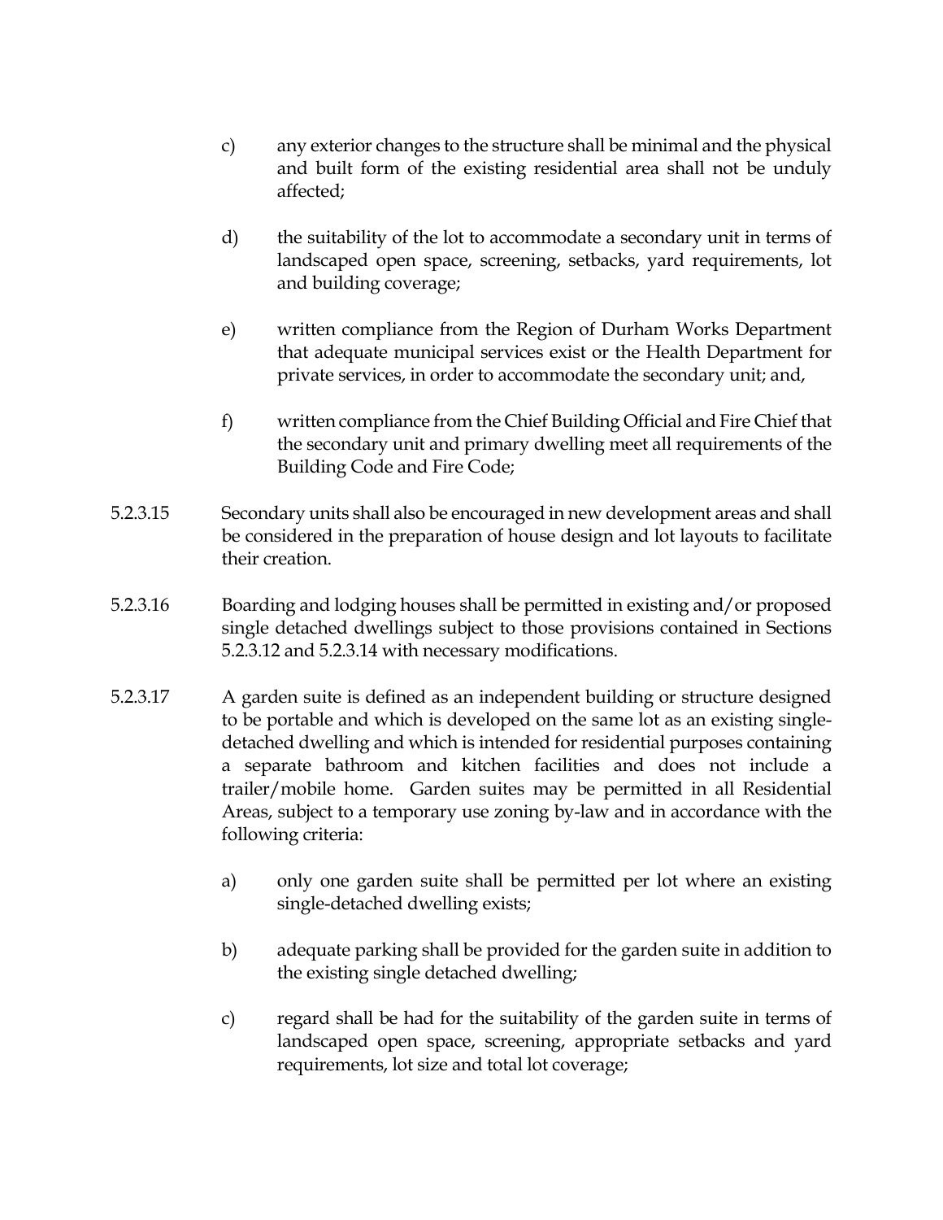c) any exterior changes to the structure shall be minimal and the physical and built form of the existing residential area shall not be unduly affected;

d) the suitability of the lot to accommodate a secondary unit in terms of landscaped open space, screening, setbacks, yard requirements, lot and building coverage;

e) written compliance from the Region of Durham Works Department that adequate municipal services exist or the Health Department for private services, in order to accommodate the secondary unit; and,

f) written compliance from the Chief Building Official and Fire Chief that the secondary unit and primary dwelling meet all requirements of the Building Code and Fire Code;

5.2.3.15 Secondary units shall also be encouraged in new development areas and shall be considered in the preparation of house design and lot layouts to facilitate their creation.

5.2.3.16 Boarding and lodging houses shall be permitted in existing and/or proposed single detached dwellings subject to those provisions contained in Sections 5.2.3.12 and 5.2.3.14 with necessary modifications.

5.2.3.17 A garden suite is defined as an independent building or structure designed to be portable and which is developed on the same lot as an existing single-detached dwelling and which is intended for residential purposes containing a separate bathroom and kitchen facilities and does not include a trailer/mobile home. Garden suites may be permitted in all Residential Areas, subject to a temporary use zoning by-law and in accordance with the following criteria:

a) only one garden suite shall be permitted per lot where an existing single-detached dwelling exists;

b) adequate parking shall be provided for the garden suite in addition to the existing single detached dwelling;

c) regard shall be had for the suitability of the garden suite in terms of landscaped open space, screening, appropriate setbacks and yard requirements, lot size and total lot coverage;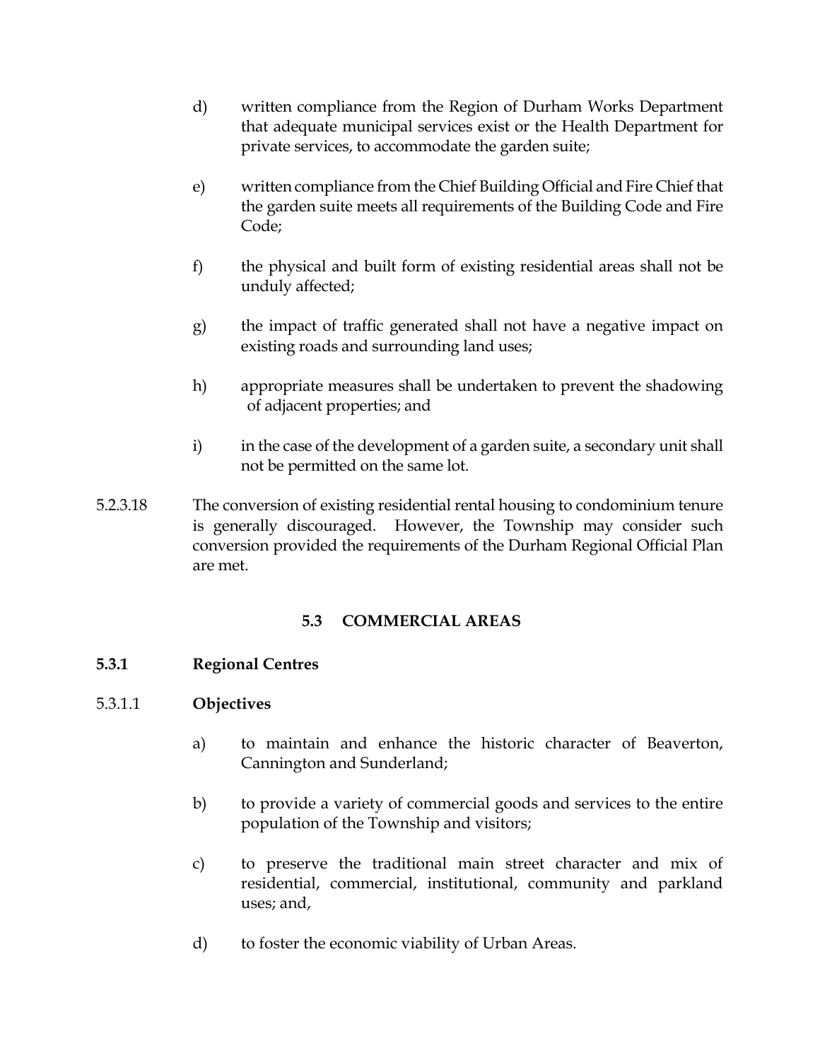d) written compliance from the Region of Durham Works Department that adequate municipal services exist or the Health Department for private services, to accommodate the garden suite;

e) written compliance from the Chief Building Official and Fire Chief that the garden suite meets all requirements of the Building Code and Fire Code;

f) the physical and built form of existing residential areas shall not be unduly affected;

g) the impact of traffic generated shall not have a negative impact on existing roads and surrounding land uses;

h) appropriate measures shall be undertaken to prevent the shadowing of adjacent properties; and

i) in the case of the development of a garden suite, a secondary unit shall not be permitted on the same lot.

5.2.3.18 The conversion of existing residential rental housing to condominium tenure is generally discouraged. However, the Township may consider such conversion provided the requirements of the Durham Regional Official Plan are met.

## 5.3 COMMERCIAL AREAS

### 5.3.1 Regional Centres

#### 5.3.1.1 Objectives

a) to maintain and enhance the historic character of Beaverton, Cannington and Sunderland;

b) to provide a variety of commercial goods and services to the entire population of the Township and visitors;

c) to preserve the traditional main street character and mix of residential, commercial, institutional, community and parkland uses; and,

d) to foster the economic viability of Urban Areas.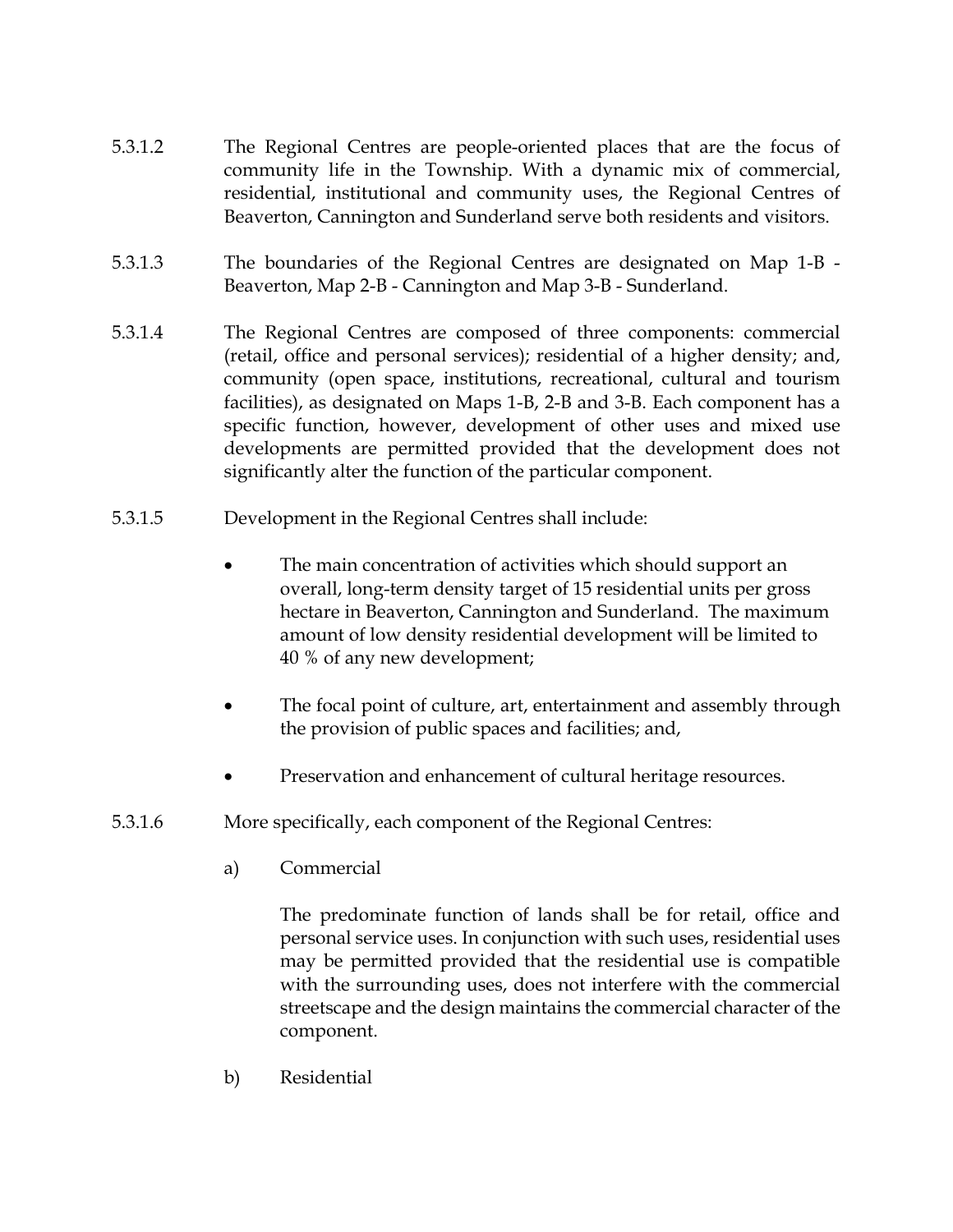5.3.1.2 The Regional Centres are people-oriented places that are the focus of community life in the Township. With a dynamic mix of commercial, residential, institutional and community uses, the Regional Centres of Beaverton, Cannington and Sunderland serve both residents and visitors.

5.3.1.3 The boundaries of the Regional Centres are designated on Map 1-B - Beaverton, Map 2-B - Cannington and Map 3-B - Sunderland.

5.3.1.4 The Regional Centres are composed of three components: commercial (retail, office and personal services); residential of a higher density; and, community (open space, institutions, recreational, cultural and tourism facilities), as designated on Maps 1-B, 2-B and 3-B. Each component has a specific function, however, development of other uses and mixed use developments are permitted provided that the development does not significantly alter the function of the particular component.

5.3.1.5 Development in the Regional Centres shall include:

- The main concentration of activities which should support an overall, long-term density target of 15 residential units per gross hectare in Beaverton, Cannington and Sunderland. The maximum amount of low density residential development will be limited to 40 % of any new development;
- The focal point of culture, art, entertainment and assembly through the provision of public spaces and facilities; and,
- Preservation and enhancement of cultural heritage resources.

5.3.1.6 More specifically, each component of the Regional Centres:

a) Commercial

The predominate function of lands shall be for retail, office and personal service uses. In conjunction with such uses, residential uses may be permitted provided that the residential use is compatible with the surrounding uses, does not interfere with the commercial streetscape and the design maintains the commercial character of the component.

b) Residential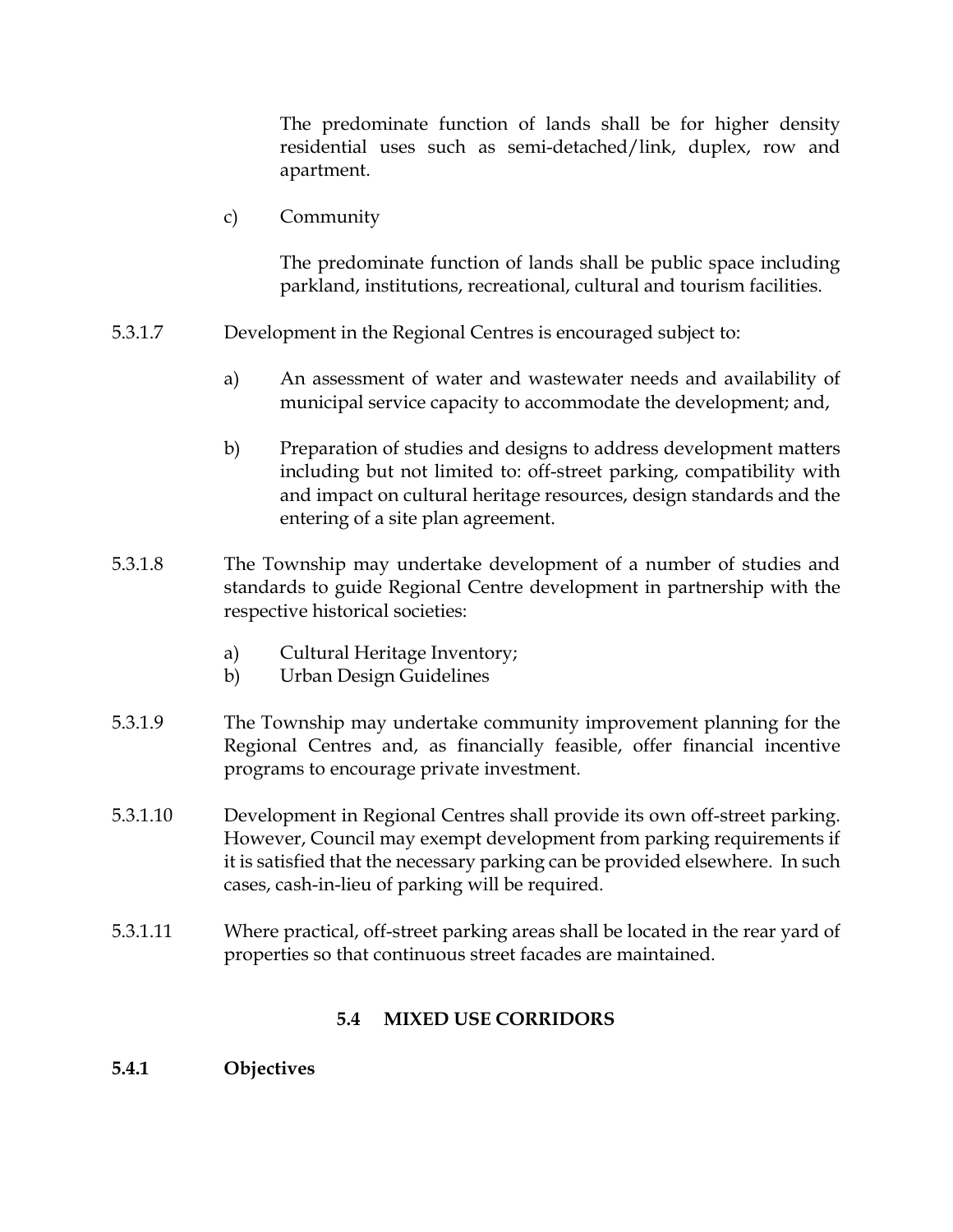The predominate function of lands shall be for higher density residential uses such as semi-detached/link, duplex, row and apartment.

c) Community

The predominate function of lands shall be public space including parkland, institutions, recreational, cultural and tourism facilities.

5.3.1.7 Development in the Regional Centres is encouraged subject to:

a) An assessment of water and wastewater needs and availability of municipal service capacity to accommodate the development; and,

b) Preparation of studies and designs to address development matters including but not limited to: off-street parking, compatibility with and impact on cultural heritage resources, design standards and the entering of a site plan agreement.

5.3.1.8 The Township may undertake development of a number of studies and standards to guide Regional Centre development in partnership with the respective historical societies:

a) Cultural Heritage Inventory;
b) Urban Design Guidelines

5.3.1.9 The Township may undertake community improvement planning for the Regional Centres and, as financially feasible, offer financial incentive programs to encourage private investment.

5.3.1.10 Development in Regional Centres shall provide its own off-street parking. However, Council may exempt development from parking requirements if it is satisfied that the necessary parking can be provided elsewhere. In such cases, cash-in-lieu of parking will be required.

5.3.1.11 Where practical, off-street parking areas shall be located in the rear yard of properties so that continuous street facades are maintained.

## 5.4 MIXED USE CORRIDORS

### 5.4.1 Objectives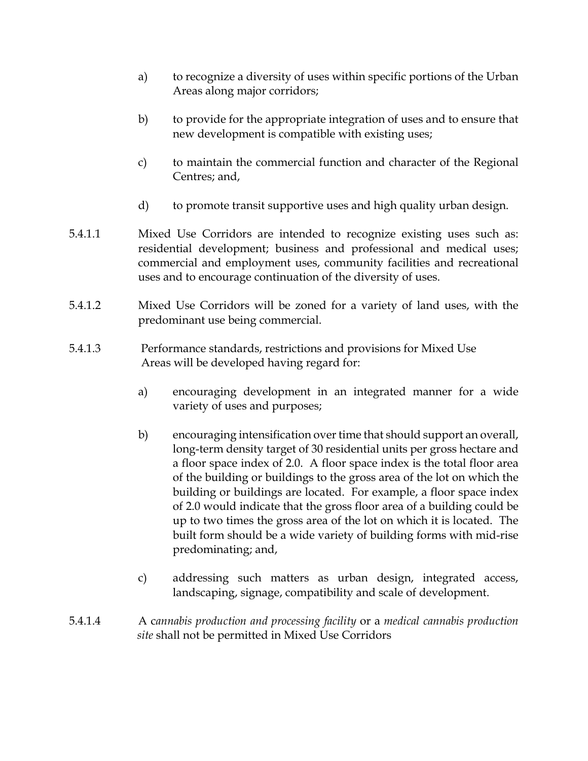a) to recognize a diversity of uses within specific portions of the Urban Areas along major corridors;

b) to provide for the appropriate integration of uses and to ensure that new development is compatible with existing uses;

c) to maintain the commercial function and character of the Regional Centres; and,

d) to promote transit supportive uses and high quality urban design.

5.4.1.1 Mixed Use Corridors are intended to recognize existing uses such as: residential development; business and professional and medical uses; commercial and employment uses, community facilities and recreational uses and to encourage continuation of the diversity of uses.

5.4.1.2 Mixed Use Corridors will be zoned for a variety of land uses, with the predominant use being commercial.

5.4.1.3 Performance standards, restrictions and provisions for Mixed Use Areas will be developed having regard for:

a) encouraging development in an integrated manner for a wide variety of uses and purposes;

b) encouraging intensification over time that should support an overall, long-term density target of 30 residential units per gross hectare and a floor space index of 2.0. A floor space index is the total floor area of the building or buildings to the gross area of the lot on which the building or buildings are located. For example, a floor space index of 2.0 would indicate that the gross floor area of a building could be up to two times the gross area of the lot on which it is located. The built form should be a wide variety of building forms with mid-rise predominating; and,

c) addressing such matters as urban design, integrated access, landscaping, signage, compatibility and scale of development.

5.4.1.4 A c*annabis production and processing facility* or a *medical cannabis production site* shall not be permitted in Mixed Use Corridors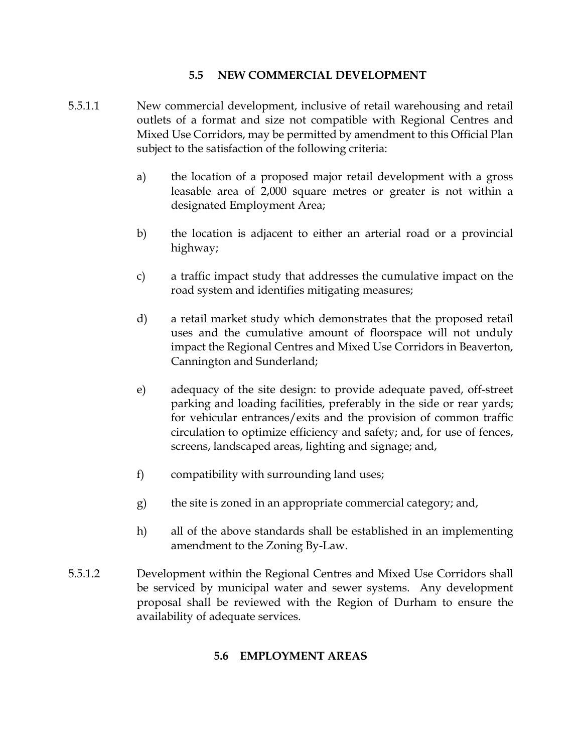## 5.5 NEW COMMERCIAL DEVELOPMENT

5.5.1.1 New commercial development, inclusive of retail warehousing and retail outlets of a format and size not compatible with Regional Centres and Mixed Use Corridors, may be permitted by amendment to this Official Plan subject to the satisfaction of the following criteria:

a) the location of a proposed major retail development with a gross leasable area of 2,000 square metres or greater is not within a designated Employment Area;

b) the location is adjacent to either an arterial road or a provincial highway;

c) a traffic impact study that addresses the cumulative impact on the road system and identifies mitigating measures;

d) a retail market study which demonstrates that the proposed retail uses and the cumulative amount of floorspace will not unduly impact the Regional Centres and Mixed Use Corridors in Beaverton, Cannington and Sunderland;

e) adequacy of the site design: to provide adequate paved, off-street parking and loading facilities, preferably in the side or rear yards; for vehicular entrances/exits and the provision of common traffic circulation to optimize efficiency and safety; and, for use of fences, screens, landscaped areas, lighting and signage; and,

f) compatibility with surrounding land uses;

g) the site is zoned in an appropriate commercial category; and,

h) all of the above standards shall be established in an implementing amendment to the Zoning By-Law.

5.5.1.2 Development within the Regional Centres and Mixed Use Corridors shall be serviced by municipal water and sewer systems. Any development proposal shall be reviewed with the Region of Durham to ensure the availability of adequate services.

## 5.6 EMPLOYMENT AREAS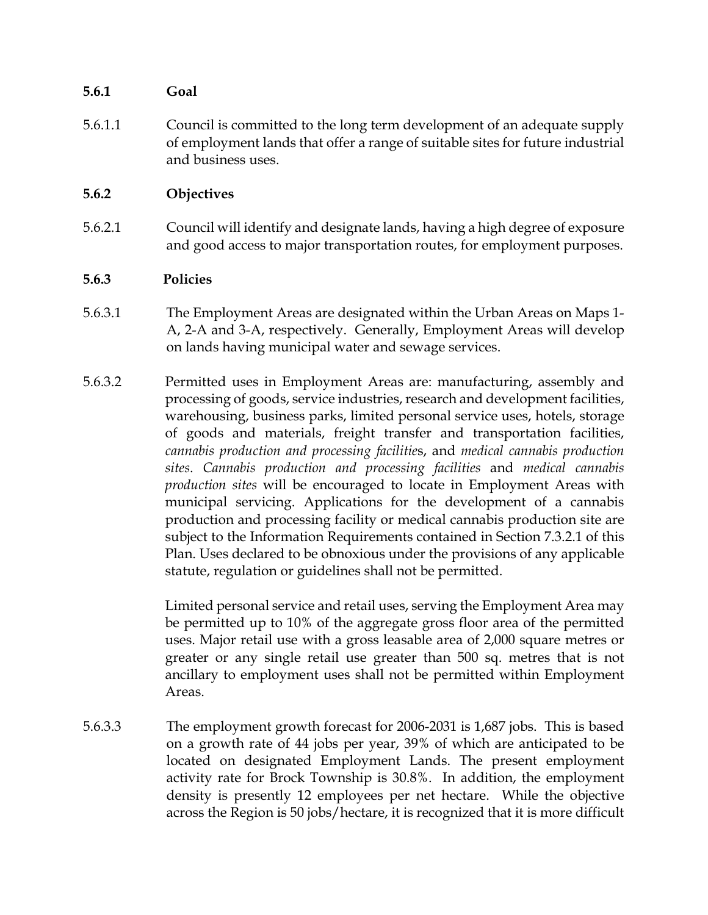### 5.6.1 Goal

5.6.1.1 Council is committed to the long term development of an adequate supply of employment lands that offer a range of suitable sites for future industrial and business uses.

### 5.6.2 Objectives

5.6.2.1 Council will identify and designate lands, having a high degree of exposure and good access to major transportation routes, for employment purposes.

### 5.6.3 Policies

5.6.3.1 The Employment Areas are designated within the Urban Areas on Maps 1-A, 2-A and 3-A, respectively. Generally, Employment Areas will develop on lands having municipal water and sewage services.

5.6.3.2 Permitted uses in Employment Areas are: manufacturing, assembly and processing of goods, service industries, research and development facilities, warehousing, business parks, limited personal service uses, hotels, storage of goods and materials, freight transfer and transportation facilities, *cannabis production and processing facilitie*s, and *medical cannabis production sites*. *Cannabis production and processing facilities* and *medical cannabis production sites* will be encouraged to locate in Employment Areas with municipal servicing. Applications for the development of a cannabis production and processing facility or medical cannabis production site are subject to the Information Requirements contained in Section 7.3.2.1 of this Plan. Uses declared to be obnoxious under the provisions of any applicable statute, regulation or guidelines shall not be permitted.

Limited personal service and retail uses, serving the Employment Area may be permitted up to 10% of the aggregate gross floor area of the permitted uses. Major retail use with a gross leasable area of 2,000 square metres or greater or any single retail use greater than 500 sq. metres that is not ancillary to employment uses shall not be permitted within Employment Areas.

5.6.3.3 The employment growth forecast for 2006-2031 is 1,687 jobs. This is based on a growth rate of 44 jobs per year, 39% of which are anticipated to be located on designated Employment Lands. The present employment activity rate for Brock Township is 30.8%. In addition, the employment density is presently 12 employees per net hectare. While the objective across the Region is 50 jobs/hectare, it is recognized that it is more difficult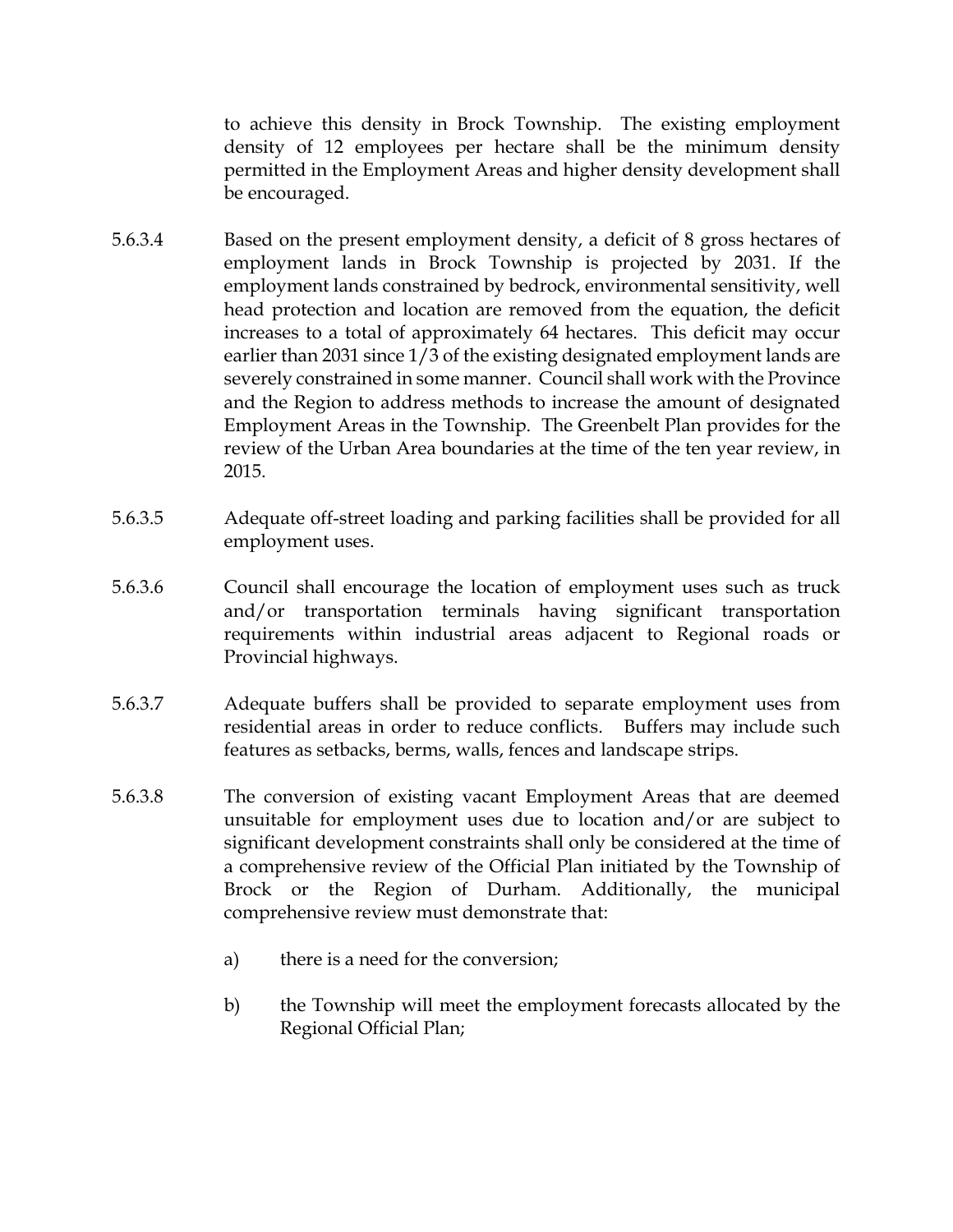to achieve this density in Brock Township. The existing employment density of 12 employees per hectare shall be the minimum density permitted in the Employment Areas and higher density development shall be encouraged.

5.6.3.4 Based on the present employment density, a deficit of 8 gross hectares of employment lands in Brock Township is projected by 2031. If the employment lands constrained by bedrock, environmental sensitivity, well head protection and location are removed from the equation, the deficit increases to a total of approximately 64 hectares. This deficit may occur earlier than 2031 since 1/3 of the existing designated employment lands are severely constrained in some manner. Council shall work with the Province and the Region to address methods to increase the amount of designated Employment Areas in the Township. The Greenbelt Plan provides for the review of the Urban Area boundaries at the time of the ten year review, in 2015.

5.6.3.5 Adequate off-street loading and parking facilities shall be provided for all employment uses.

5.6.3.6 Council shall encourage the location of employment uses such as truck and/or transportation terminals having significant transportation requirements within industrial areas adjacent to Regional roads or Provincial highways.

5.6.3.7 Adequate buffers shall be provided to separate employment uses from residential areas in order to reduce conflicts. Buffers may include such features as setbacks, berms, walls, fences and landscape strips.

5.6.3.8 The conversion of existing vacant Employment Areas that are deemed unsuitable for employment uses due to location and/or are subject to significant development constraints shall only be considered at the time of a comprehensive review of the Official Plan initiated by the Township of Brock or the Region of Durham. Additionally, the municipal comprehensive review must demonstrate that:

a) there is a need for the conversion;

b) the Township will meet the employment forecasts allocated by the Regional Official Plan;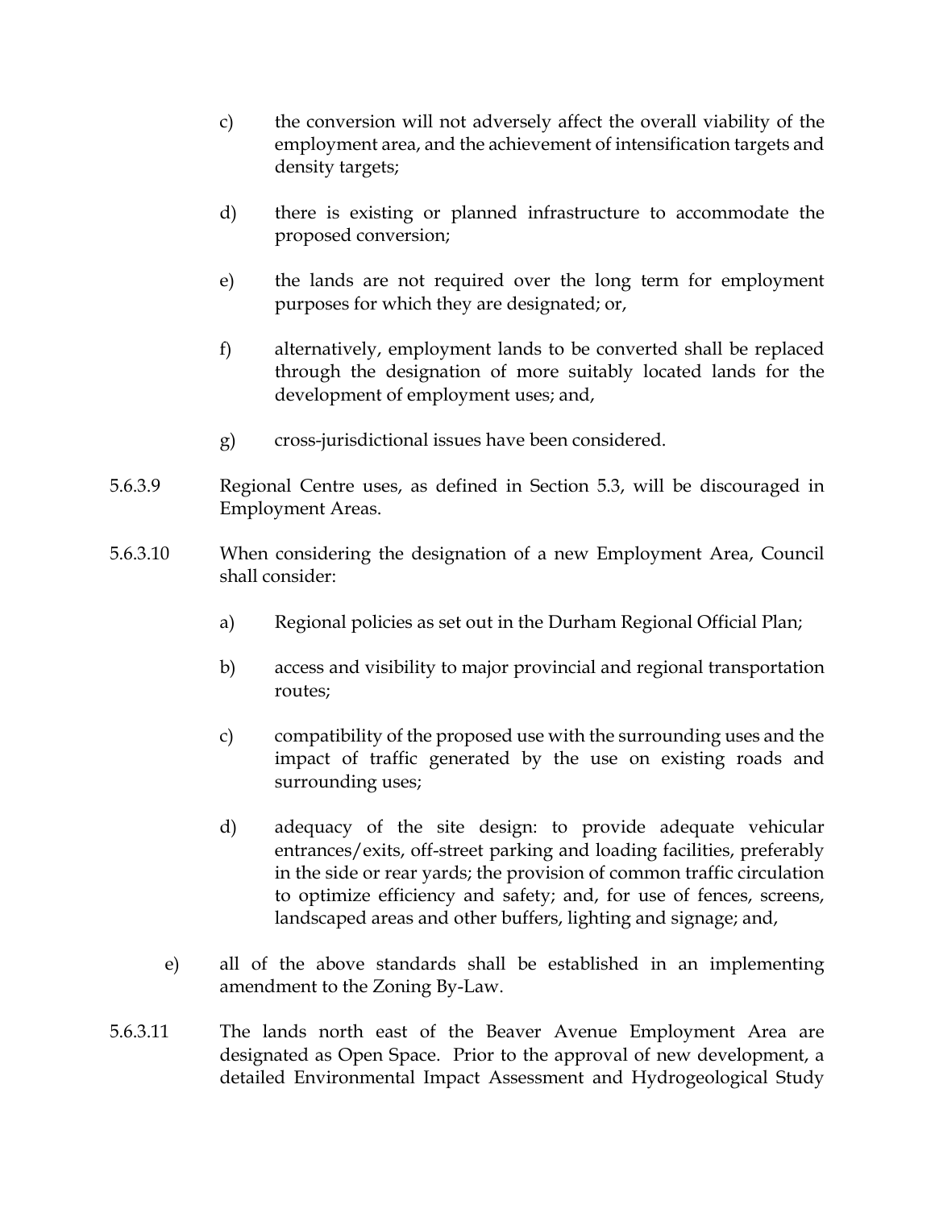c) the conversion will not adversely affect the overall viability of the employment area, and the achievement of intensification targets and density targets;

d) there is existing or planned infrastructure to accommodate the proposed conversion;

e) the lands are not required over the long term for employment purposes for which they are designated; or,

f) alternatively, employment lands to be converted shall be replaced through the designation of more suitably located lands for the development of employment uses; and,

g) cross-jurisdictional issues have been considered.

5.6.3.9 Regional Centre uses, as defined in Section 5.3, will be discouraged in Employment Areas.

5.6.3.10 When considering the designation of a new Employment Area, Council shall consider:

a) Regional policies as set out in the Durham Regional Official Plan;

b) access and visibility to major provincial and regional transportation routes;

c) compatibility of the proposed use with the surrounding uses and the impact of traffic generated by the use on existing roads and surrounding uses;

d) adequacy of the site design: to provide adequate vehicular entrances/exits, off-street parking and loading facilities, preferably in the side or rear yards; the provision of common traffic circulation to optimize efficiency and safety; and, for use of fences, screens, landscaped areas and other buffers, lighting and signage; and,

e) all of the above standards shall be established in an implementing amendment to the Zoning By-Law.

5.6.3.11 The lands north east of the Beaver Avenue Employment Area are designated as Open Space. Prior to the approval of new development, a detailed Environmental Impact Assessment and Hydrogeological Study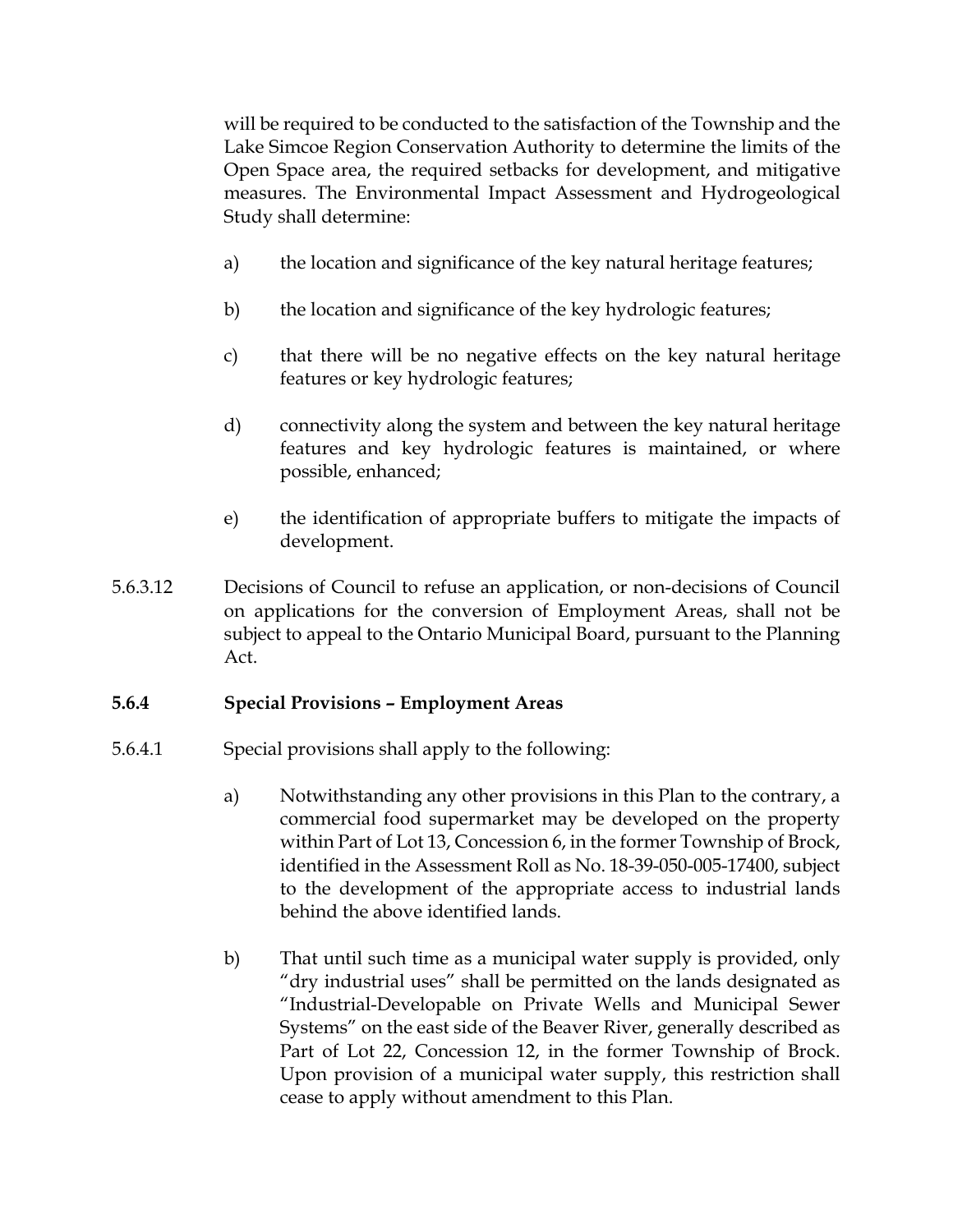will be required to be conducted to the satisfaction of the Township and the Lake Simcoe Region Conservation Authority to determine the limits of the Open Space area, the required setbacks for development, and mitigative measures. The Environmental Impact Assessment and Hydrogeological Study shall determine:

a) the location and significance of the key natural heritage features;

b) the location and significance of the key hydrologic features;

c) that there will be no negative effects on the key natural heritage features or key hydrologic features;

d) connectivity along the system and between the key natural heritage features and key hydrologic features is maintained, or where possible, enhanced;

e) the identification of appropriate buffers to mitigate the impacts of development.

5.6.3.12 Decisions of Council to refuse an application, or non-decisions of Council on applications for the conversion of Employment Areas, shall not be subject to appeal to the Ontario Municipal Board, pursuant to the Planning Act.

### 5.6.4 Special Provisions – Employment Areas

5.6.4.1 Special provisions shall apply to the following:

a) Notwithstanding any other provisions in this Plan to the contrary, a commercial food supermarket may be developed on the property within Part of Lot 13, Concession 6, in the former Township of Brock, identified in the Assessment Roll as No. 18-39-050-005-17400, subject to the development of the appropriate access to industrial lands behind the above identified lands.

b) That until such time as a municipal water supply is provided, only "dry industrial uses" shall be permitted on the lands designated as "Industrial-Developable on Private Wells and Municipal Sewer Systems" on the east side of the Beaver River, generally described as Part of Lot 22, Concession 12, in the former Township of Brock. Upon provision of a municipal water supply, this restriction shall cease to apply without amendment to this Plan.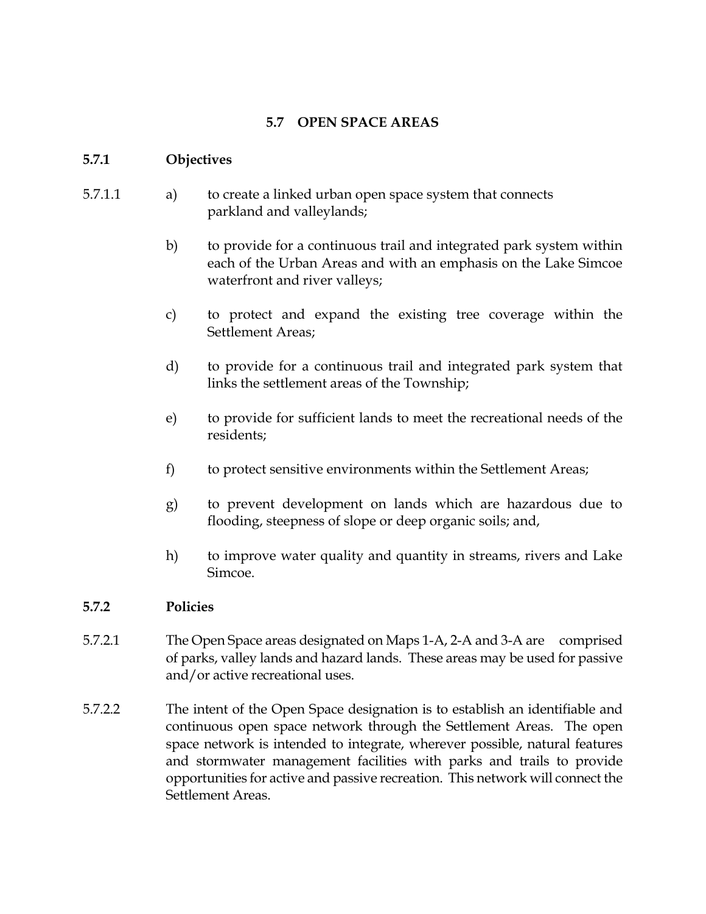## 5.7 OPEN SPACE AREAS

### 5.7.1 Objectives

5.7.1.1

a) to create a linked urban open space system that connects parkland and valleylands;

b) to provide for a continuous trail and integrated park system within each of the Urban Areas and with an emphasis on the Lake Simcoe waterfront and river valleys;

c) to protect and expand the existing tree coverage within the Settlement Areas;

d) to provide for a continuous trail and integrated park system that links the settlement areas of the Township;

e) to provide for sufficient lands to meet the recreational needs of the residents;

f) to protect sensitive environments within the Settlement Areas;

g) to prevent development on lands which are hazardous due to flooding, steepness of slope or deep organic soils; and,

h) to improve water quality and quantity in streams, rivers and Lake Simcoe.

### 5.7.2 Policies

5.7.2.1 The Open Space areas designated on Maps 1-A, 2-A and 3-A are comprised of parks, valley lands and hazard lands. These areas may be used for passive and/or active recreational uses.

5.7.2.2 The intent of the Open Space designation is to establish an identifiable and continuous open space network through the Settlement Areas. The open space network is intended to integrate, wherever possible, natural features and stormwater management facilities with parks and trails to provide opportunities for active and passive recreation. This network will connect the Settlement Areas.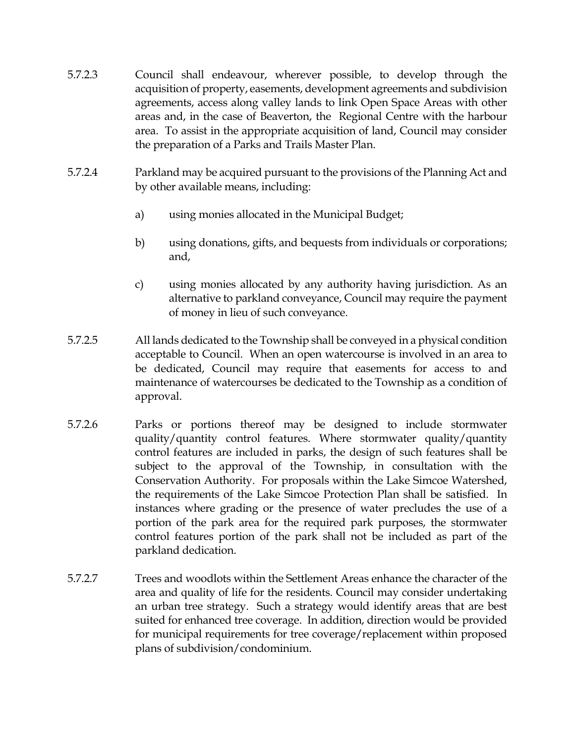5.7.2.3 Council shall endeavour, wherever possible, to develop through the acquisition of property, easements, development agreements and subdivision agreements, access along valley lands to link Open Space Areas with other areas and, in the case of Beaverton, the Regional Centre with the harbour area. To assist in the appropriate acquisition of land, Council may consider the preparation of a Parks and Trails Master Plan.

5.7.2.4 Parkland may be acquired pursuant to the provisions of the Planning Act and by other available means, including:

a) using monies allocated in the Municipal Budget;

b) using donations, gifts, and bequests from individuals or corporations; and,

c) using monies allocated by any authority having jurisdiction. As an alternative to parkland conveyance, Council may require the payment of money in lieu of such conveyance.

5.7.2.5 All lands dedicated to the Township shall be conveyed in a physical condition acceptable to Council. When an open watercourse is involved in an area to be dedicated, Council may require that easements for access to and maintenance of watercourses be dedicated to the Township as a condition of approval.

5.7.2.6 Parks or portions thereof may be designed to include stormwater quality/quantity control features. Where stormwater quality/quantity control features are included in parks, the design of such features shall be subject to the approval of the Township, in consultation with the Conservation Authority. For proposals within the Lake Simcoe Watershed, the requirements of the Lake Simcoe Protection Plan shall be satisfied. In instances where grading or the presence of water precludes the use of a portion of the park area for the required park purposes, the stormwater control features portion of the park shall not be included as part of the parkland dedication.

5.7.2.7 Trees and woodlots within the Settlement Areas enhance the character of the area and quality of life for the residents. Council may consider undertaking an urban tree strategy. Such a strategy would identify areas that are best suited for enhanced tree coverage. In addition, direction would be provided for municipal requirements for tree coverage/replacement within proposed plans of subdivision/condominium.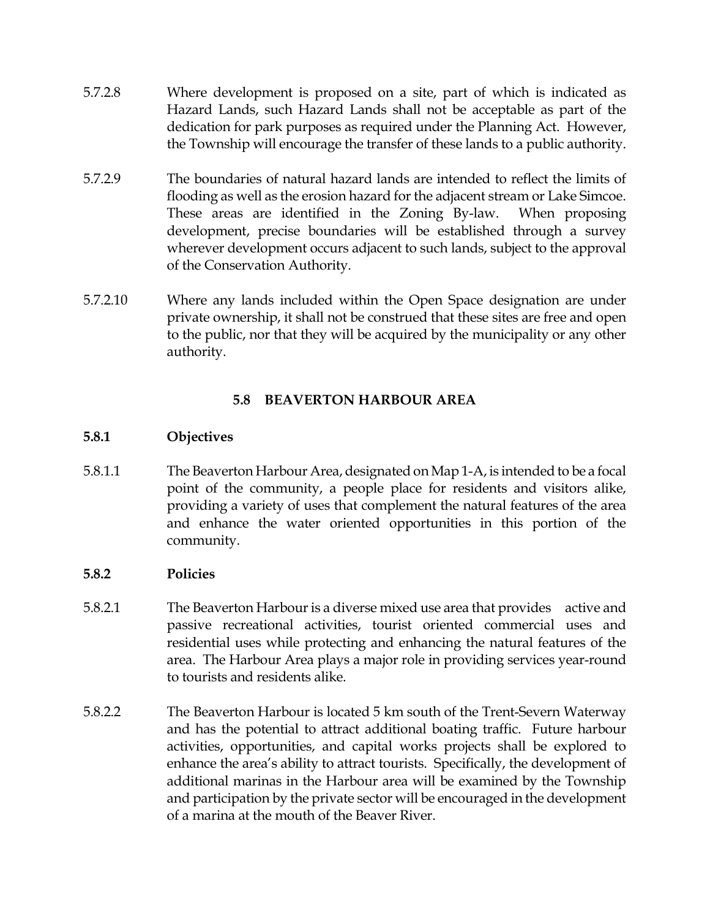5.7.2.8 Where development is proposed on a site, part of which is indicated as Hazard Lands, such Hazard Lands shall not be acceptable as part of the dedication for park purposes as required under the Planning Act. However, the Township will encourage the transfer of these lands to a public authority.

5.7.2.9 The boundaries of natural hazard lands are intended to reflect the limits of flooding as well as the erosion hazard for the adjacent stream or Lake Simcoe. These areas are identified in the Zoning By-law. When proposing development, precise boundaries will be established through a survey wherever development occurs adjacent to such lands, subject to the approval of the Conservation Authority.

5.7.2.10 Where any lands included within the Open Space designation are under private ownership, it shall not be construed that these sites are free and open to the public, nor that they will be acquired by the municipality or any other authority.

## 5.8 BEAVERTON HARBOUR AREA

### 5.8.1 Objectives

5.8.1.1 The Beaverton Harbour Area, designated on Map 1-A, is intended to be a focal point of the community, a people place for residents and visitors alike, providing a variety of uses that complement the natural features of the area and enhance the water oriented opportunities in this portion of the community.

### 5.8.2 Policies

5.8.2.1 The Beaverton Harbour is a diverse mixed use area that provides active and passive recreational activities, tourist oriented commercial uses and residential uses while protecting and enhancing the natural features of the area. The Harbour Area plays a major role in providing services year-round to tourists and residents alike.

5.8.2.2 The Beaverton Harbour is located 5 km south of the Trent-Severn Waterway and has the potential to attract additional boating traffic. Future harbour activities, opportunities, and capital works projects shall be explored to enhance the area's ability to attract tourists. Specifically, the development of additional marinas in the Harbour area will be examined by the Township and participation by the private sector will be encouraged in the development of a marina at the mouth of the Beaver River.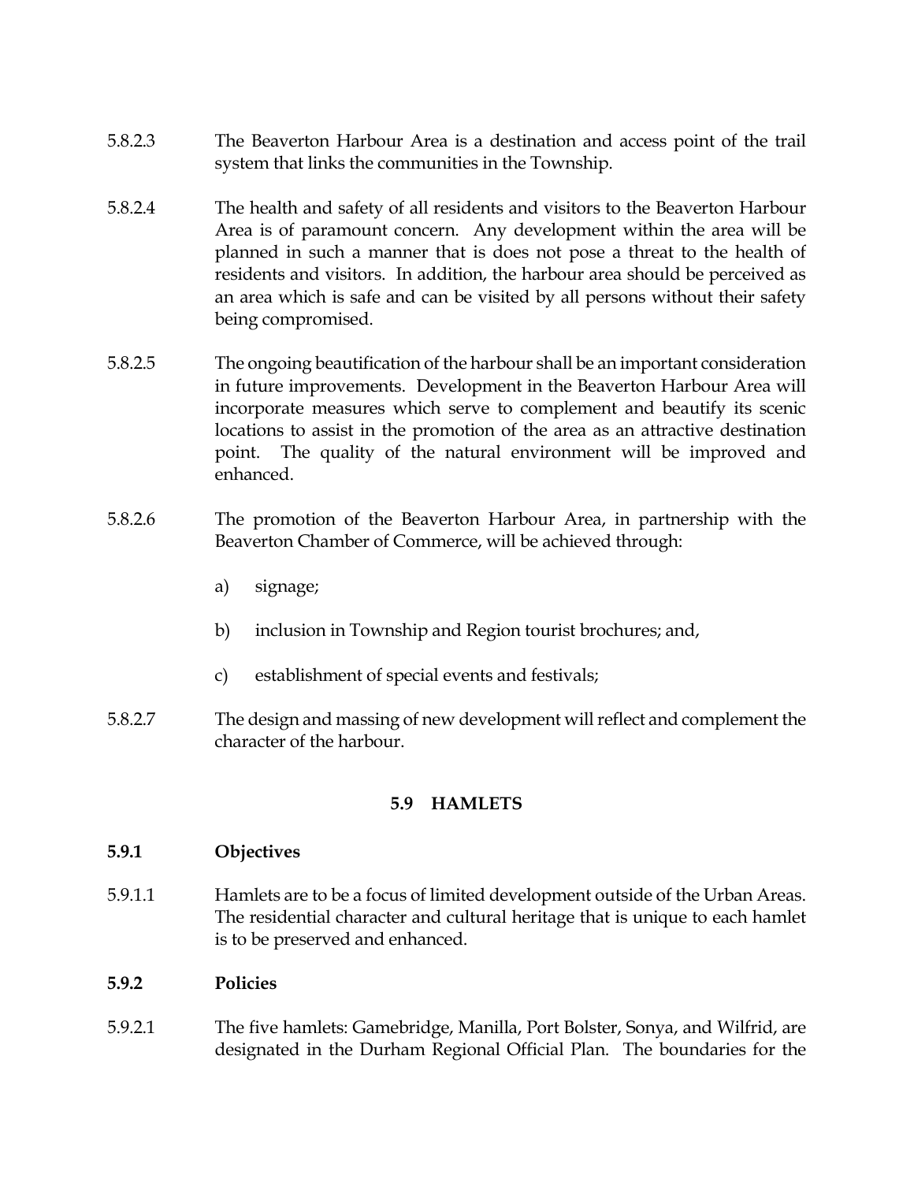5.8.2.3 The Beaverton Harbour Area is a destination and access point of the trail system that links the communities in the Township.

5.8.2.4 The health and safety of all residents and visitors to the Beaverton Harbour Area is of paramount concern. Any development within the area will be planned in such a manner that is does not pose a threat to the health of residents and visitors. In addition, the harbour area should be perceived as an area which is safe and can be visited by all persons without their safety being compromised.

5.8.2.5 The ongoing beautification of the harbour shall be an important consideration in future improvements. Development in the Beaverton Harbour Area will incorporate measures which serve to complement and beautify its scenic locations to assist in the promotion of the area as an attractive destination point. The quality of the natural environment will be improved and enhanced.

5.8.2.6 The promotion of the Beaverton Harbour Area, in partnership with the Beaverton Chamber of Commerce, will be achieved through:

- a) signage;
- b) inclusion in Township and Region tourist brochures; and,
- c) establishment of special events and festivals;

5.8.2.7 The design and massing of new development will reflect and complement the character of the harbour.

## 5.9 HAMLETS

### 5.9.1 Objectives

5.9.1.1 Hamlets are to be a focus of limited development outside of the Urban Areas. The residential character and cultural heritage that is unique to each hamlet is to be preserved and enhanced.

### 5.9.2 Policies

5.9.2.1 The five hamlets: Gamebridge, Manilla, Port Bolster, Sonya, and Wilfrid, are designated in the Durham Regional Official Plan. The boundaries for the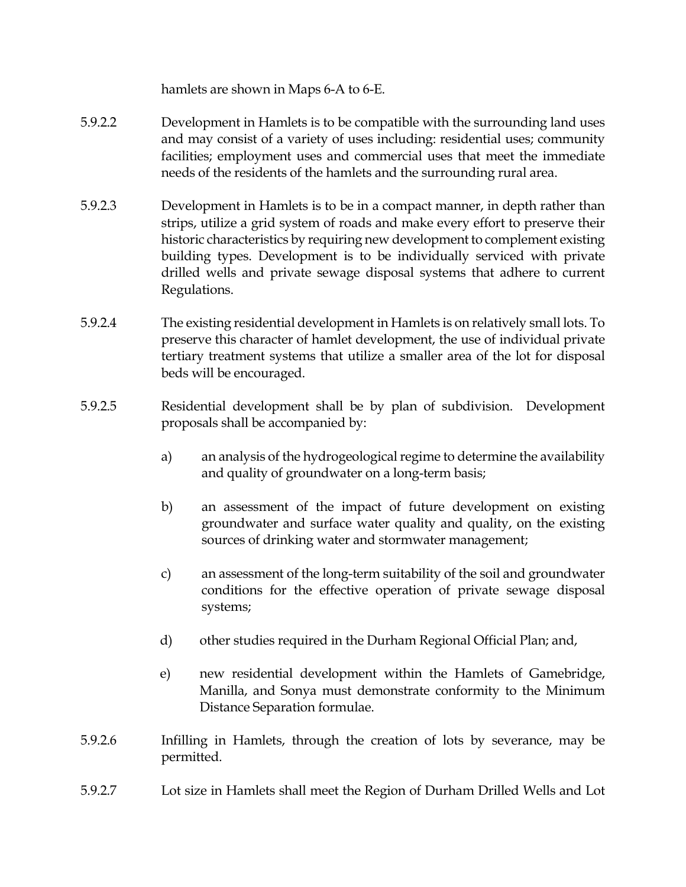hamlets are shown in Maps 6-A to 6-E.

5.9.2.2 Development in Hamlets is to be compatible with the surrounding land uses and may consist of a variety of uses including: residential uses; community facilities; employment uses and commercial uses that meet the immediate needs of the residents of the hamlets and the surrounding rural area.

5.9.2.3 Development in Hamlets is to be in a compact manner, in depth rather than strips, utilize a grid system of roads and make every effort to preserve their historic characteristics by requiring new development to complement existing building types. Development is to be individually serviced with private drilled wells and private sewage disposal systems that adhere to current Regulations.

5.9.2.4 The existing residential development in Hamlets is on relatively small lots. To preserve this character of hamlet development, the use of individual private tertiary treatment systems that utilize a smaller area of the lot for disposal beds will be encouraged.

5.9.2.5 Residential development shall be by plan of subdivision. Development proposals shall be accompanied by:

a) an analysis of the hydrogeological regime to determine the availability and quality of groundwater on a long-term basis;

b) an assessment of the impact of future development on existing groundwater and surface water quality and quality, on the existing sources of drinking water and stormwater management;

c) an assessment of the long-term suitability of the soil and groundwater conditions for the effective operation of private sewage disposal systems;

d) other studies required in the Durham Regional Official Plan; and,

e) new residential development within the Hamlets of Gamebridge, Manilla, and Sonya must demonstrate conformity to the Minimum Distance Separation formulae.

5.9.2.6 Infilling in Hamlets, through the creation of lots by severance, may be permitted.

5.9.2.7 Lot size in Hamlets shall meet the Region of Durham Drilled Wells and Lot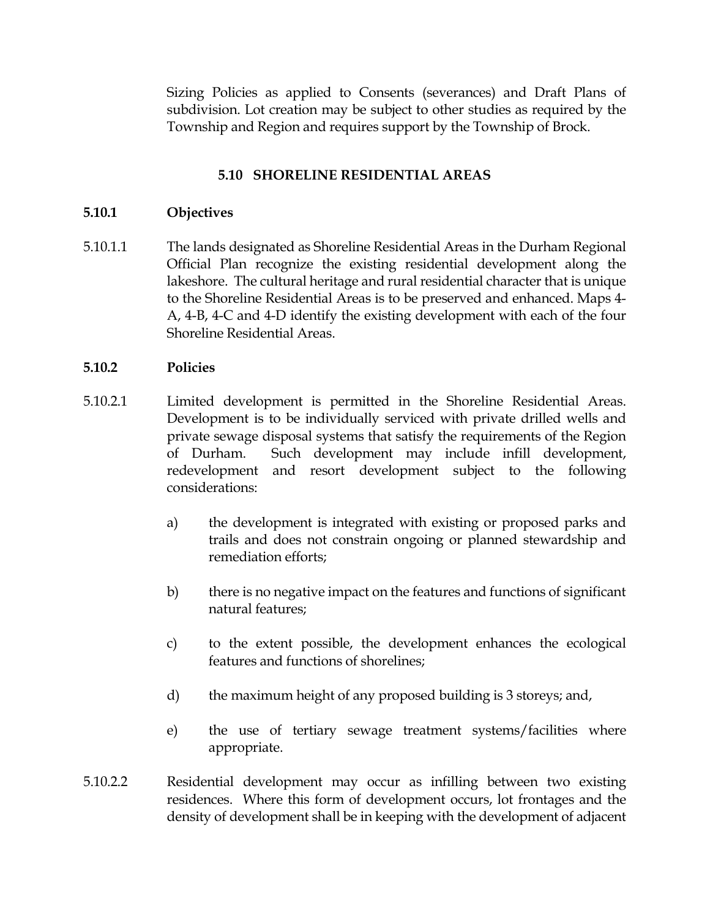Sizing Policies as applied to Consents (severances) and Draft Plans of subdivision. Lot creation may be subject to other studies as required by the Township and Region and requires support by the Township of Brock.

## 5.10 SHORELINE RESIDENTIAL AREAS

### 5.10.1 Objectives

5.10.1.1 The lands designated as Shoreline Residential Areas in the Durham Regional Official Plan recognize the existing residential development along the lakeshore. The cultural heritage and rural residential character that is unique to the Shoreline Residential Areas is to be preserved and enhanced. Maps 4-A, 4-B, 4-C and 4-D identify the existing development with each of the four Shoreline Residential Areas.

### 5.10.2 Policies

5.10.2.1 Limited development is permitted in the Shoreline Residential Areas. Development is to be individually serviced with private drilled wells and private sewage disposal systems that satisfy the requirements of the Region of Durham. Such development may include infill development, redevelopment and resort development subject to the following considerations:

a) the development is integrated with existing or proposed parks and trails and does not constrain ongoing or planned stewardship and remediation efforts;

b) there is no negative impact on the features and functions of significant natural features;

c) to the extent possible, the development enhances the ecological features and functions of shorelines;

d) the maximum height of any proposed building is 3 storeys; and,

e) the use of tertiary sewage treatment systems/facilities where appropriate.

5.10.2.2 Residential development may occur as infilling between two existing residences. Where this form of development occurs, lot frontages and the density of development shall be in keeping with the development of adjacent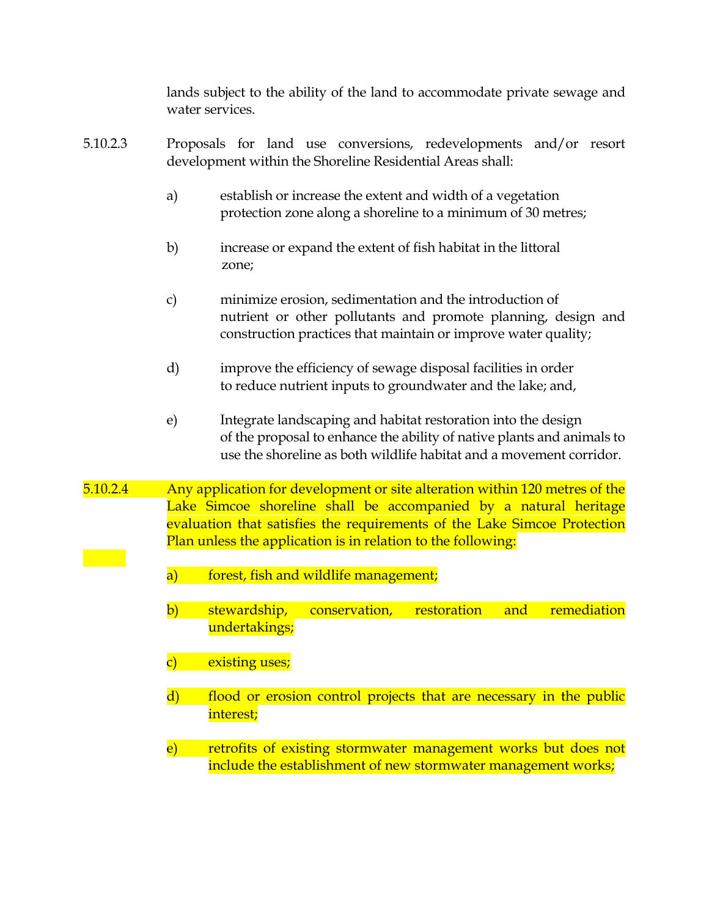lands subject to the ability of the land to accommodate private sewage and water services.

5.10.2.3 Proposals for land use conversions, redevelopments and/or resort development within the Shoreline Residential Areas shall:

a) establish or increase the extent and width of a vegetation protection zone along a shoreline to a minimum of 30 metres;

b) increase or expand the extent of fish habitat in the littoral zone;

c) minimize erosion, sedimentation and the introduction of nutrient or other pollutants and promote planning, design and construction practices that maintain or improve water quality;

d) improve the efficiency of sewage disposal facilities in order to reduce nutrient inputs to groundwater and the lake; and,

e) Integrate landscaping and habitat restoration into the design of the proposal to enhance the ability of native plants and animals to use the shoreline as both wildlife habitat and a movement corridor.

5.10.2.4 Any application for development or site alteration within 120 metres of the Lake Simcoe shoreline shall be accompanied by a natural heritage evaluation that satisfies the requirements of the Lake Simcoe Protection Plan unless the application is in relation to the following:

a) forest, fish and wildlife management;

b) stewardship, conservation, restoration and remediation undertakings;

c) existing uses;

d) flood or erosion control projects that are necessary in the public interest;

e) retrofits of existing stormwater management works but does not include the establishment of new stormwater management works;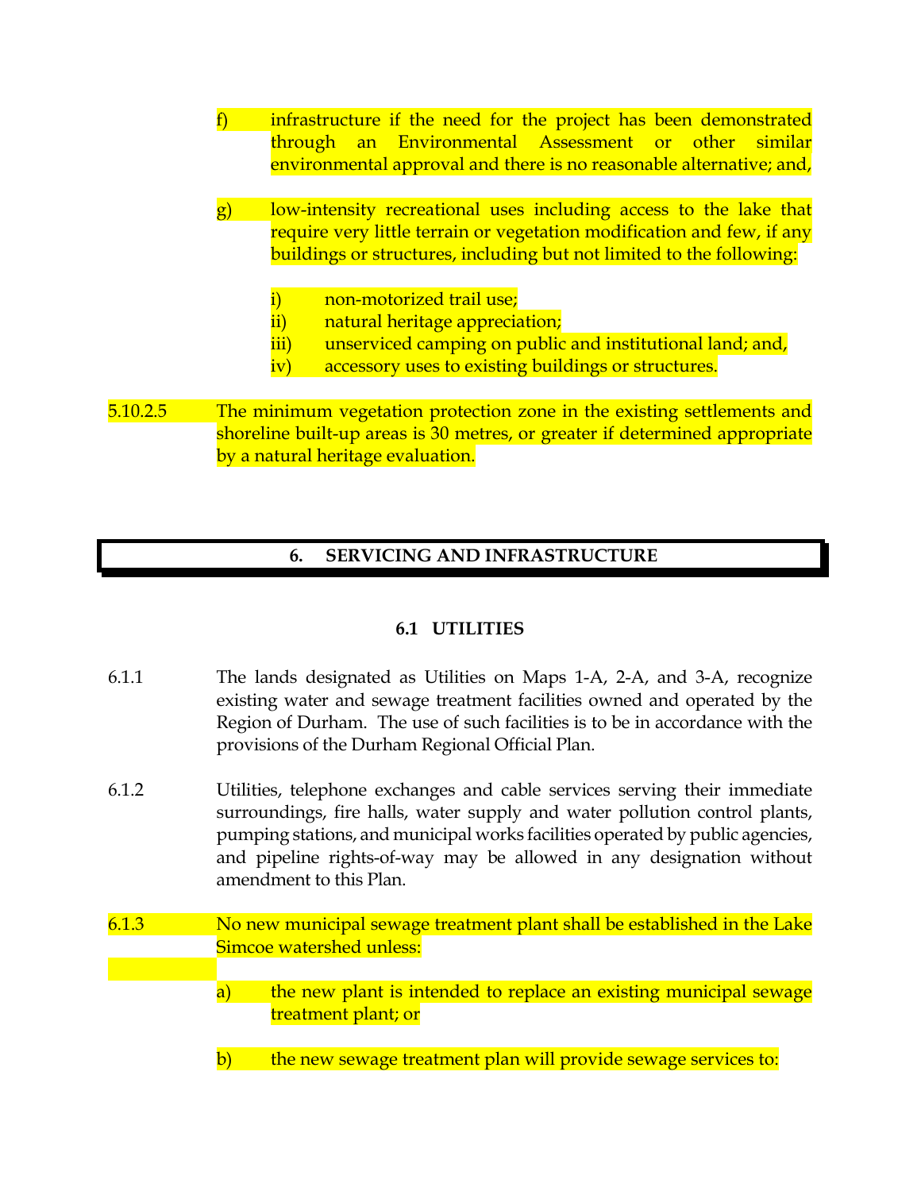f) infrastructure if the need for the project has been demonstrated through an Environmental Assessment or other similar environmental approval and there is no reasonable alternative; and,

g) low-intensity recreational uses including access to the lake that require very little terrain or vegetation modification and few, if any buildings or structures, including but not limited to the following:

   i) non-motorized trail use;
   ii) natural heritage appreciation;
   iii) unserviced camping on public and institutional land; and,
   iv) accessory uses to existing buildings or structures.

5.10.2.5 The minimum vegetation protection zone in the existing settlements and shoreline built-up areas is 30 metres, or greater if determined appropriate by a natural heritage evaluation.

# 6. SERVICING AND INFRASTRUCTURE

## 6.1 UTILITIES

6.1.1 The lands designated as Utilities on Maps 1-A, 2-A, and 3-A, recognize existing water and sewage treatment facilities owned and operated by the Region of Durham. The use of such facilities is to be in accordance with the provisions of the Durham Regional Official Plan.

6.1.2 Utilities, telephone exchanges and cable services serving their immediate surroundings, fire halls, water supply and water pollution control plants, pumping stations, and municipal works facilities operated by public agencies, and pipeline rights-of-way may be allowed in any designation without amendment to this Plan.

6.1.3 No new municipal sewage treatment plant shall be established in the Lake Simcoe watershed unless:

a) the new plant is intended to replace an existing municipal sewage treatment plant; or

b) the new sewage treatment plan will provide sewage services to: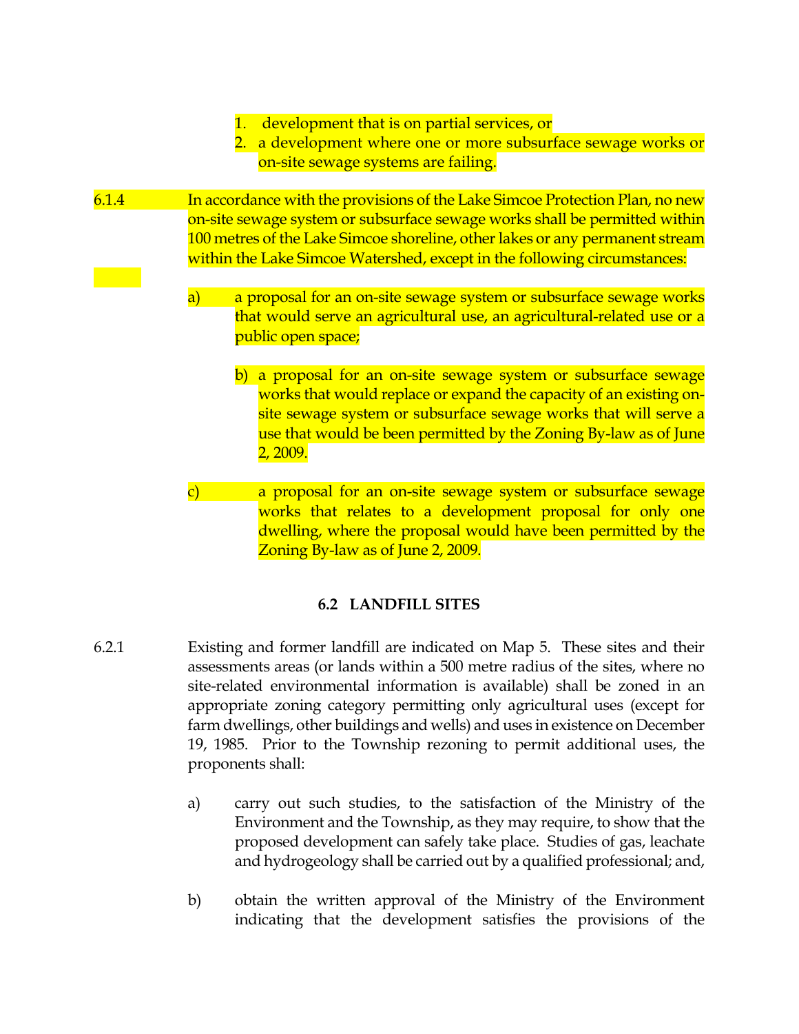1. development that is on partial services, or
2. a development where one or more subsurface sewage works or on-site sewage systems are failing.

6.1.4 In accordance with the provisions of the Lake Simcoe Protection Plan, no new on-site sewage system or subsurface sewage works shall be permitted within 100 metres of the Lake Simcoe shoreline, other lakes or any permanent stream within the Lake Simcoe Watershed, except in the following circumstances:

a) a proposal for an on-site sewage system or subsurface sewage works that would serve an agricultural use, an agricultural-related use or a public open space;

b) a proposal for an on-site sewage system or subsurface sewage works that would replace or expand the capacity of an existing on-site sewage system or subsurface sewage works that will serve a use that would be been permitted by the Zoning By-law as of June 2, 2009.

c) a proposal for an on-site sewage system or subsurface sewage works that relates to a development proposal for only one dwelling, where the proposal would have been permitted by the Zoning By-law as of June 2, 2009.

## 6.2 LANDFILL SITES

6.2.1 Existing and former landfill are indicated on Map 5. These sites and their assessments areas (or lands within a 500 metre radius of the sites, where no site-related environmental information is available) shall be zoned in an appropriate zoning category permitting only agricultural uses (except for farm dwellings, other buildings and wells) and uses in existence on December 19, 1985. Prior to the Township rezoning to permit additional uses, the proponents shall:

a) carry out such studies, to the satisfaction of the Ministry of the Environment and the Township, as they may require, to show that the proposed development can safely take place. Studies of gas, leachate and hydrogeology shall be carried out by a qualified professional; and,

b) obtain the written approval of the Ministry of the Environment indicating that the development satisfies the provisions of the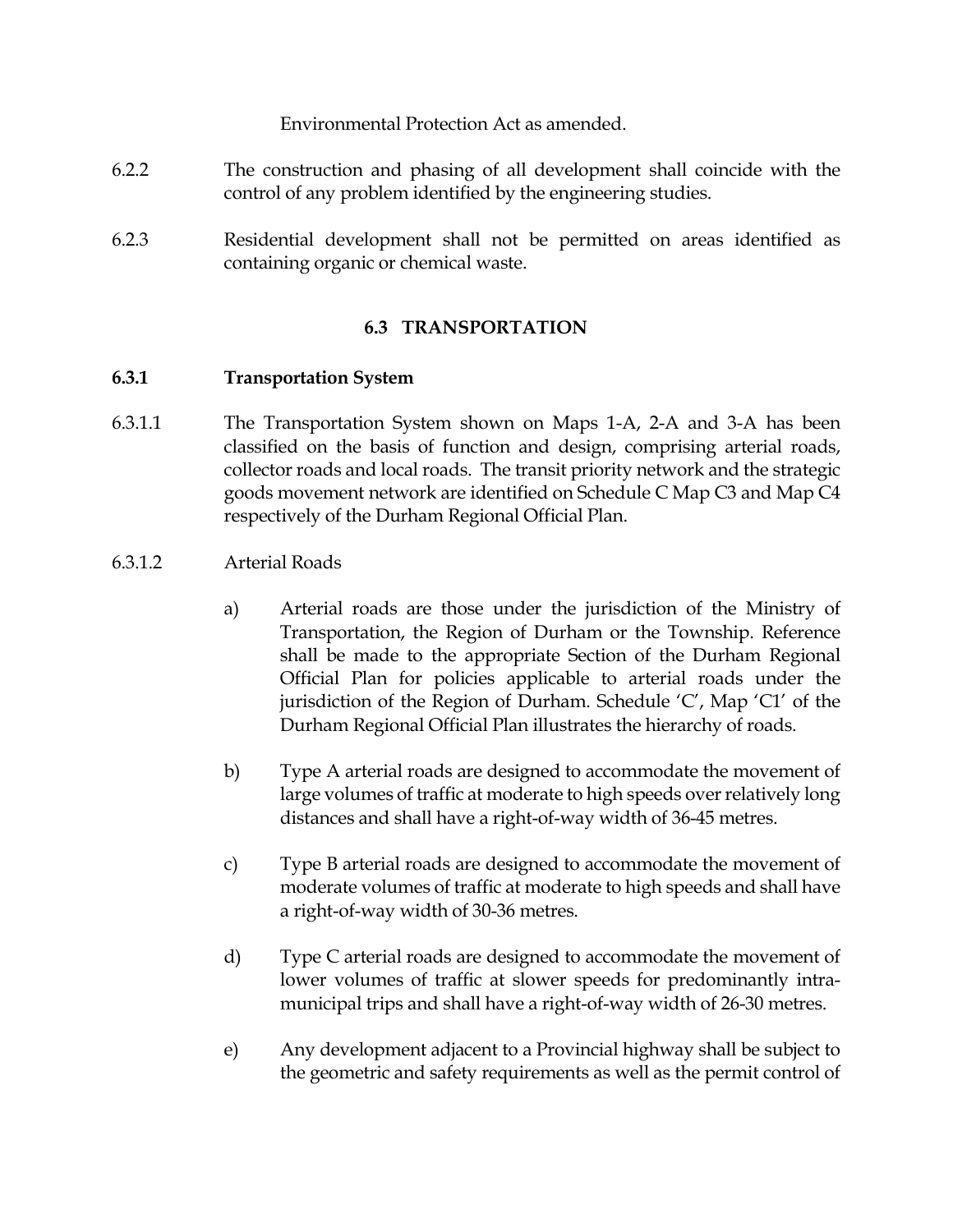Environmental Protection Act as amended.

6.2.2 The construction and phasing of all development shall coincide with the control of any problem identified by the engineering studies.

6.2.3 Residential development shall not be permitted on areas identified as containing organic or chemical waste.

## 6.3 TRANSPORTATION

### 6.3.1 Transportation System

6.3.1.1 The Transportation System shown on Maps 1-A, 2-A and 3-A has been classified on the basis of function and design, comprising arterial roads, collector roads and local roads. The transit priority network and the strategic goods movement network are identified on Schedule C Map C3 and Map C4 respectively of the Durham Regional Official Plan.

6.3.1.2 Arterial Roads

a) Arterial roads are those under the jurisdiction of the Ministry of Transportation, the Region of Durham or the Township. Reference shall be made to the appropriate Section of the Durham Regional Official Plan for policies applicable to arterial roads under the jurisdiction of the Region of Durham. Schedule 'C', Map 'C1' of the Durham Regional Official Plan illustrates the hierarchy of roads.

b) Type A arterial roads are designed to accommodate the movement of large volumes of traffic at moderate to high speeds over relatively long distances and shall have a right-of-way width of 36-45 metres.

c) Type B arterial roads are designed to accommodate the movement of moderate volumes of traffic at moderate to high speeds and shall have a right-of-way width of 30-36 metres.

d) Type C arterial roads are designed to accommodate the movement of lower volumes of traffic at slower speeds for predominantly intra-municipal trips and shall have a right-of-way width of 26-30 metres.

e) Any development adjacent to a Provincial highway shall be subject to the geometric and safety requirements as well as the permit control of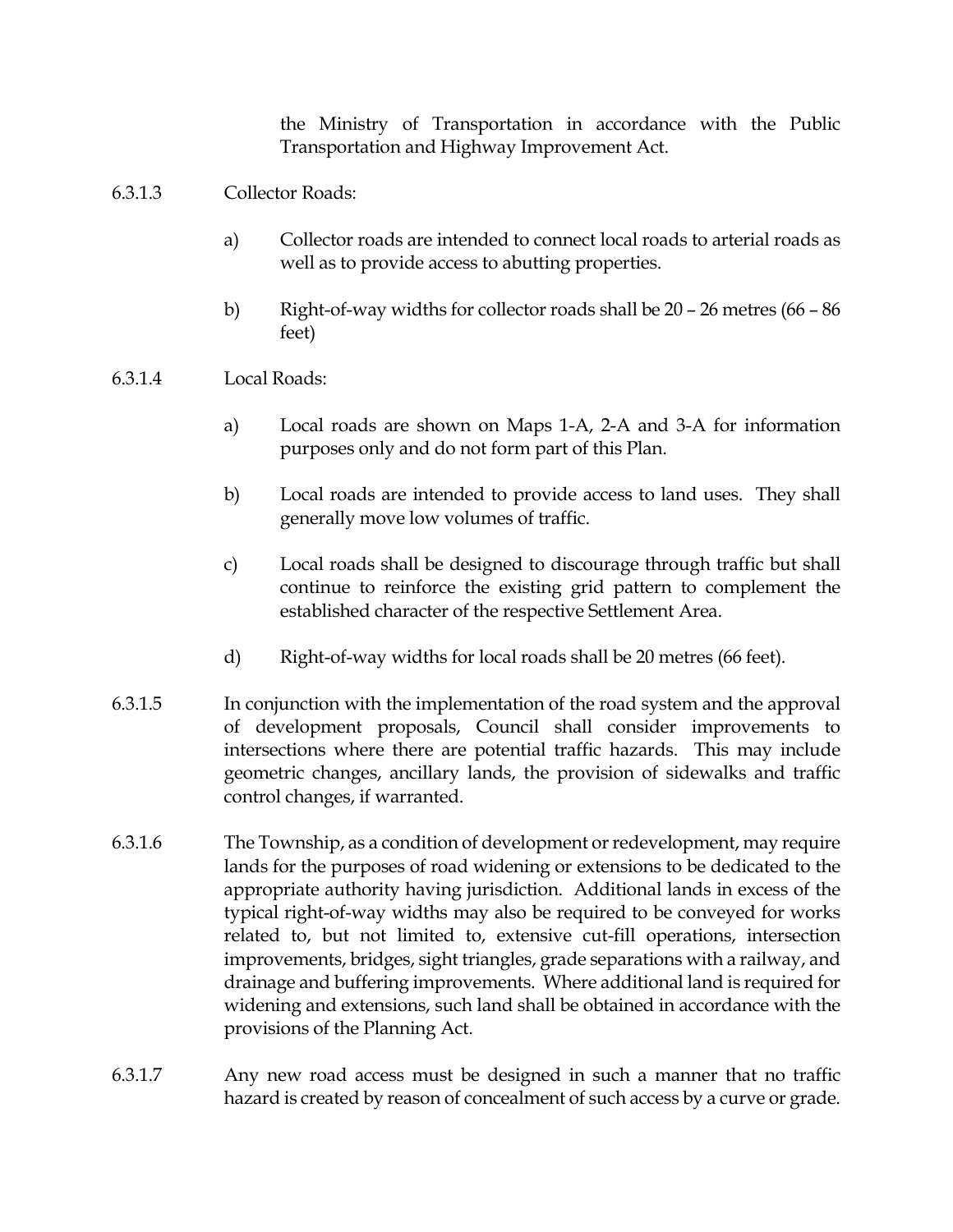the Ministry of Transportation in accordance with the Public Transportation and Highway Improvement Act.

6.3.1.3 Collector Roads:

a) Collector roads are intended to connect local roads to arterial roads as well as to provide access to abutting properties.

b) Right-of-way widths for collector roads shall be 20 – 26 metres (66 – 86 feet)

6.3.1.4 Local Roads:

a) Local roads are shown on Maps 1-A, 2-A and 3-A for information purposes only and do not form part of this Plan.

b) Local roads are intended to provide access to land uses. They shall generally move low volumes of traffic.

c) Local roads shall be designed to discourage through traffic but shall continue to reinforce the existing grid pattern to complement the established character of the respective Settlement Area.

d) Right-of-way widths for local roads shall be 20 metres (66 feet).

6.3.1.5 In conjunction with the implementation of the road system and the approval of development proposals, Council shall consider improvements to intersections where there are potential traffic hazards. This may include geometric changes, ancillary lands, the provision of sidewalks and traffic control changes, if warranted.

6.3.1.6 The Township, as a condition of development or redevelopment, may require lands for the purposes of road widening or extensions to be dedicated to the appropriate authority having jurisdiction. Additional lands in excess of the typical right-of-way widths may also be required to be conveyed for works related to, but not limited to, extensive cut-fill operations, intersection improvements, bridges, sight triangles, grade separations with a railway, and drainage and buffering improvements. Where additional land is required for widening and extensions, such land shall be obtained in accordance with the provisions of the Planning Act.

6.3.1.7 Any new road access must be designed in such a manner that no traffic hazard is created by reason of concealment of such access by a curve or grade.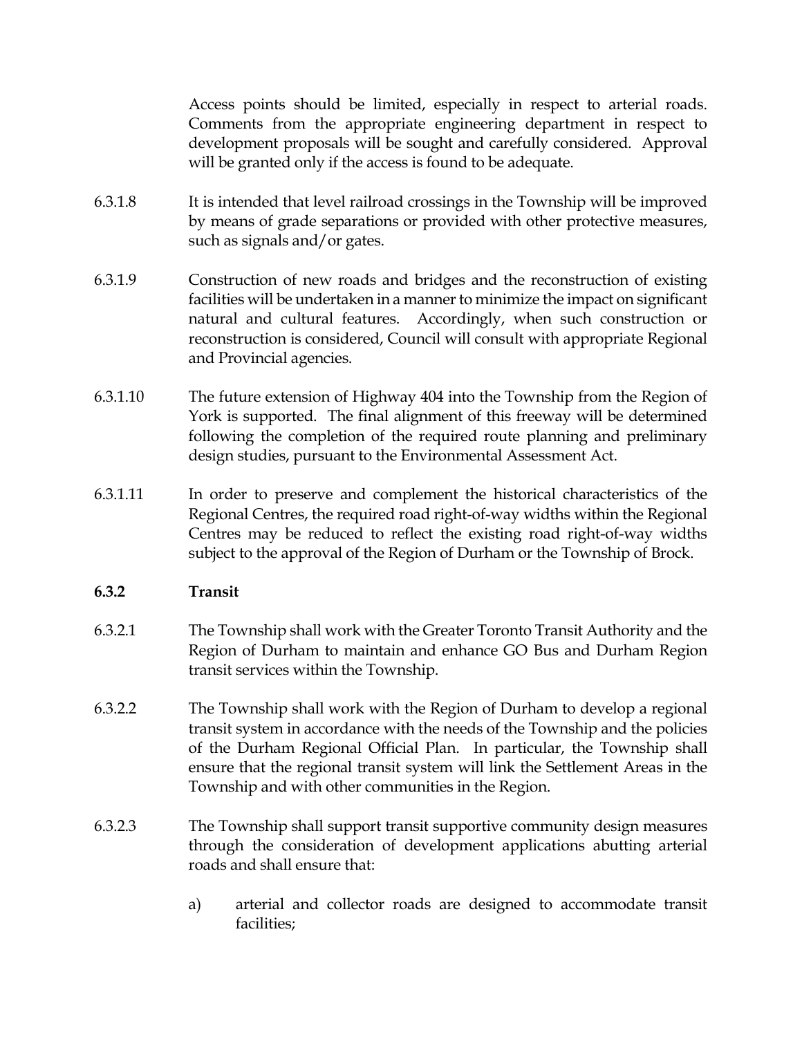Access points should be limited, especially in respect to arterial roads. Comments from the appropriate engineering department in respect to development proposals will be sought and carefully considered. Approval will be granted only if the access is found to be adequate.

6.3.1.8 It is intended that level railroad crossings in the Township will be improved by means of grade separations or provided with other protective measures, such as signals and/or gates.

6.3.1.9 Construction of new roads and bridges and the reconstruction of existing facilities will be undertaken in a manner to minimize the impact on significant natural and cultural features. Accordingly, when such construction or reconstruction is considered, Council will consult with appropriate Regional and Provincial agencies.

6.3.1.10 The future extension of Highway 404 into the Township from the Region of York is supported. The final alignment of this freeway will be determined following the completion of the required route planning and preliminary design studies, pursuant to the Environmental Assessment Act.

6.3.1.11 In order to preserve and complement the historical characteristics of the Regional Centres, the required road right-of-way widths within the Regional Centres may be reduced to reflect the existing road right-of-way widths subject to the approval of the Region of Durham or the Township of Brock.

### 6.3.2 Transit

6.3.2.1 The Township shall work with the Greater Toronto Transit Authority and the Region of Durham to maintain and enhance GO Bus and Durham Region transit services within the Township.

6.3.2.2 The Township shall work with the Region of Durham to develop a regional transit system in accordance with the needs of the Township and the policies of the Durham Regional Official Plan. In particular, the Township shall ensure that the regional transit system will link the Settlement Areas in the Township and with other communities in the Region.

6.3.2.3 The Township shall support transit supportive community design measures through the consideration of development applications abutting arterial roads and shall ensure that:

a) arterial and collector roads are designed to accommodate transit facilities;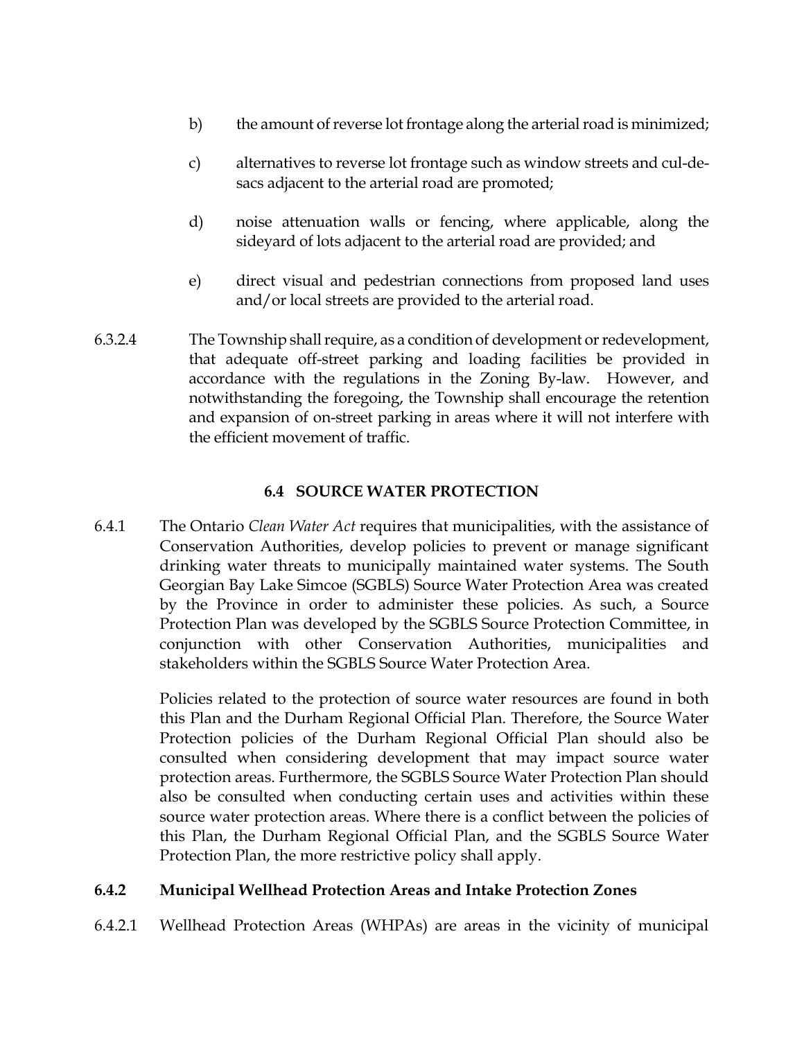b) the amount of reverse lot frontage along the arterial road is minimized;

c) alternatives to reverse lot frontage such as window streets and cul-de-sacs adjacent to the arterial road are promoted;

d) noise attenuation walls or fencing, where applicable, along the sideyard of lots adjacent to the arterial road are provided; and

e) direct visual and pedestrian connections from proposed land uses and/or local streets are provided to the arterial road.

6.3.2.4 The Township shall require, as a condition of development or redevelopment, that adequate off-street parking and loading facilities be provided in accordance with the regulations in the Zoning By-law. However, and notwithstanding the foregoing, the Township shall encourage the retention and expansion of on-street parking in areas where it will not interfere with the efficient movement of traffic.

## 6.4 SOURCE WATER PROTECTION

6.4.1 The Ontario *Clean Water Act* requires that municipalities, with the assistance of Conservation Authorities, develop policies to prevent or manage significant drinking water threats to municipally maintained water systems. The South Georgian Bay Lake Simcoe (SGBLS) Source Water Protection Area was created by the Province in order to administer these policies. As such, a Source Protection Plan was developed by the SGBLS Source Protection Committee, in conjunction with other Conservation Authorities, municipalities and stakeholders within the SGBLS Source Water Protection Area.

Policies related to the protection of source water resources are found in both this Plan and the Durham Regional Official Plan. Therefore, the Source Water Protection policies of the Durham Regional Official Plan should also be consulted when considering development that may impact source water protection areas. Furthermore, the SGBLS Source Water Protection Plan should also be consulted when conducting certain uses and activities within these source water protection areas. Where there is a conflict between the policies of this Plan, the Durham Regional Official Plan, and the SGBLS Source Water Protection Plan, the more restrictive policy shall apply.

### 6.4.2 Municipal Wellhead Protection Areas and Intake Protection Zones

6.4.2.1 Wellhead Protection Areas (WHPAs) are areas in the vicinity of municipal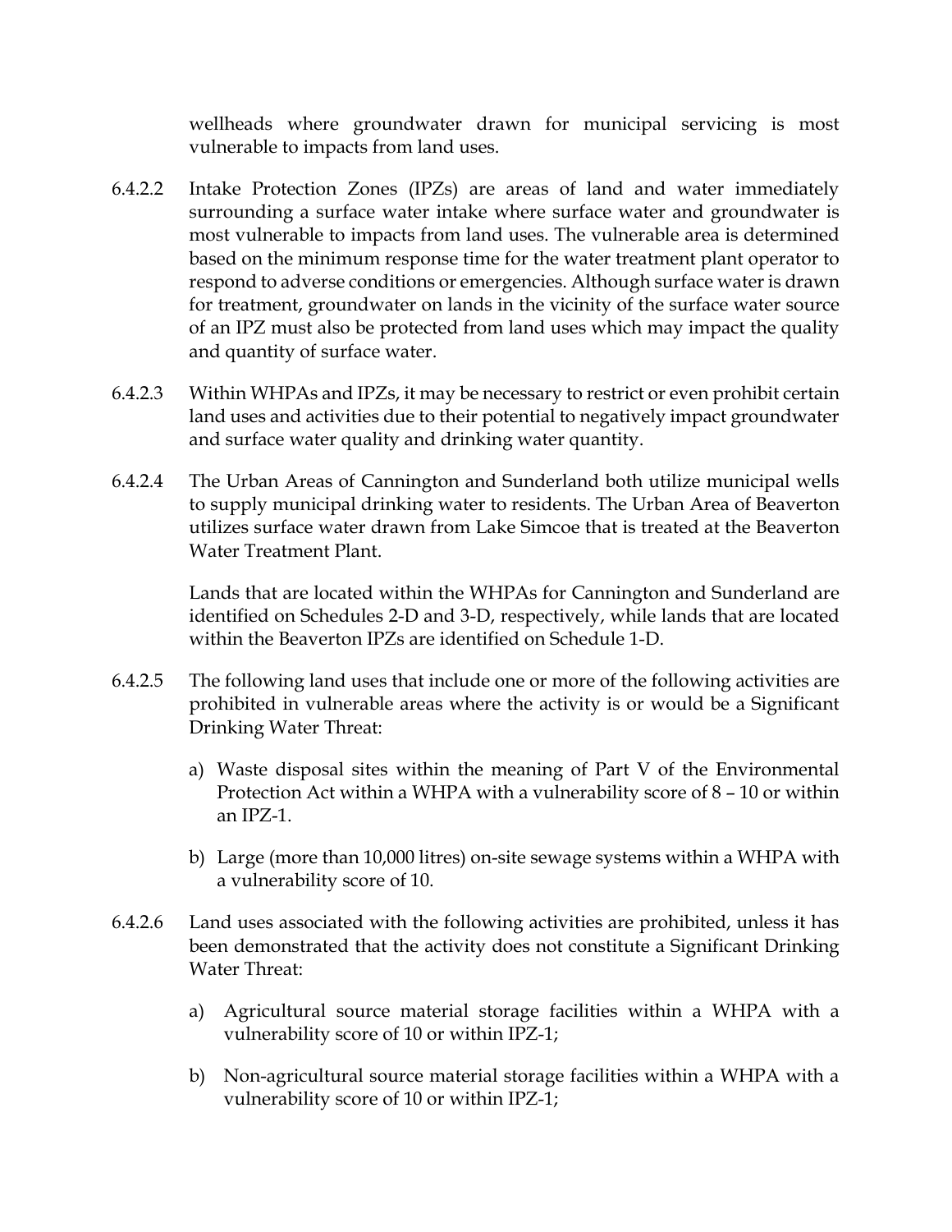wellheads where groundwater drawn for municipal servicing is most vulnerable to impacts from land uses.

6.4.2.2 Intake Protection Zones (IPZs) are areas of land and water immediately surrounding a surface water intake where surface water and groundwater is most vulnerable to impacts from land uses. The vulnerable area is determined based on the minimum response time for the water treatment plant operator to respond to adverse conditions or emergencies. Although surface water is drawn for treatment, groundwater on lands in the vicinity of the surface water source of an IPZ must also be protected from land uses which may impact the quality and quantity of surface water.

6.4.2.3 Within WHPAs and IPZs, it may be necessary to restrict or even prohibit certain land uses and activities due to their potential to negatively impact groundwater and surface water quality and drinking water quantity.

6.4.2.4 The Urban Areas of Cannington and Sunderland both utilize municipal wells to supply municipal drinking water to residents. The Urban Area of Beaverton utilizes surface water drawn from Lake Simcoe that is treated at the Beaverton Water Treatment Plant.

Lands that are located within the WHPAs for Cannington and Sunderland are identified on Schedules 2-D and 3-D, respectively, while lands that are located within the Beaverton IPZs are identified on Schedule 1-D.

6.4.2.5 The following land uses that include one or more of the following activities are prohibited in vulnerable areas where the activity is or would be a Significant Drinking Water Threat:

a) Waste disposal sites within the meaning of Part V of the Environmental Protection Act within a WHPA with a vulnerability score of 8 – 10 or within an IPZ-1.

b) Large (more than 10,000 litres) on-site sewage systems within a WHPA with a vulnerability score of 10.

6.4.2.6 Land uses associated with the following activities are prohibited, unless it has been demonstrated that the activity does not constitute a Significant Drinking Water Threat:

a) Agricultural source material storage facilities within a WHPA with a vulnerability score of 10 or within IPZ-1;

b) Non-agricultural source material storage facilities within a WHPA with a vulnerability score of 10 or within IPZ-1;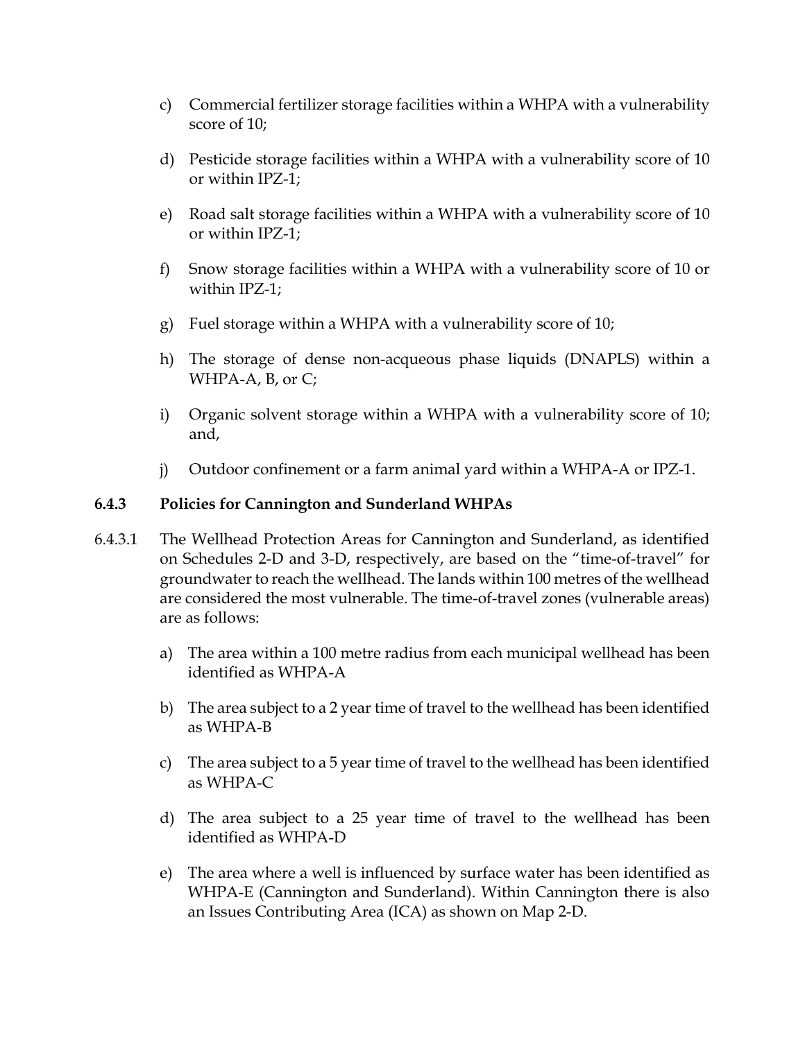c) Commercial fertilizer storage facilities within a WHPA with a vulnerability score of 10;

d) Pesticide storage facilities within a WHPA with a vulnerability score of 10 or within IPZ-1;

e) Road salt storage facilities within a WHPA with a vulnerability score of 10 or within IPZ-1;

f) Snow storage facilities within a WHPA with a vulnerability score of 10 or within IPZ-1;

g) Fuel storage within a WHPA with a vulnerability score of 10;

h) The storage of dense non-acqueous phase liquids (DNAPLS) within a WHPA-A, B, or C;

i) Organic solvent storage within a WHPA with a vulnerability score of 10; and,

j) Outdoor confinement or a farm animal yard within a WHPA-A or IPZ-1.

### 6.4.3 Policies for Cannington and Sunderland WHPAs

6.4.3.1 The Wellhead Protection Areas for Cannington and Sunderland, as identified on Schedules 2-D and 3-D, respectively, are based on the "time-of-travel" for groundwater to reach the wellhead. The lands within 100 metres of the wellhead are considered the most vulnerable. The time-of-travel zones (vulnerable areas) are as follows:

a) The area within a 100 metre radius from each municipal wellhead has been identified as WHPA-A

b) The area subject to a 2 year time of travel to the wellhead has been identified as WHPA-B

c) The area subject to a 5 year time of travel to the wellhead has been identified as WHPA-C

d) The area subject to a 25 year time of travel to the wellhead has been identified as WHPA-D

e) The area where a well is influenced by surface water has been identified as WHPA-E (Cannington and Sunderland). Within Cannington there is also an Issues Contributing Area (ICA) as shown on Map 2-D.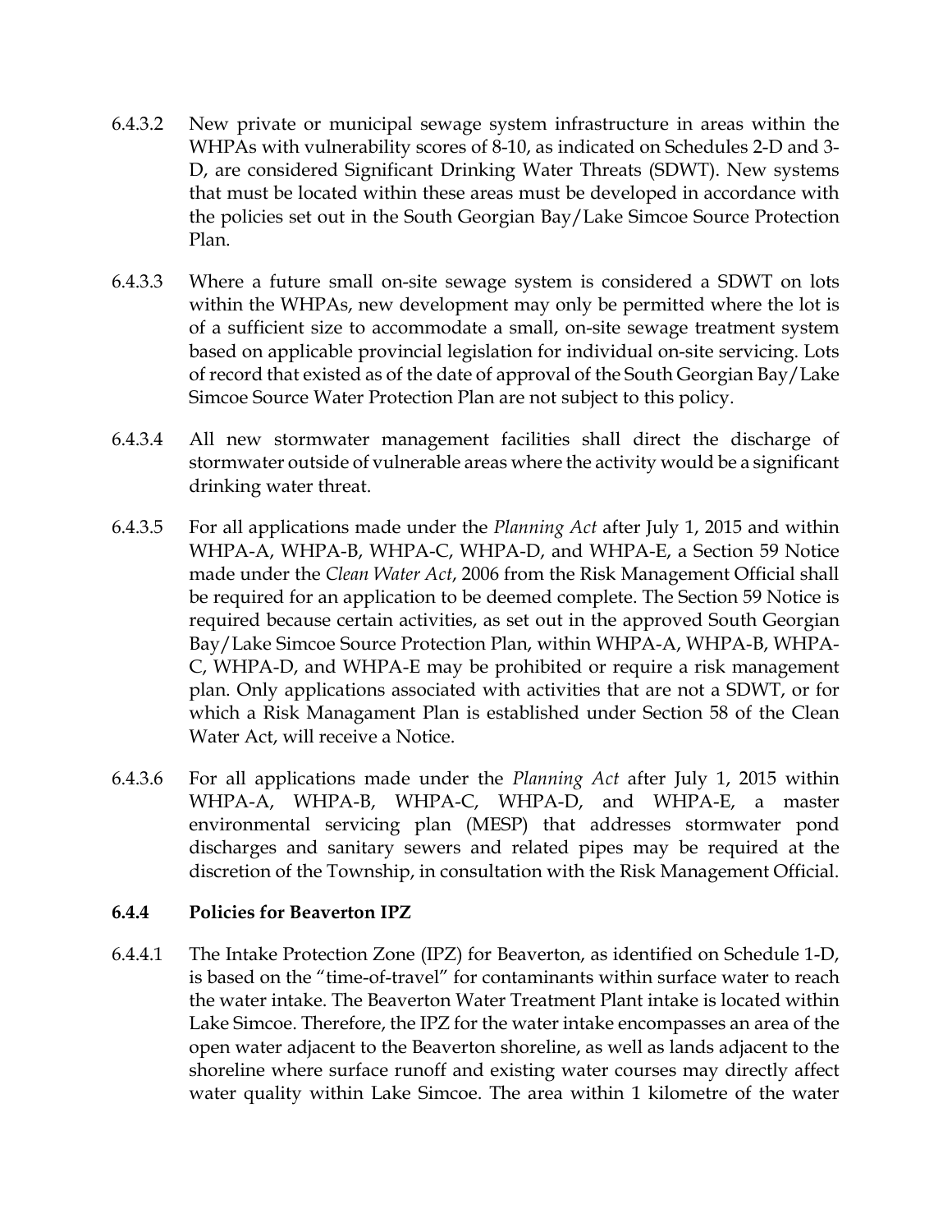6.4.3.2 New private or municipal sewage system infrastructure in areas within the WHPAs with vulnerability scores of 8-10, as indicated on Schedules 2-D and 3-D, are considered Significant Drinking Water Threats (SDWT). New systems that must be located within these areas must be developed in accordance with the policies set out in the South Georgian Bay/Lake Simcoe Source Protection Plan.

6.4.3.3 Where a future small on-site sewage system is considered a SDWT on lots within the WHPAs, new development may only be permitted where the lot is of a sufficient size to accommodate a small, on-site sewage treatment system based on applicable provincial legislation for individual on-site servicing. Lots of record that existed as of the date of approval of the South Georgian Bay/Lake Simcoe Source Water Protection Plan are not subject to this policy.

6.4.3.4 All new stormwater management facilities shall direct the discharge of stormwater outside of vulnerable areas where the activity would be a significant drinking water threat.

6.4.3.5 For all applications made under the *Planning Act* after July 1, 2015 and within WHPA-A, WHPA-B, WHPA-C, WHPA-D, and WHPA-E, a Section 59 Notice made under the *Clean Water Act*, 2006 from the Risk Management Official shall be required for an application to be deemed complete. The Section 59 Notice is required because certain activities, as set out in the approved South Georgian Bay/Lake Simcoe Source Protection Plan, within WHPA-A, WHPA-B, WHPA-C, WHPA-D, and WHPA-E may be prohibited or require a risk management plan. Only applications associated with activities that are not a SDWT, or for which a Risk Managament Plan is established under Section 58 of the Clean Water Act, will receive a Notice.

6.4.3.6 For all applications made under the *Planning Act* after July 1, 2015 within WHPA-A, WHPA-B, WHPA-C, WHPA-D, and WHPA-E, a master environmental servicing plan (MESP) that addresses stormwater pond discharges and sanitary sewers and related pipes may be required at the discretion of the Township, in consultation with the Risk Management Official.

### 6.4.4 Policies for Beaverton IPZ

6.4.4.1 The Intake Protection Zone (IPZ) for Beaverton, as identified on Schedule 1-D, is based on the "time-of-travel" for contaminants within surface water to reach the water intake. The Beaverton Water Treatment Plant intake is located within Lake Simcoe. Therefore, the IPZ for the water intake encompasses an area of the open water adjacent to the Beaverton shoreline, as well as lands adjacent to the shoreline where surface runoff and existing water courses may directly affect water quality within Lake Simcoe. The area within 1 kilometre of the water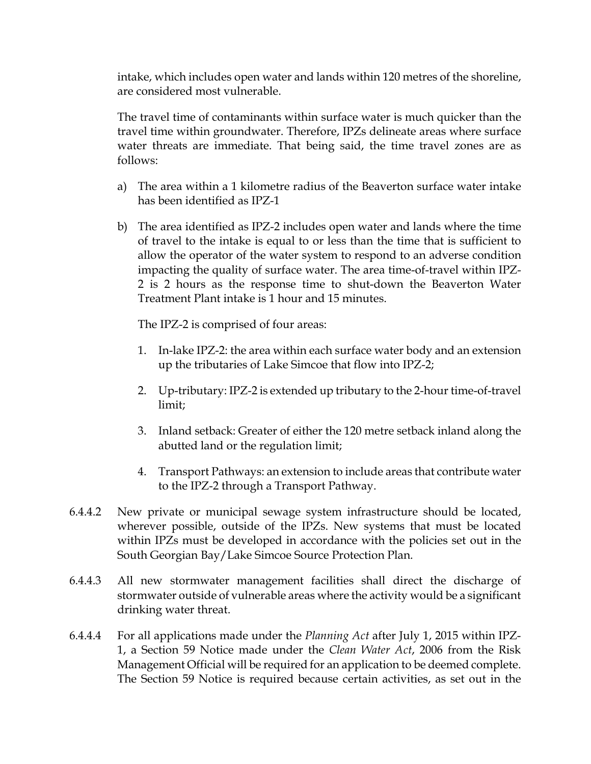intake, which includes open water and lands within 120 metres of the shoreline, are considered most vulnerable.

The travel time of contaminants within surface water is much quicker than the travel time within groundwater. Therefore, IPZs delineate areas where surface water threats are immediate. That being said, the time travel zones are as follows:

a) The area within a 1 kilometre radius of the Beaverton surface water intake has been identified as IPZ-1

b) The area identified as IPZ-2 includes open water and lands where the time of travel to the intake is equal to or less than the time that is sufficient to allow the operator of the water system to respond to an adverse condition impacting the quality of surface water. The area time-of-travel within IPZ-2 is 2 hours as the response time to shut-down the Beaverton Water Treatment Plant intake is 1 hour and 15 minutes.

   The IPZ-2 is comprised of four areas:

   1. In-lake IPZ-2: the area within each surface water body and an extension up the tributaries of Lake Simcoe that flow into IPZ-2;

   2. Up-tributary: IPZ-2 is extended up tributary to the 2-hour time-of-travel limit;

   3. Inland setback: Greater of either the 120 metre setback inland along the abutted land or the regulation limit;

   4. Transport Pathways: an extension to include areas that contribute water to the IPZ-2 through a Transport Pathway.

6.4.4.2 New private or municipal sewage system infrastructure should be located, wherever possible, outside of the IPZs. New systems that must be located within IPZs must be developed in accordance with the policies set out in the South Georgian Bay/Lake Simcoe Source Protection Plan.

6.4.4.3 All new stormwater management facilities shall direct the discharge of stormwater outside of vulnerable areas where the activity would be a significant drinking water threat.

6.4.4.4 For all applications made under the *Planning Act* after July 1, 2015 within IPZ-1, a Section 59 Notice made under the *Clean Water Act*, 2006 from the Risk Management Official will be required for an application to be deemed complete. The Section 59 Notice is required because certain activities, as set out in the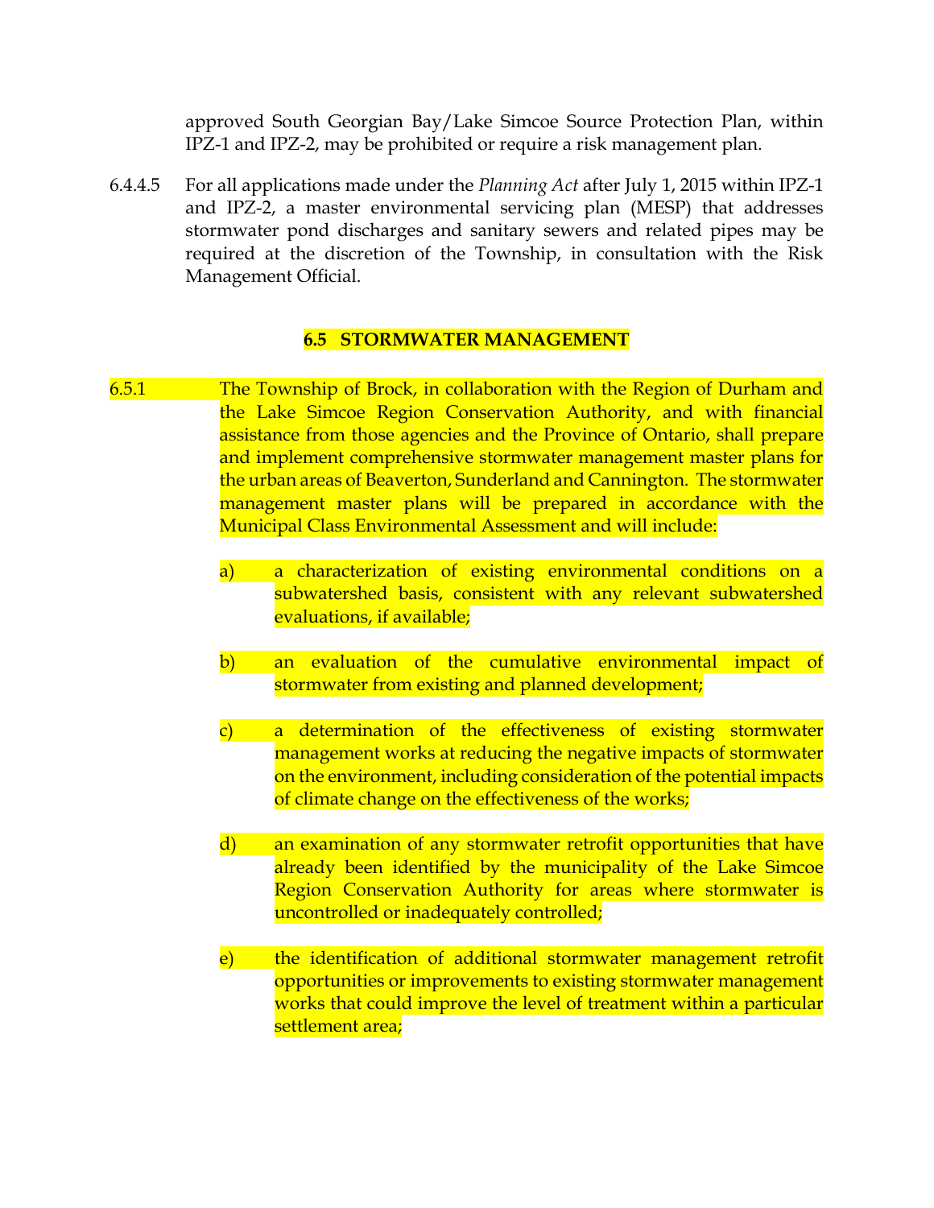approved South Georgian Bay/Lake Simcoe Source Protection Plan, within IPZ-1 and IPZ-2, may be prohibited or require a risk management plan.

6.4.4.5 For all applications made under the *Planning Act* after July 1, 2015 within IPZ-1 and IPZ-2, a master environmental servicing plan (MESP) that addresses stormwater pond discharges and sanitary sewers and related pipes may be required at the discretion of the Township, in consultation with the Risk Management Official.

## 6.5 STORMWATER MANAGEMENT

6.5.1 The Township of Brock, in collaboration with the Region of Durham and the Lake Simcoe Region Conservation Authority, and with financial assistance from those agencies and the Province of Ontario, shall prepare and implement comprehensive stormwater management master plans for the urban areas of Beaverton, Sunderland and Cannington. The stormwater management master plans will be prepared in accordance with the Municipal Class Environmental Assessment and will include:

a) a characterization of existing environmental conditions on a subwatershed basis, consistent with any relevant subwatershed evaluations, if available;

b) an evaluation of the cumulative environmental impact of stormwater from existing and planned development;

c) a determination of the effectiveness of existing stormwater management works at reducing the negative impacts of stormwater on the environment, including consideration of the potential impacts of climate change on the effectiveness of the works;

d) an examination of any stormwater retrofit opportunities that have already been identified by the municipality of the Lake Simcoe Region Conservation Authority for areas where stormwater is uncontrolled or inadequately controlled;

e) the identification of additional stormwater management retrofit opportunities or improvements to existing stormwater management works that could improve the level of treatment within a particular settlement area;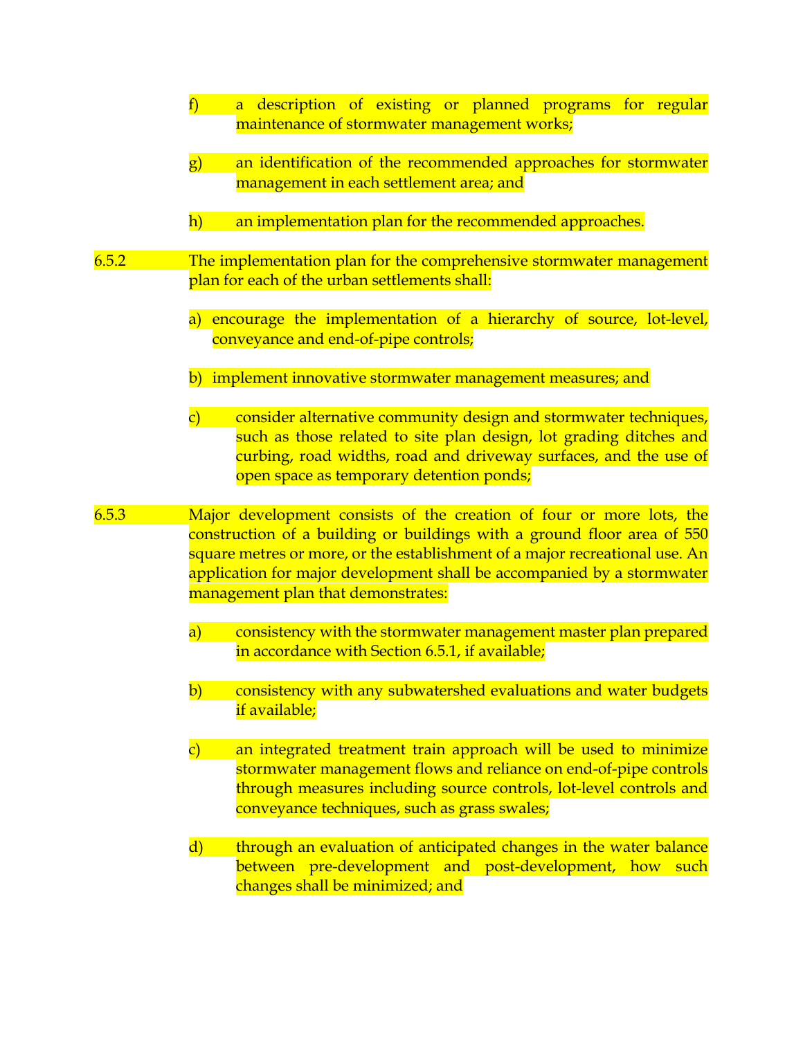f) a description of existing or planned programs for regular maintenance of stormwater management works;

g) an identification of the recommended approaches for stormwater management in each settlement area; and

h) an implementation plan for the recommended approaches.

6.5.2 The implementation plan for the comprehensive stormwater management plan for each of the urban settlements shall:

a) encourage the implementation of a hierarchy of source, lot-level, conveyance and end-of-pipe controls;

b) implement innovative stormwater management measures; and

c) consider alternative community design and stormwater techniques, such as those related to site plan design, lot grading ditches and curbing, road widths, road and driveway surfaces, and the use of open space as temporary detention ponds;

6.5.3 Major development consists of the creation of four or more lots, the construction of a building or buildings with a ground floor area of 550 square metres or more, or the establishment of a major recreational use. An application for major development shall be accompanied by a stormwater management plan that demonstrates:

a) consistency with the stormwater management master plan prepared in accordance with Section 6.5.1, if available;

b) consistency with any subwatershed evaluations and water budgets if available;

c) an integrated treatment train approach will be used to minimize stormwater management flows and reliance on end-of-pipe controls through measures including source controls, lot-level controls and conveyance techniques, such as grass swales;

d) through an evaluation of anticipated changes in the water balance between pre-development and post-development, how such changes shall be minimized; and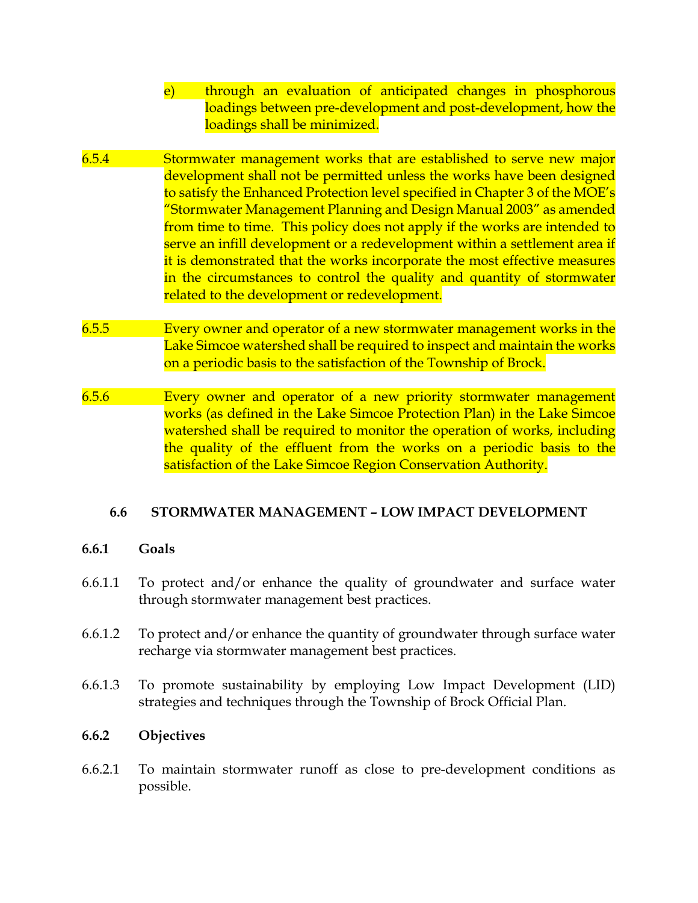e) through an evaluation of anticipated changes in phosphorous loadings between pre-development and post-development, how the loadings shall be minimized.

6.5.4 Stormwater management works that are established to serve new major development shall not be permitted unless the works have been designed to satisfy the Enhanced Protection level specified in Chapter 3 of the MOE's "Stormwater Management Planning and Design Manual 2003" as amended from time to time. This policy does not apply if the works are intended to serve an infill development or a redevelopment within a settlement area if it is demonstrated that the works incorporate the most effective measures in the circumstances to control the quality and quantity of stormwater related to the development or redevelopment.

6.5.5 Every owner and operator of a new stormwater management works in the Lake Simcoe watershed shall be required to inspect and maintain the works on a periodic basis to the satisfaction of the Township of Brock.

6.5.6 Every owner and operator of a new priority stormwater management works (as defined in the Lake Simcoe Protection Plan) in the Lake Simcoe watershed shall be required to monitor the operation of works, including the quality of the effluent from the works on a periodic basis to the satisfaction of the Lake Simcoe Region Conservation Authority.

## 6.6 STORMWATER MANAGEMENT – LOW IMPACT DEVELOPMENT

### 6.6.1 Goals

6.6.1.1 To protect and/or enhance the quality of groundwater and surface water through stormwater management best practices.

6.6.1.2 To protect and/or enhance the quantity of groundwater through surface water recharge via stormwater management best practices.

6.6.1.3 To promote sustainability by employing Low Impact Development (LID) strategies and techniques through the Township of Brock Official Plan.

### 6.6.2 Objectives

6.6.2.1 To maintain stormwater runoff as close to pre-development conditions as possible.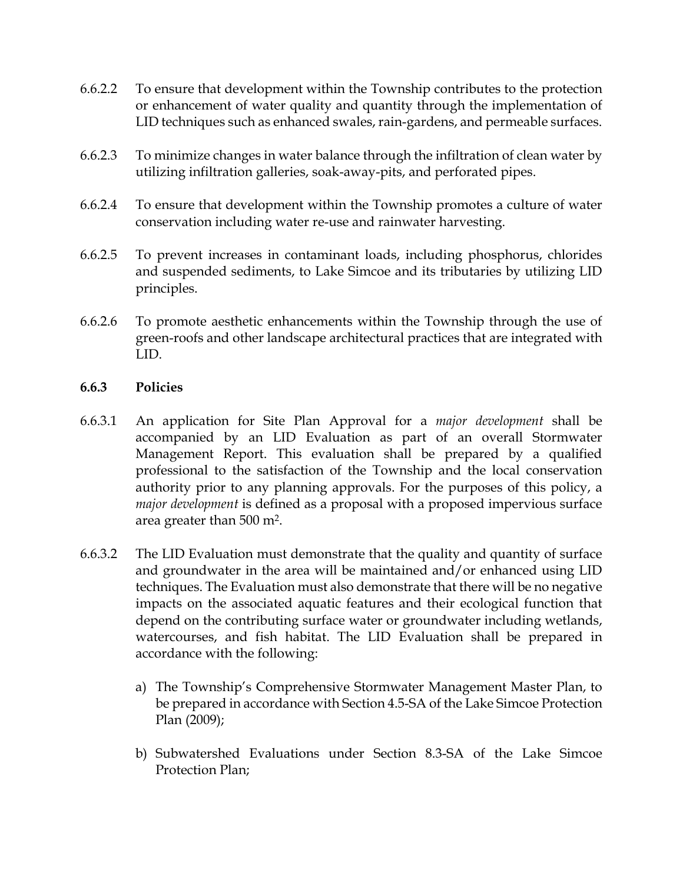6.6.2.2 To ensure that development within the Township contributes to the protection or enhancement of water quality and quantity through the implementation of LID techniques such as enhanced swales, rain-gardens, and permeable surfaces.

6.6.2.3 To minimize changes in water balance through the infiltration of clean water by utilizing infiltration galleries, soak-away-pits, and perforated pipes.

6.6.2.4 To ensure that development within the Township promotes a culture of water conservation including water re-use and rainwater harvesting.

6.6.2.5 To prevent increases in contaminant loads, including phosphorus, chlorides and suspended sediments, to Lake Simcoe and its tributaries by utilizing LID principles.

6.6.2.6 To promote aesthetic enhancements within the Township through the use of green-roofs and other landscape architectural practices that are integrated with LID.

### 6.6.3 Policies

6.6.3.1 An application for Site Plan Approval for a *major development* shall be accompanied by an LID Evaluation as part of an overall Stormwater Management Report. This evaluation shall be prepared by a qualified professional to the satisfaction of the Township and the local conservation authority prior to any planning approvals. For the purposes of this policy, a *major development* is defined as a proposal with a proposed impervious surface area greater than 500 m$^2$.

6.6.3.2 The LID Evaluation must demonstrate that the quality and quantity of surface and groundwater in the area will be maintained and/or enhanced using LID techniques. The Evaluation must also demonstrate that there will be no negative impacts on the associated aquatic features and their ecological function that depend on the contributing surface water or groundwater including wetlands, watercourses, and fish habitat. The LID Evaluation shall be prepared in accordance with the following:

a) The Township's Comprehensive Stormwater Management Master Plan, to be prepared in accordance with Section 4.5-SA of the Lake Simcoe Protection Plan (2009);

b) Subwatershed Evaluations under Section 8.3-SA of the Lake Simcoe Protection Plan;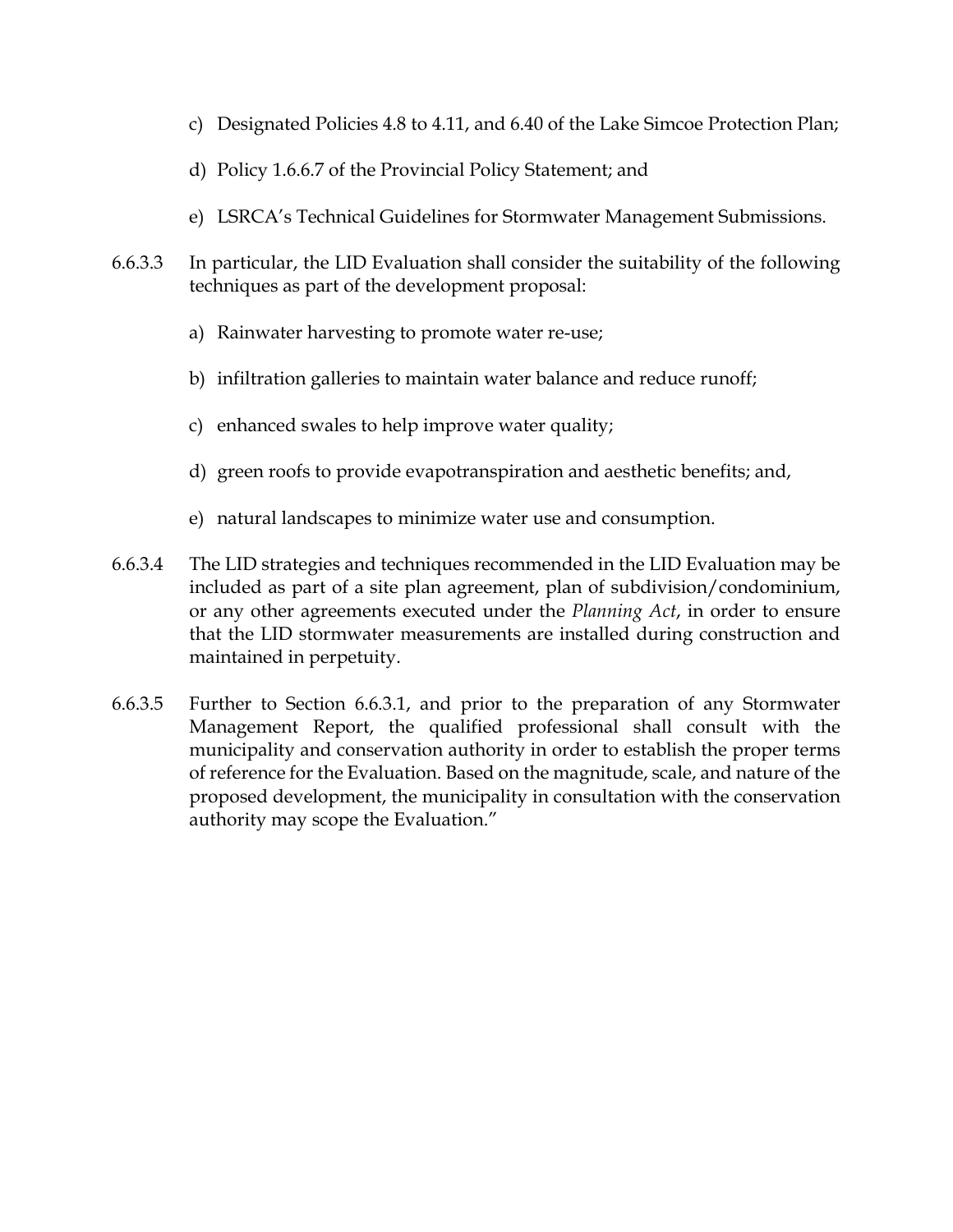c) Designated Policies 4.8 to 4.11, and 6.40 of the Lake Simcoe Protection Plan;

d) Policy 1.6.6.7 of the Provincial Policy Statement; and

e) LSRCA's Technical Guidelines for Stormwater Management Submissions.

6.6.3.3 In particular, the LID Evaluation shall consider the suitability of the following techniques as part of the development proposal:

a) Rainwater harvesting to promote water re-use;

b) infiltration galleries to maintain water balance and reduce runoff;

c) enhanced swales to help improve water quality;

d) green roofs to provide evapotranspiration and aesthetic benefits; and,

e) natural landscapes to minimize water use and consumption.

6.6.3.4 The LID strategies and techniques recommended in the LID Evaluation may be included as part of a site plan agreement, plan of subdivision/condominium, or any other agreements executed under the *Planning Act*, in order to ensure that the LID stormwater measurements are installed during construction and maintained in perpetuity.

6.6.3.5 Further to Section 6.6.3.1, and prior to the preparation of any Stormwater Management Report, the qualified professional shall consult with the municipality and conservation authority in order to establish the proper terms of reference for the Evaluation. Based on the magnitude, scale, and nature of the proposed development, the municipality in consultation with the conservation authority may scope the Evaluation."